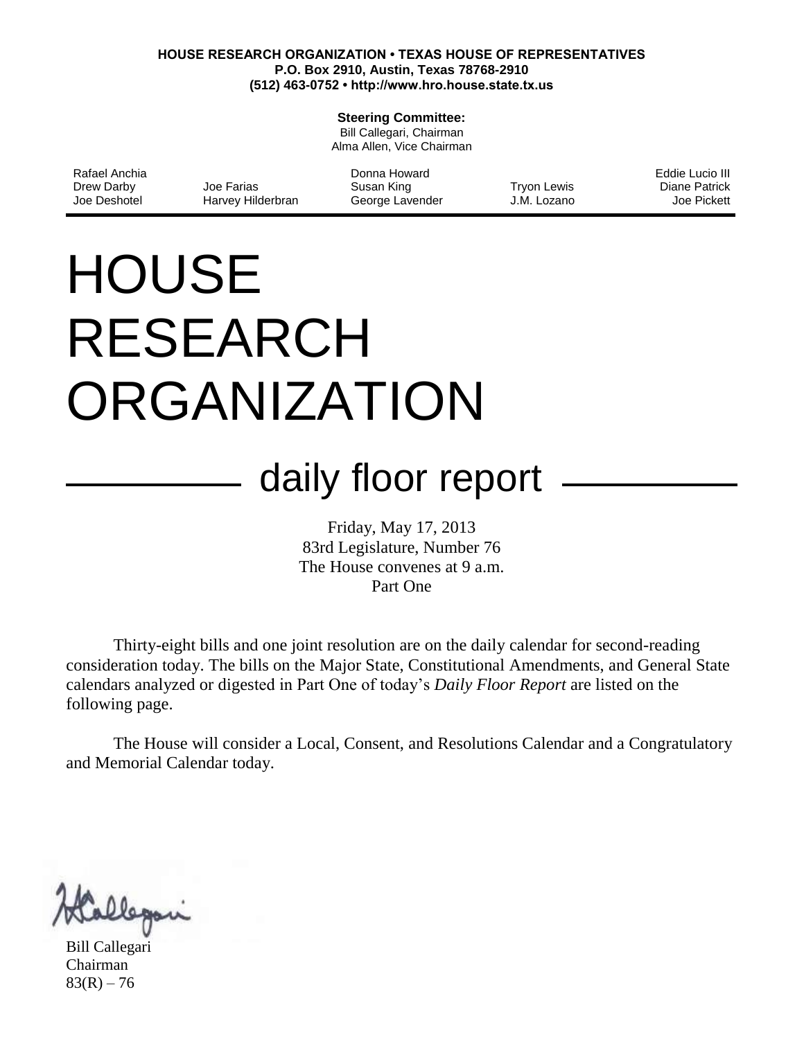**HOUSE RESEARCH ORGANIZATION • TEXAS HOUSE OF REPRESENTATIVES**
**P.O. Box 2910, Austin, Texas 78768-2910**
**(512) 463-0752 • http://www.hro.house.state.tx.us**

**Steering Committee:**
Bill Callegari, Chairman
Alma Allen, Vice Chairman

| | | | | |
|---|---|---|---|---|
| Rafael Anchia | | Donna Howard | | Eddie Lucio III |
| Drew Darby | Joe Farias | Susan King | Tryon Lewis | Diane Patrick |
| Joe Deshotel | Harvey Hilderbran | George Lavender | J.M. Lozano | Joe Pickett |

# HOUSE RESEARCH ORGANIZATION

## daily floor report

Friday, May 17, 2013
83rd Legislature, Number 76
The House convenes at 9 a.m.
Part One

Thirty-eight bills and one joint resolution are on the daily calendar for second-reading consideration today. The bills on the Major State, Constitutional Amendments, and General State calendars analyzed or digested in Part One of today's *Daily Floor Report* are listed on the following page.

The House will consider a Local, Consent, and Resolutions Calendar and a Congratulatory and Memorial Calendar today.

Bill Callegari
Chairman
83(R) – 76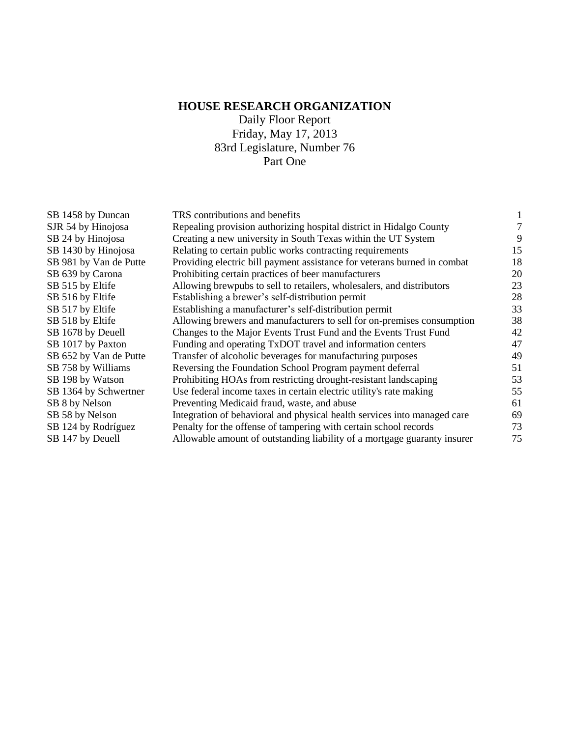# HOUSE RESEARCH ORGANIZATION

Daily Floor Report
Friday, May 17, 2013
83rd Legislature, Number 76
Part One

| | | |
|---|---|---|
| SB 1458 by Duncan | TRS contributions and benefits | 1 |
| SJR 54 by Hinojosa | Repealing provision authorizing hospital district in Hidalgo County | 7 |
| SB 24 by Hinojosa | Creating a new university in South Texas within the UT System | 9 |
| SB 1430 by Hinojosa | Relating to certain public works contracting requirements | 15 |
| SB 981 by Van de Putte | Providing electric bill payment assistance for veterans burned in combat | 18 |
| SB 639 by Carona | Prohibiting certain practices of beer manufacturers | 20 |
| SB 515 by Eltife | Allowing brewpubs to sell to retailers, wholesalers, and distributors | 23 |
| SB 516 by Eltife | Establishing a brewer's self-distribution permit | 28 |
| SB 517 by Eltife | Establishing a manufacturer's self-distribution permit | 33 |
| SB 518 by Eltife | Allowing brewers and manufacturers to sell for on-premises consumption | 38 |
| SB 1678 by Deuell | Changes to the Major Events Trust Fund and the Events Trust Fund | 42 |
| SB 1017 by Paxton | Funding and operating TxDOT travel and information centers | 47 |
| SB 652 by Van de Putte | Transfer of alcoholic beverages for manufacturing purposes | 49 |
| SB 758 by Williams | Reversing the Foundation School Program payment deferral | 51 |
| SB 198 by Watson | Prohibiting HOAs from restricting drought-resistant landscaping | 53 |
| SB 1364 by Schwertner | Use federal income taxes in certain electric utility's rate making | 55 |
| SB 8 by Nelson | Preventing Medicaid fraud, waste, and abuse | 61 |
| SB 58 by Nelson | Integration of behavioral and physical health services into managed care | 69 |
| SB 124 by Rodríguez | Penalty for the offense of tampering with certain school records | 73 |
| SB 147 by Deuell | Allowable amount of outstanding liability of a mortgage guaranty insurer | 75 |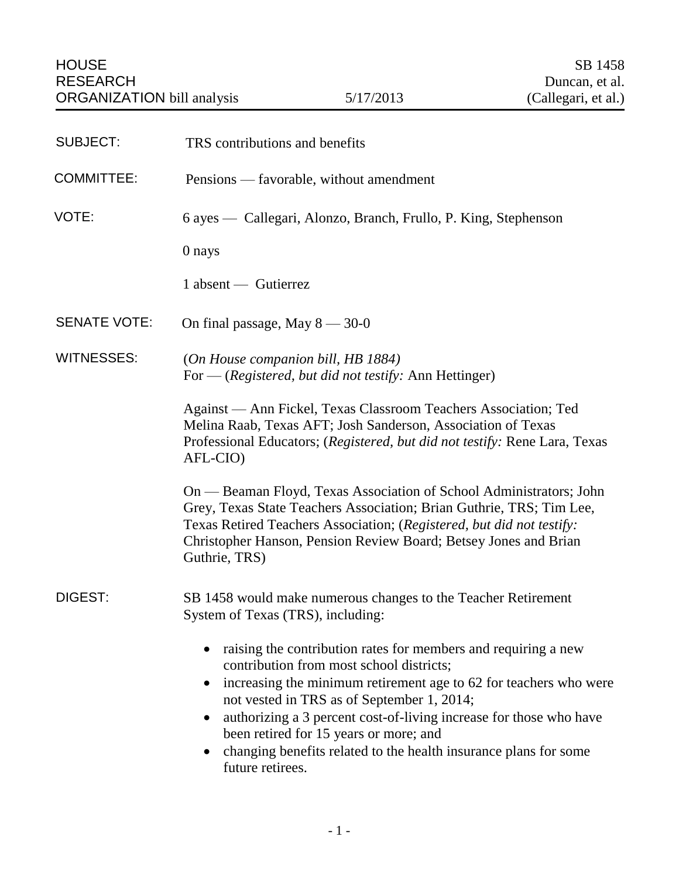HOUSE RESEARCH ORGANIZATION bill analysis — 5/17/2013

SB 1458
Duncan, et al.
(Callegari, et al.)

**SUBJECT:** TRS contributions and benefits

**COMMITTEE:** Pensions — favorable, without amendment

**VOTE:** 6 ayes — Callegari, Alonzo, Branch, Frullo, P. King, Stephenson

0 nays

1 absent — Gutierrez

**SENATE VOTE:** On final passage, May 8 — 30-0

**WITNESSES:** (*On House companion bill, HB 1884*)
For — (*Registered, but did not testify:* Ann Hettinger)

Against — Ann Fickel, Texas Classroom Teachers Association; Ted Melina Raab, Texas AFT; Josh Sanderson, Association of Texas Professional Educators; (*Registered, but did not testify:* Rene Lara, Texas AFL-CIO)

On — Beaman Floyd, Texas Association of School Administrators; John Grey, Texas State Teachers Association; Brian Guthrie, TRS; Tim Lee, Texas Retired Teachers Association; (*Registered, but did not testify:* Christopher Hanson, Pension Review Board; Betsey Jones and Brian Guthrie, TRS)

**DIGEST:** SB 1458 would make numerous changes to the Teacher Retirement System of Texas (TRS), including:

- raising the contribution rates for members and requiring a new contribution from most school districts;
- increasing the minimum retirement age to 62 for teachers who were not vested in TRS as of September 1, 2014;
- authorizing a 3 percent cost-of-living increase for those who have been retired for 15 years or more; and
- changing benefits related to the health insurance plans for some future retirees.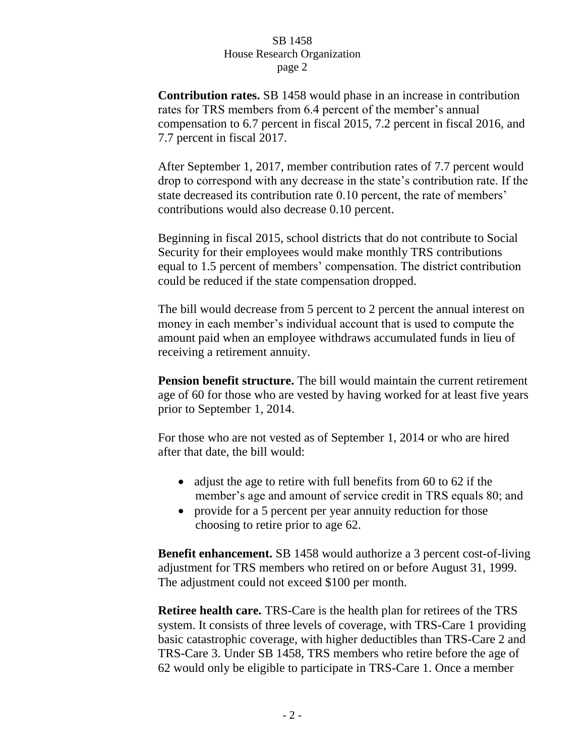**Contribution rates.** SB 1458 would phase in an increase in contribution rates for TRS members from 6.4 percent of the member's annual compensation to 6.7 percent in fiscal 2015, 7.2 percent in fiscal 2016, and 7.7 percent in fiscal 2017.

After September 1, 2017, member contribution rates of 7.7 percent would drop to correspond with any decrease in the state's contribution rate. If the state decreased its contribution rate 0.10 percent, the rate of members' contributions would also decrease 0.10 percent.

Beginning in fiscal 2015, school districts that do not contribute to Social Security for their employees would make monthly TRS contributions equal to 1.5 percent of members' compensation. The district contribution could be reduced if the state compensation dropped.

The bill would decrease from 5 percent to 2 percent the annual interest on money in each member's individual account that is used to compute the amount paid when an employee withdraws accumulated funds in lieu of receiving a retirement annuity.

**Pension benefit structure.** The bill would maintain the current retirement age of 60 for those who are vested by having worked for at least five years prior to September 1, 2014.

For those who are not vested as of September 1, 2014 or who are hired after that date, the bill would:

- adjust the age to retire with full benefits from 60 to 62 if the member's age and amount of service credit in TRS equals 80; and
- provide for a 5 percent per year annuity reduction for those choosing to retire prior to age 62.

**Benefit enhancement.** SB 1458 would authorize a 3 percent cost-of-living adjustment for TRS members who retired on or before August 31, 1999. The adjustment could not exceed $100 per month.

**Retiree health care.** TRS-Care is the health plan for retirees of the TRS system. It consists of three levels of coverage, with TRS-Care 1 providing basic catastrophic coverage, with higher deductibles than TRS-Care 2 and TRS-Care 3. Under SB 1458, TRS members who retire before the age of 62 would only be eligible to participate in TRS-Care 1. Once a member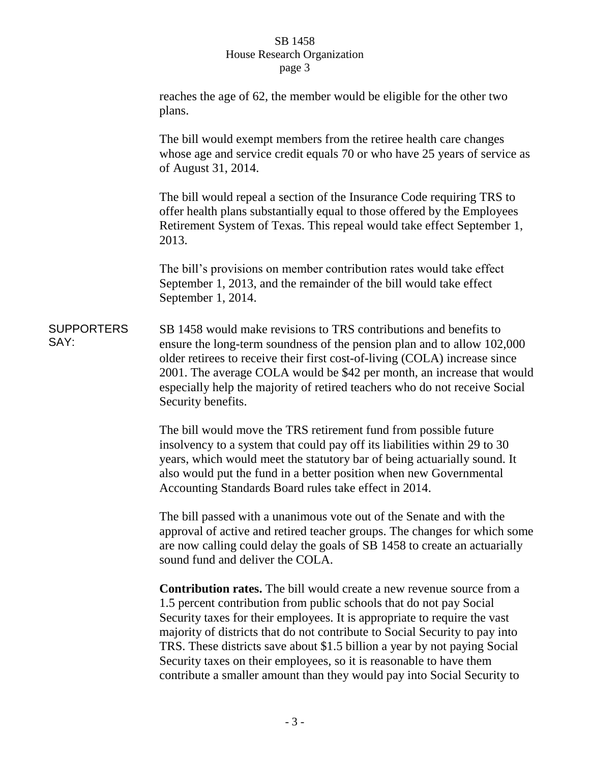reaches the age of 62, the member would be eligible for the other two plans.

The bill would exempt members from the retiree health care changes whose age and service credit equals 70 or who have 25 years of service as of August 31, 2014.

The bill would repeal a section of the Insurance Code requiring TRS to offer health plans substantially equal to those offered by the Employees Retirement System of Texas. This repeal would take effect September 1, 2013.

The bill's provisions on member contribution rates would take effect September 1, 2013, and the remainder of the bill would take effect September 1, 2014.

SUPPORTERS SAY:

SB 1458 would make revisions to TRS contributions and benefits to ensure the long-term soundness of the pension plan and to allow 102,000 older retirees to receive their first cost-of-living (COLA) increase since 2001. The average COLA would be $42 per month, an increase that would especially help the majority of retired teachers who do not receive Social Security benefits.

The bill would move the TRS retirement fund from possible future insolvency to a system that could pay off its liabilities within 29 to 30 years, which would meet the statutory bar of being actuarially sound. It also would put the fund in a better position when new Governmental Accounting Standards Board rules take effect in 2014.

The bill passed with a unanimous vote out of the Senate and with the approval of active and retired teacher groups. The changes for which some are now calling could delay the goals of SB 1458 to create an actuarially sound fund and deliver the COLA.

**Contribution rates.** The bill would create a new revenue source from a 1.5 percent contribution from public schools that do not pay Social Security taxes for their employees. It is appropriate to require the vast majority of districts that do not contribute to Social Security to pay into TRS. These districts save about $1.5 billion a year by not paying Social Security taxes on their employees, so it is reasonable to have them contribute a smaller amount than they would pay into Social Security to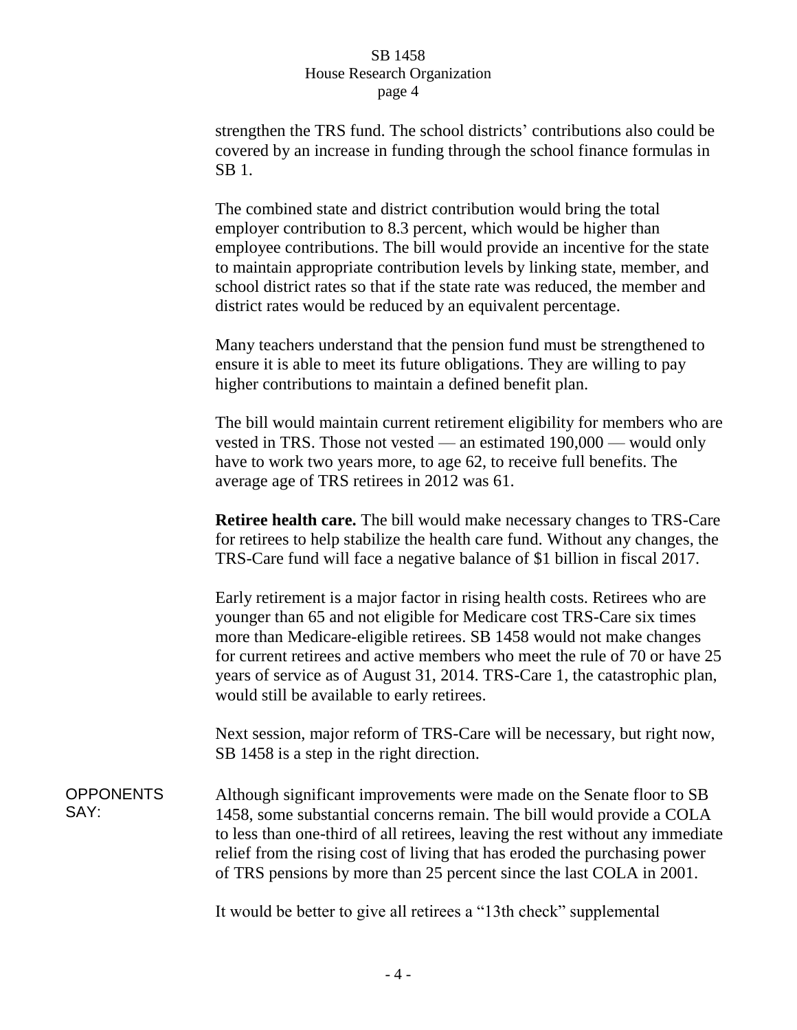strengthen the TRS fund. The school districts' contributions also could be covered by an increase in funding through the school finance formulas in SB 1.

The combined state and district contribution would bring the total employer contribution to 8.3 percent, which would be higher than employee contributions. The bill would provide an incentive for the state to maintain appropriate contribution levels by linking state, member, and school district rates so that if the state rate was reduced, the member and district rates would be reduced by an equivalent percentage.

Many teachers understand that the pension fund must be strengthened to ensure it is able to meet its future obligations. They are willing to pay higher contributions to maintain a defined benefit plan.

The bill would maintain current retirement eligibility for members who are vested in TRS. Those not vested — an estimated 190,000 — would only have to work two years more, to age 62, to receive full benefits. The average age of TRS retirees in 2012 was 61.

**Retiree health care.** The bill would make necessary changes to TRS-Care for retirees to help stabilize the health care fund. Without any changes, the TRS-Care fund will face a negative balance of $1 billion in fiscal 2017.

Early retirement is a major factor in rising health costs. Retirees who are younger than 65 and not eligible for Medicare cost TRS-Care six times more than Medicare-eligible retirees. SB 1458 would not make changes for current retirees and active members who meet the rule of 70 or have 25 years of service as of August 31, 2014. TRS-Care 1, the catastrophic plan, would still be available to early retirees.

Next session, major reform of TRS-Care will be necessary, but right now, SB 1458 is a step in the right direction.

OPPONENTS SAY:

Although significant improvements were made on the Senate floor to SB 1458, some substantial concerns remain. The bill would provide a COLA to less than one-third of all retirees, leaving the rest without any immediate relief from the rising cost of living that has eroded the purchasing power of TRS pensions by more than 25 percent since the last COLA in 2001.

It would be better to give all retirees a "13th check" supplemental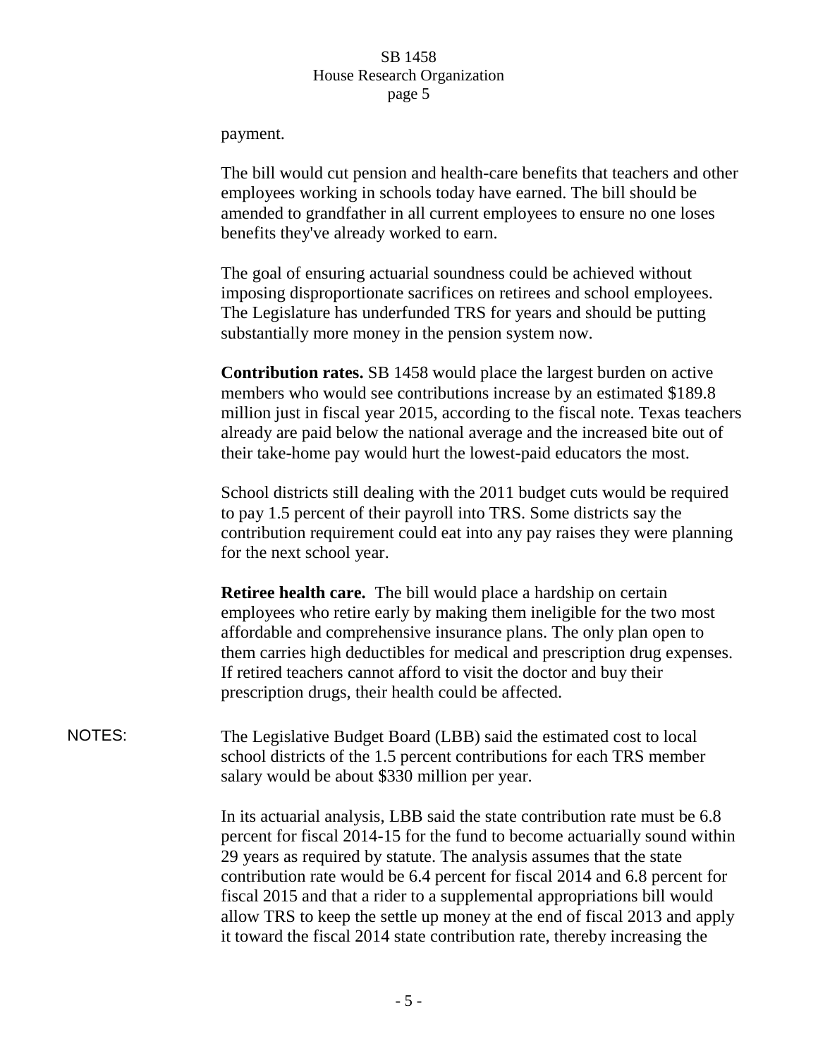payment.

The bill would cut pension and health-care benefits that teachers and other employees working in schools today have earned. The bill should be amended to grandfather in all current employees to ensure no one loses benefits they've already worked to earn.

The goal of ensuring actuarial soundness could be achieved without imposing disproportionate sacrifices on retirees and school employees. The Legislature has underfunded TRS for years and should be putting substantially more money in the pension system now.

**Contribution rates.** SB 1458 would place the largest burden on active members who would see contributions increase by an estimated $189.8 million just in fiscal year 2015, according to the fiscal note. Texas teachers already are paid below the national average and the increased bite out of their take-home pay would hurt the lowest-paid educators the most.

School districts still dealing with the 2011 budget cuts would be required to pay 1.5 percent of their payroll into TRS. Some districts say the contribution requirement could eat into any pay raises they were planning for the next school year.

**Retiree health care.** The bill would place a hardship on certain employees who retire early by making them ineligible for the two most affordable and comprehensive insurance plans. The only plan open to them carries high deductibles for medical and prescription drug expenses. If retired teachers cannot afford to visit the doctor and buy their prescription drugs, their health could be affected.

NOTES: The Legislative Budget Board (LBB) said the estimated cost to local school districts of the 1.5 percent contributions for each TRS member salary would be about $330 million per year.

In its actuarial analysis, LBB said the state contribution rate must be 6.8 percent for fiscal 2014-15 for the fund to become actuarially sound within 29 years as required by statute. The analysis assumes that the state contribution rate would be 6.4 percent for fiscal 2014 and 6.8 percent for fiscal 2015 and that a rider to a supplemental appropriations bill would allow TRS to keep the settle up money at the end of fiscal 2013 and apply it toward the fiscal 2014 state contribution rate, thereby increasing the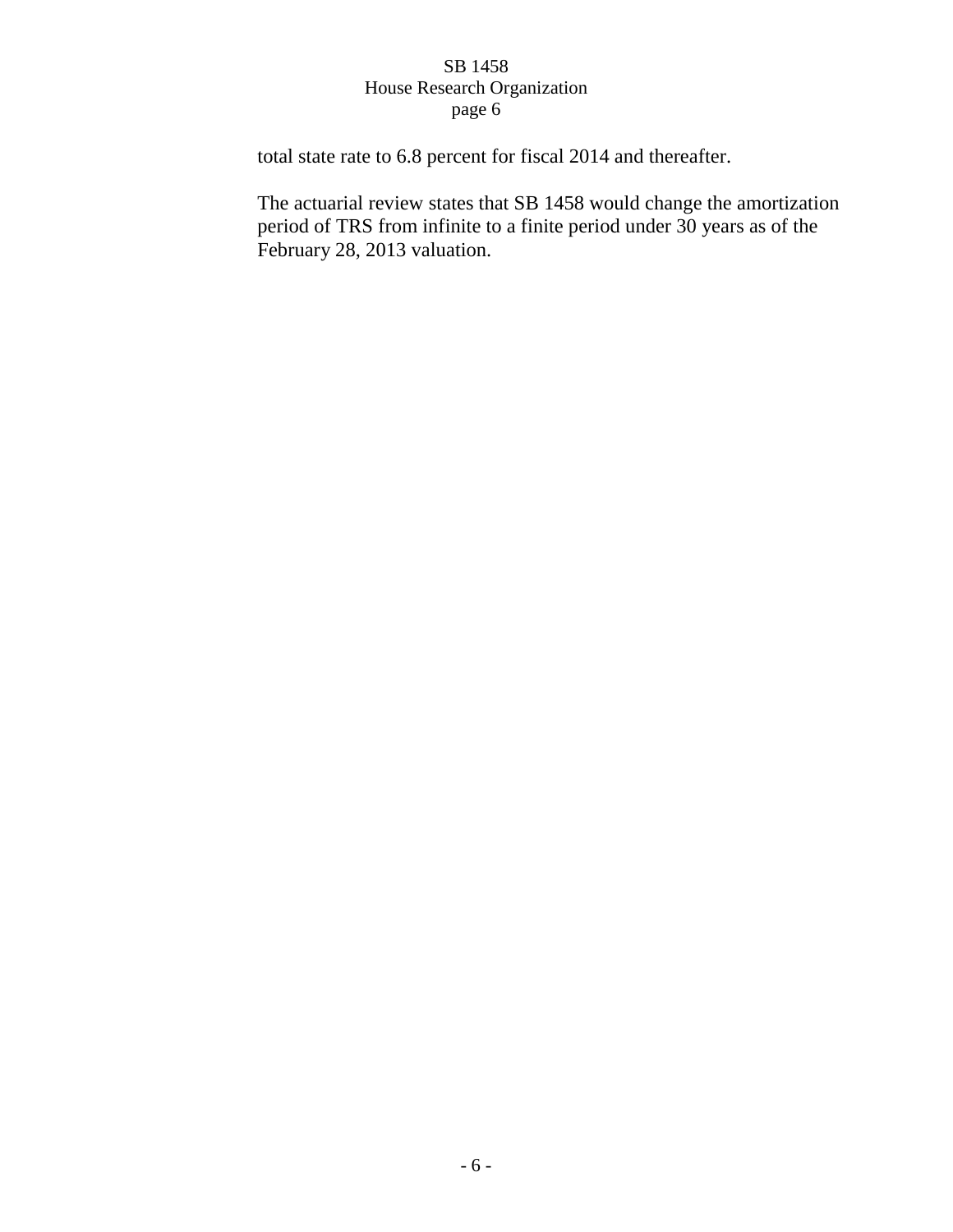total state rate to 6.8 percent for fiscal 2014 and thereafter.

The actuarial review states that SB 1458 would change the amortization period of TRS from infinite to a finite period under 30 years as of the February 28, 2013 valuation.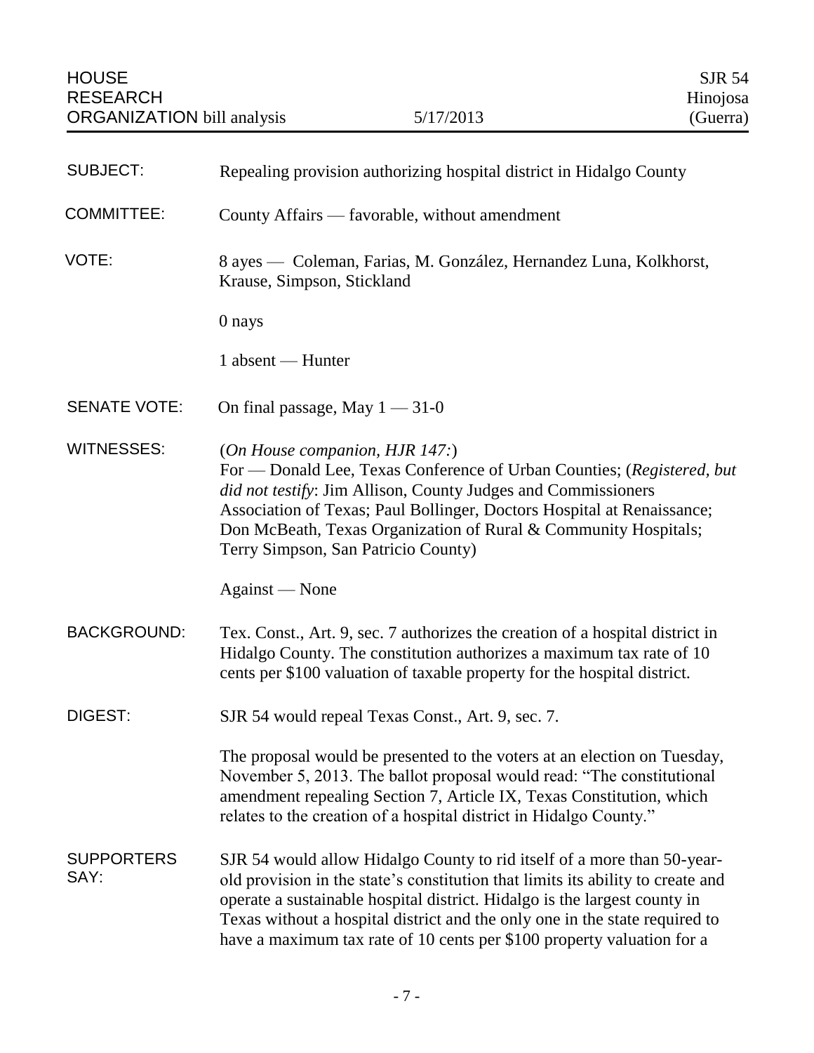| HOUSE RESEARCH ORGANIZATION bill analysis | 5/17/2013 | SJR 54 Hinojosa (Guerra) |
|---|---|---|

**SUBJECT:** Repealing provision authorizing hospital district in Hidalgo County

**COMMITTEE:** County Affairs — favorable, without amendment

**VOTE:** 8 ayes — Coleman, Farias, M. González, Hernandez Luna, Kolkhorst, Krause, Simpson, Stickland

0 nays

1 absent — Hunter

**SENATE VOTE:** On final passage, May 1 — 31-0

**WITNESSES:** (*On House companion, HJR 147:*)
For — Donald Lee, Texas Conference of Urban Counties; (*Registered, but did not testify*: Jim Allison, County Judges and Commissioners Association of Texas; Paul Bollinger, Doctors Hospital at Renaissance; Don McBeath, Texas Organization of Rural & Community Hospitals; Terry Simpson, San Patricio County)

Against — None

**BACKGROUND:** Tex. Const., Art. 9, sec. 7 authorizes the creation of a hospital district in Hidalgo County. The constitution authorizes a maximum tax rate of 10 cents per $100 valuation of taxable property for the hospital district.

**DIGEST:** SJR 54 would repeal Texas Const., Art. 9, sec. 7.

The proposal would be presented to the voters at an election on Tuesday, November 5, 2013. The ballot proposal would read: "The constitutional amendment repealing Section 7, Article IX, Texas Constitution, which relates to the creation of a hospital district in Hidalgo County."

**SUPPORTERS SAY:** SJR 54 would allow Hidalgo County to rid itself of a more than 50-year-old provision in the state's constitution that limits its ability to create and operate a sustainable hospital district. Hidalgo is the largest county in Texas without a hospital district and the only one in the state required to have a maximum tax rate of 10 cents per $100 property valuation for a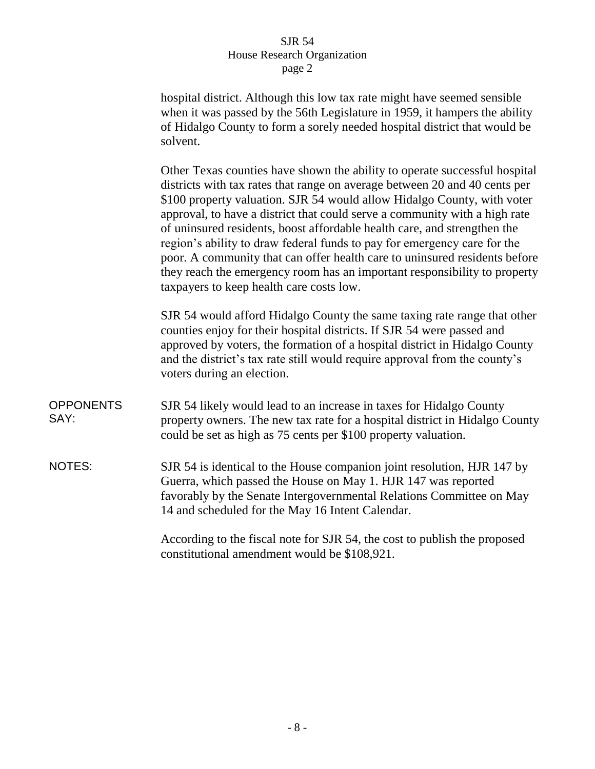hospital district. Although this low tax rate might have seemed sensible when it was passed by the 56th Legislature in 1959, it hampers the ability of Hidalgo County to form a sorely needed hospital district that would be solvent.

Other Texas counties have shown the ability to operate successful hospital districts with tax rates that range on average between 20 and 40 cents per $100 property valuation. SJR 54 would allow Hidalgo County, with voter approval, to have a district that could serve a community with a high rate of uninsured residents, boost affordable health care, and strengthen the region's ability to draw federal funds to pay for emergency care for the poor. A community that can offer health care to uninsured residents before they reach the emergency room has an important responsibility to property taxpayers to keep health care costs low.

SJR 54 would afford Hidalgo County the same taxing rate range that other counties enjoy for their hospital districts. If SJR 54 were passed and approved by voters, the formation of a hospital district in Hidalgo County and the district's tax rate still would require approval from the county's voters during an election.

**OPPONENTS SAY:** SJR 54 likely would lead to an increase in taxes for Hidalgo County property owners. The new tax rate for a hospital district in Hidalgo County could be set as high as 75 cents per $100 property valuation.

**NOTES:** SJR 54 is identical to the House companion joint resolution, HJR 147 by Guerra, which passed the House on May 1. HJR 147 was reported favorably by the Senate Intergovernmental Relations Committee on May 14 and scheduled for the May 16 Intent Calendar.

According to the fiscal note for SJR 54, the cost to publish the proposed constitutional amendment would be $108,921.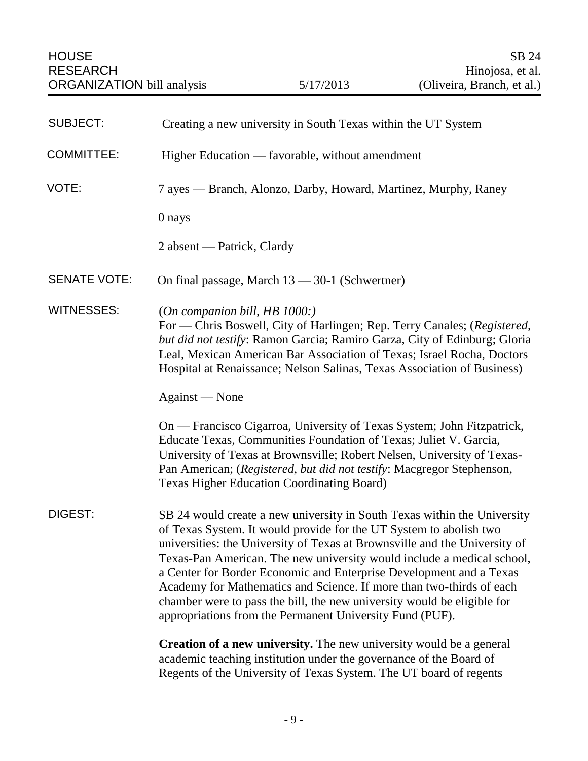HOUSE RESEARCH ORGANIZATION bill analysis — 5/17/2013 — SB 24 Hinojosa, et al. (Oliveira, Branch, et al.)

**SUBJECT:** Creating a new university in South Texas within the UT System

**COMMITTEE:** Higher Education — favorable, without amendment

**VOTE:** 7 ayes — Branch, Alonzo, Darby, Howard, Martinez, Murphy, Raney

0 nays

2 absent — Patrick, Clardy

**SENATE VOTE:** On final passage, March 13 — 30-1 (Schwertner)

**WITNESSES:** (*On companion bill, HB 1000:)*
For — Chris Boswell, City of Harlingen; Rep. Terry Canales; (*Registered, but did not testify*: Ramon Garcia; Ramiro Garza, City of Edinburg; Gloria Leal, Mexican American Bar Association of Texas; Israel Rocha, Doctors Hospital at Renaissance; Nelson Salinas, Texas Association of Business)

Against — None

On — Francisco Cigarroa, University of Texas System; John Fitzpatrick, Educate Texas, Communities Foundation of Texas; Juliet V. Garcia, University of Texas at Brownsville; Robert Nelsen, University of Texas-Pan American; (*Registered, but did not testify*: Macgregor Stephenson, Texas Higher Education Coordinating Board)

**DIGEST:** SB 24 would create a new university in South Texas within the University of Texas System. It would provide for the UT System to abolish two universities: the University of Texas at Brownsville and the University of Texas-Pan American. The new university would include a medical school, a Center for Border Economic and Enterprise Development and a Texas Academy for Mathematics and Science. If more than two-thirds of each chamber were to pass the bill, the new university would be eligible for appropriations from the Permanent University Fund (PUF).

**Creation of a new university.** The new university would be a general academic teaching institution under the governance of the Board of Regents of the University of Texas System. The UT board of regents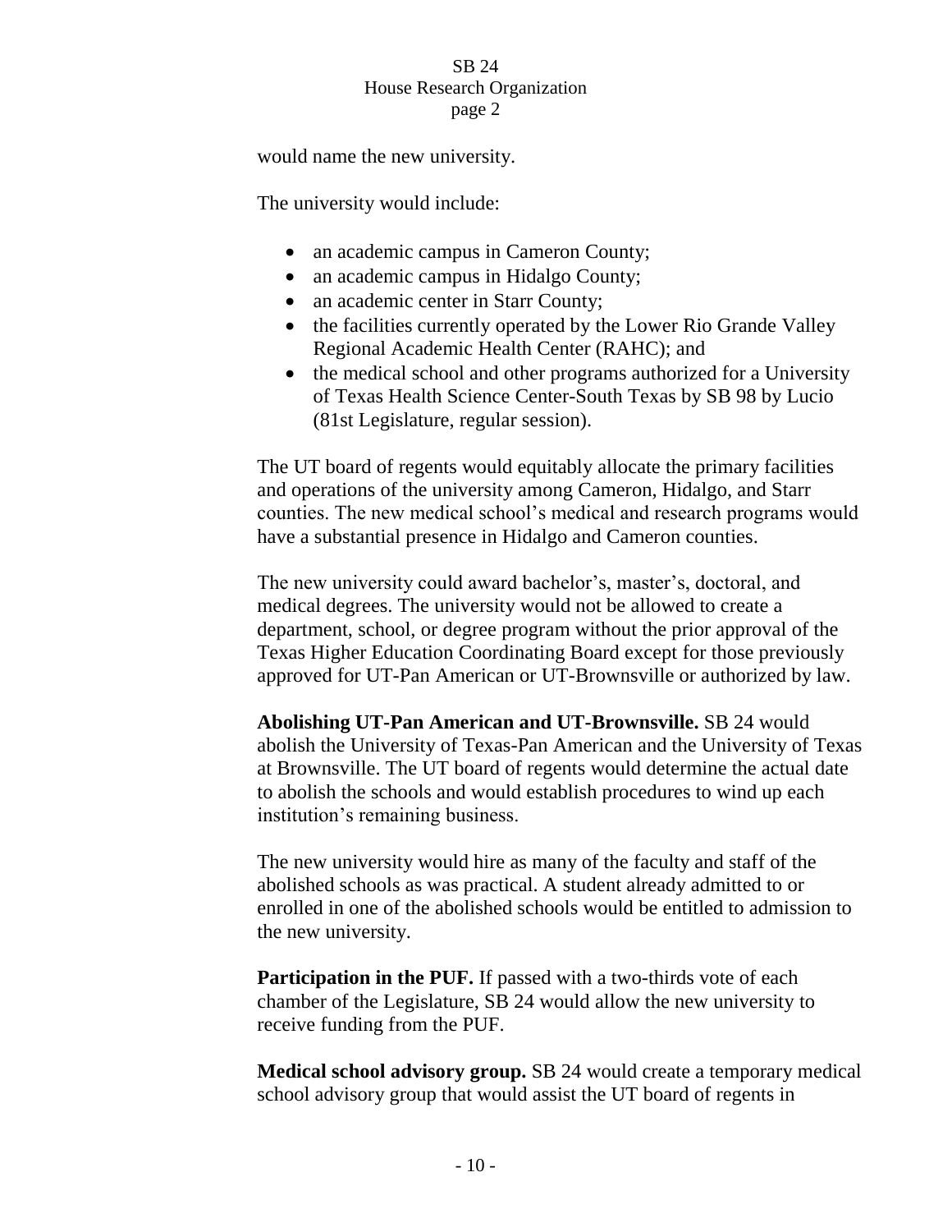would name the new university.

The university would include:

- an academic campus in Cameron County;
- an academic campus in Hidalgo County;
- an academic center in Starr County;
- the facilities currently operated by the Lower Rio Grande Valley Regional Academic Health Center (RAHC); and
- the medical school and other programs authorized for a University of Texas Health Science Center-South Texas by SB 98 by Lucio (81st Legislature, regular session).

The UT board of regents would equitably allocate the primary facilities and operations of the university among Cameron, Hidalgo, and Starr counties. The new medical school's medical and research programs would have a substantial presence in Hidalgo and Cameron counties.

The new university could award bachelor's, master's, doctoral, and medical degrees. The university would not be allowed to create a department, school, or degree program without the prior approval of the Texas Higher Education Coordinating Board except for those previously approved for UT-Pan American or UT-Brownsville or authorized by law.

**Abolishing UT-Pan American and UT-Brownsville.** SB 24 would abolish the University of Texas-Pan American and the University of Texas at Brownsville. The UT board of regents would determine the actual date to abolish the schools and would establish procedures to wind up each institution's remaining business.

The new university would hire as many of the faculty and staff of the abolished schools as was practical. A student already admitted to or enrolled in one of the abolished schools would be entitled to admission to the new university.

**Participation in the PUF.** If passed with a two-thirds vote of each chamber of the Legislature, SB 24 would allow the new university to receive funding from the PUF.

**Medical school advisory group.** SB 24 would create a temporary medical school advisory group that would assist the UT board of regents in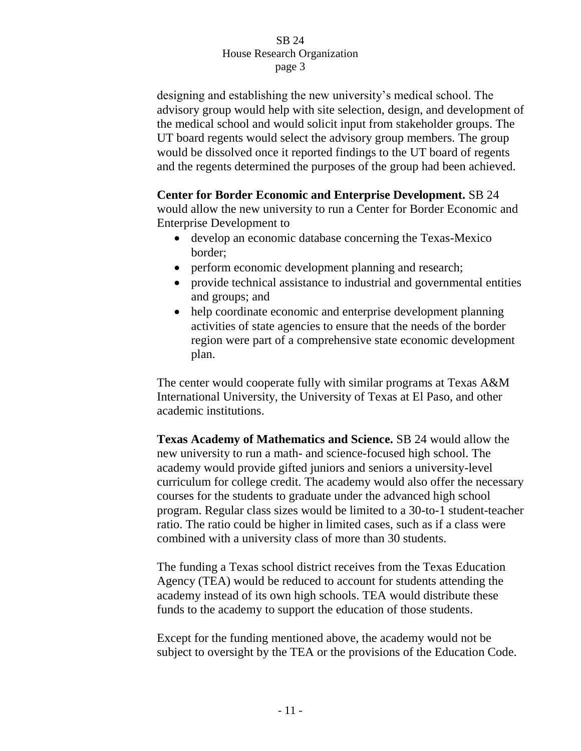designing and establishing the new university's medical school. The advisory group would help with site selection, design, and development of the medical school and would solicit input from stakeholder groups. The UT board regents would select the advisory group members. The group would be dissolved once it reported findings to the UT board of regents and the regents determined the purposes of the group had been achieved.

**Center for Border Economic and Enterprise Development.** SB 24 would allow the new university to run a Center for Border Economic and Enterprise Development to

- develop an economic database concerning the Texas-Mexico border;
- perform economic development planning and research;
- provide technical assistance to industrial and governmental entities and groups; and
- help coordinate economic and enterprise development planning activities of state agencies to ensure that the needs of the border region were part of a comprehensive state economic development plan.

The center would cooperate fully with similar programs at Texas A&M International University, the University of Texas at El Paso, and other academic institutions.

**Texas Academy of Mathematics and Science.** SB 24 would allow the new university to run a math- and science-focused high school. The academy would provide gifted juniors and seniors a university-level curriculum for college credit. The academy would also offer the necessary courses for the students to graduate under the advanced high school program. Regular class sizes would be limited to a 30-to-1 student-teacher ratio. The ratio could be higher in limited cases, such as if a class were combined with a university class of more than 30 students.

The funding a Texas school district receives from the Texas Education Agency (TEA) would be reduced to account for students attending the academy instead of its own high schools. TEA would distribute these funds to the academy to support the education of those students.

Except for the funding mentioned above, the academy would not be subject to oversight by the TEA or the provisions of the Education Code.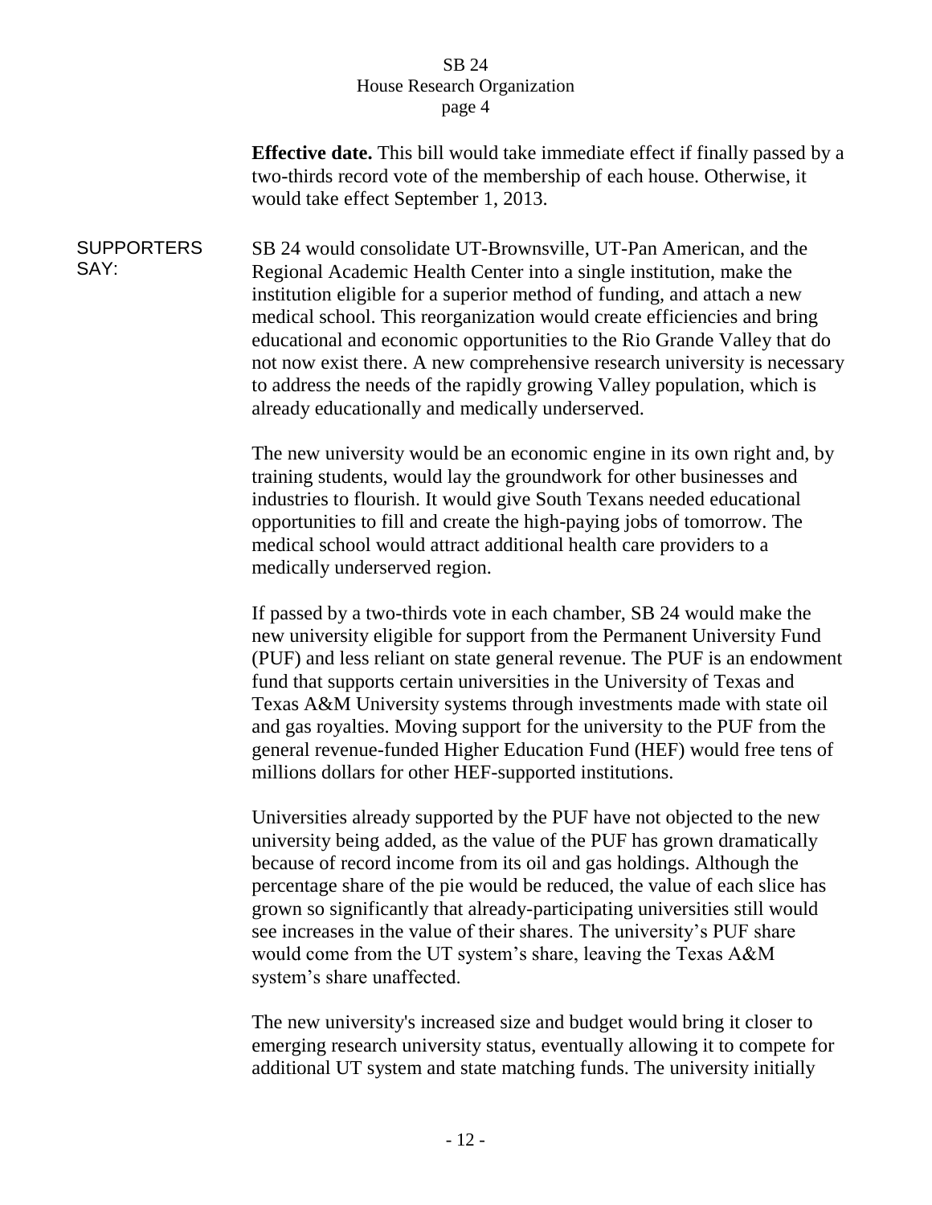**Effective date.** This bill would take immediate effect if finally passed by a two-thirds record vote of the membership of each house. Otherwise, it would take effect September 1, 2013.

SUPPORTERS SAY:

SB 24 would consolidate UT-Brownsville, UT-Pan American, and the Regional Academic Health Center into a single institution, make the institution eligible for a superior method of funding, and attach a new medical school. This reorganization would create efficiencies and bring educational and economic opportunities to the Rio Grande Valley that do not now exist there. A new comprehensive research university is necessary to address the needs of the rapidly growing Valley population, which is already educationally and medically underserved.

The new university would be an economic engine in its own right and, by training students, would lay the groundwork for other businesses and industries to flourish. It would give South Texans needed educational opportunities to fill and create the high-paying jobs of tomorrow. The medical school would attract additional health care providers to a medically underserved region.

If passed by a two-thirds vote in each chamber, SB 24 would make the new university eligible for support from the Permanent University Fund (PUF) and less reliant on state general revenue. The PUF is an endowment fund that supports certain universities in the University of Texas and Texas A&M University systems through investments made with state oil and gas royalties. Moving support for the university to the PUF from the general revenue-funded Higher Education Fund (HEF) would free tens of millions dollars for other HEF-supported institutions.

Universities already supported by the PUF have not objected to the new university being added, as the value of the PUF has grown dramatically because of record income from its oil and gas holdings. Although the percentage share of the pie would be reduced, the value of each slice has grown so significantly that already-participating universities still would see increases in the value of their shares. The university's PUF share would come from the UT system's share, leaving the Texas A&M system's share unaffected.

The new university's increased size and budget would bring it closer to emerging research university status, eventually allowing it to compete for additional UT system and state matching funds. The university initially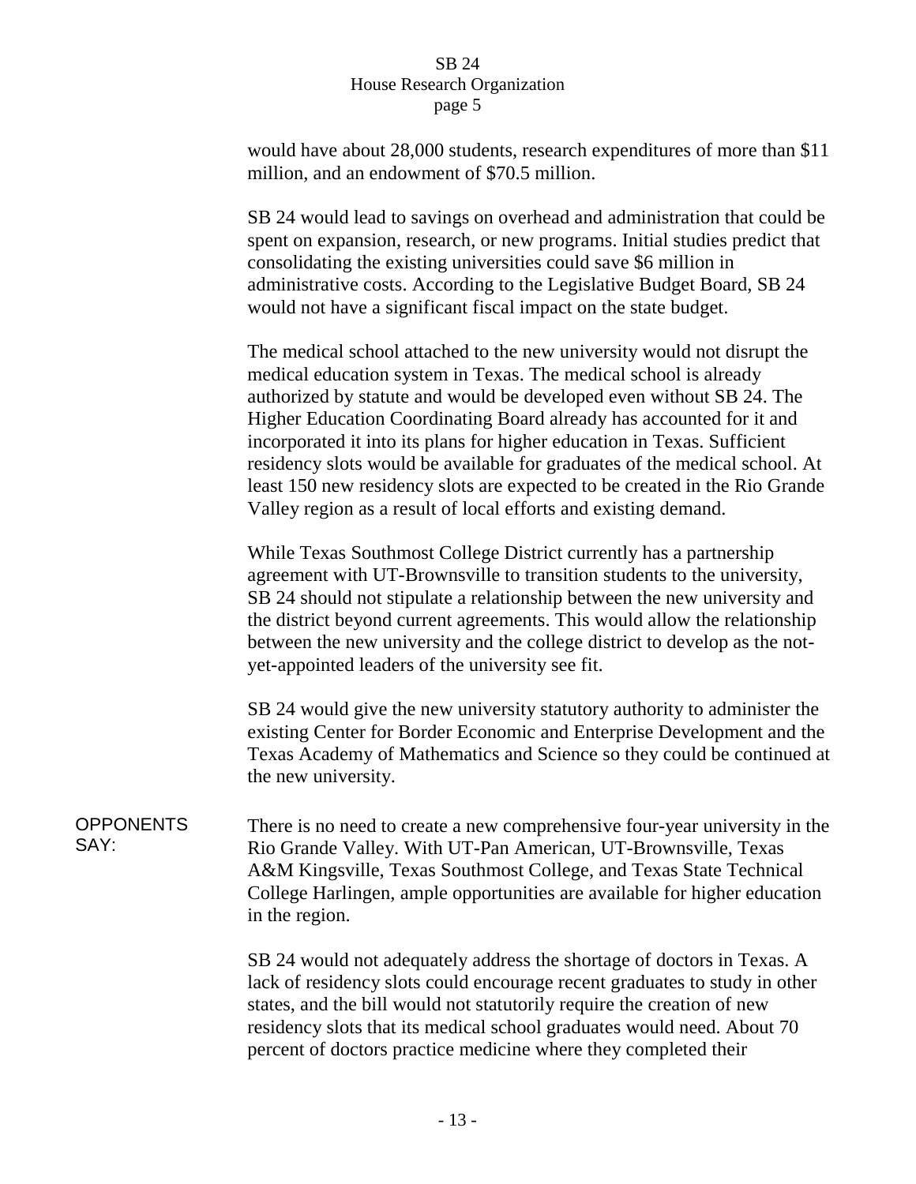would have about 28,000 students, research expenditures of more than $11 million, and an endowment of $70.5 million.

SB 24 would lead to savings on overhead and administration that could be spent on expansion, research, or new programs. Initial studies predict that consolidating the existing universities could save $6 million in administrative costs. According to the Legislative Budget Board, SB 24 would not have a significant fiscal impact on the state budget.

The medical school attached to the new university would not disrupt the medical education system in Texas. The medical school is already authorized by statute and would be developed even without SB 24. The Higher Education Coordinating Board already has accounted for it and incorporated it into its plans for higher education in Texas. Sufficient residency slots would be available for graduates of the medical school. At least 150 new residency slots are expected to be created in the Rio Grande Valley region as a result of local efforts and existing demand.

While Texas Southmost College District currently has a partnership agreement with UT-Brownsville to transition students to the university, SB 24 should not stipulate a relationship between the new university and the district beyond current agreements. This would allow the relationship between the new university and the college district to develop as the not-yet-appointed leaders of the university see fit.

SB 24 would give the new university statutory authority to administer the existing Center for Border Economic and Enterprise Development and the Texas Academy of Mathematics and Science so they could be continued at the new university.

**OPPONENTS SAY:**

There is no need to create a new comprehensive four-year university in the Rio Grande Valley. With UT-Pan American, UT-Brownsville, Texas A&M Kingsville, Texas Southmost College, and Texas State Technical College Harlingen, ample opportunities are available for higher education in the region.

SB 24 would not adequately address the shortage of doctors in Texas. A lack of residency slots could encourage recent graduates to study in other states, and the bill would not statutorily require the creation of new residency slots that its medical school graduates would need. About 70 percent of doctors practice medicine where they completed their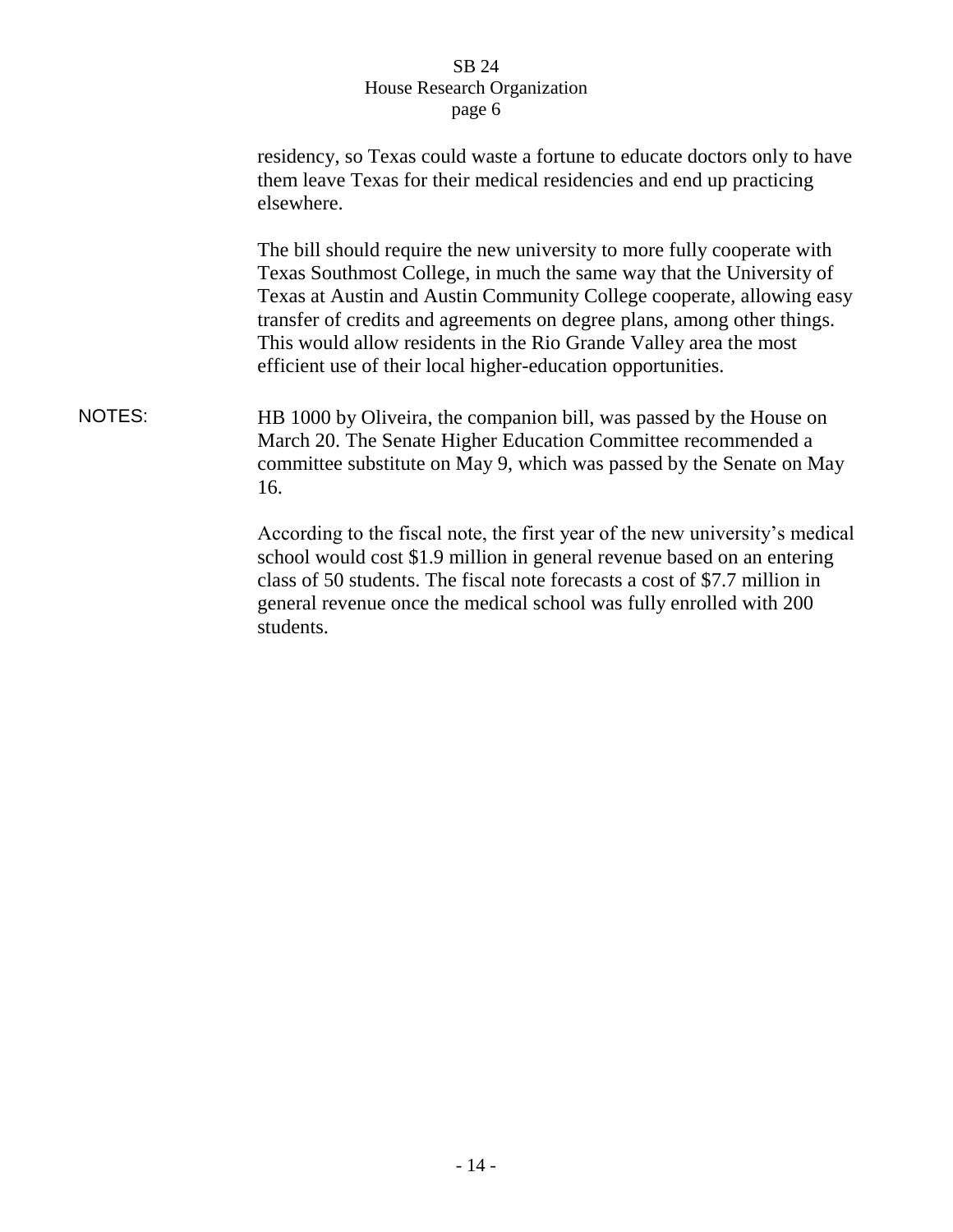residency, so Texas could waste a fortune to educate doctors only to have them leave Texas for their medical residencies and end up practicing elsewhere.

The bill should require the new university to more fully cooperate with Texas Southmost College, in much the same way that the University of Texas at Austin and Austin Community College cooperate, allowing easy transfer of credits and agreements on degree plans, among other things. This would allow residents in the Rio Grande Valley area the most efficient use of their local higher-education opportunities.

NOTES: HB 1000 by Oliveira, the companion bill, was passed by the House on March 20. The Senate Higher Education Committee recommended a committee substitute on May 9, which was passed by the Senate on May 16.

According to the fiscal note, the first year of the new university's medical school would cost $1.9 million in general revenue based on an entering class of 50 students. The fiscal note forecasts a cost of $7.7 million in general revenue once the medical school was fully enrolled with 200 students.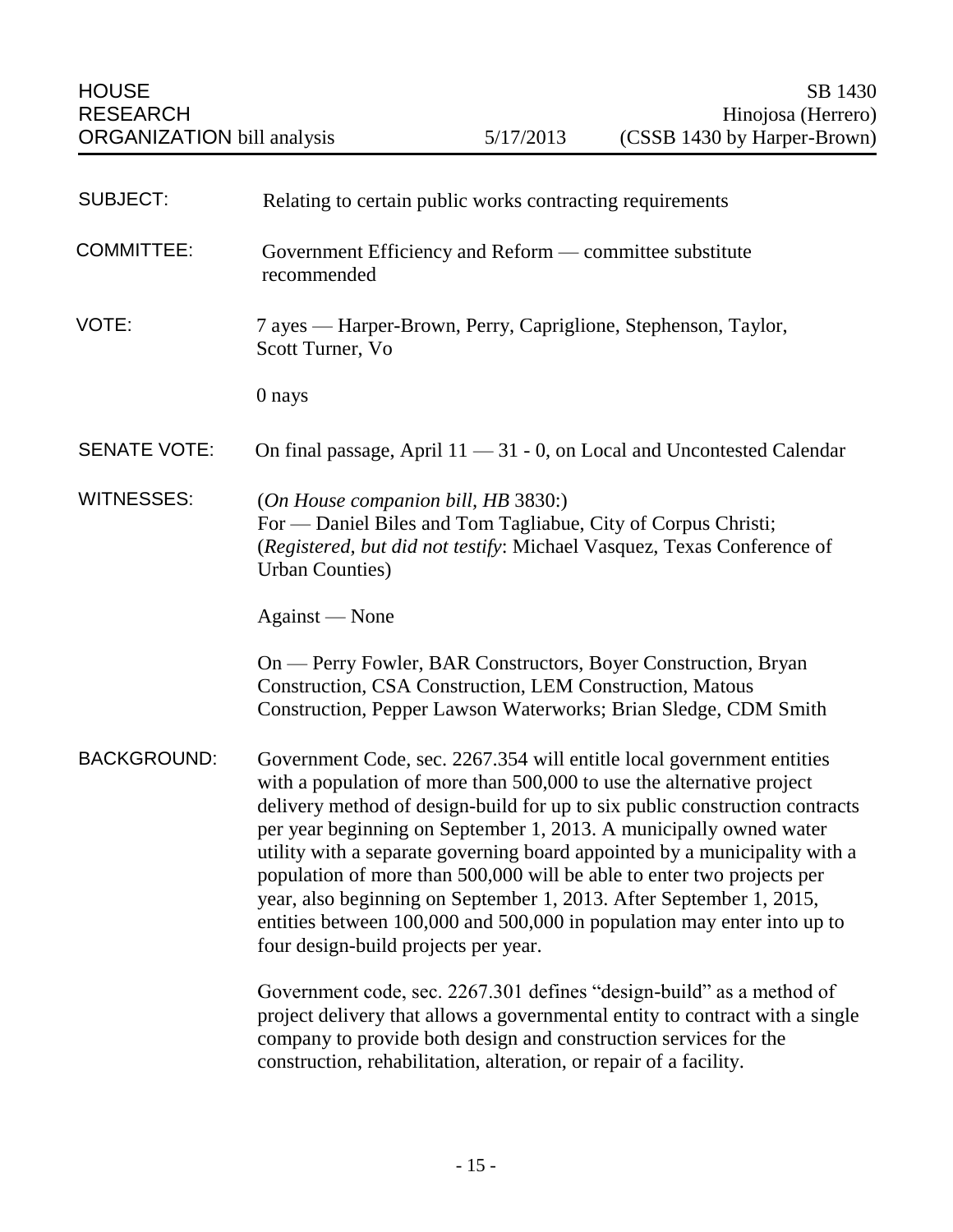HOUSE RESEARCH ORGANIZATION bill analysis — 5/17/2013

SB 1430
Hinojosa (Herrero)
(CSSB 1430 by Harper-Brown)

**SUBJECT:** Relating to certain public works contracting requirements

**COMMITTEE:** Government Efficiency and Reform — committee substitute recommended

**VOTE:** 7 ayes — Harper-Brown, Perry, Capriglione, Stephenson, Taylor, Scott Turner, Vo

0 nays

**SENATE VOTE:** On final passage, April 11 — 31 - 0, on Local and Uncontested Calendar

**WITNESSES:** (*On House companion bill, HB* 3830:)
For — Daniel Biles and Tom Tagliabue, City of Corpus Christi; (*Registered, but did not testify*: Michael Vasquez, Texas Conference of Urban Counties)

Against — None

On — Perry Fowler, BAR Constructors, Boyer Construction, Bryan Construction, CSA Construction, LEM Construction, Matous Construction, Pepper Lawson Waterworks; Brian Sledge, CDM Smith

**BACKGROUND:** Government Code, sec. 2267.354 will entitle local government entities with a population of more than 500,000 to use the alternative project delivery method of design-build for up to six public construction contracts per year beginning on September 1, 2013. A municipally owned water utility with a separate governing board appointed by a municipality with a population of more than 500,000 will be able to enter two projects per year, also beginning on September 1, 2013. After September 1, 2015, entities between 100,000 and 500,000 in population may enter into up to four design-build projects per year.

Government code, sec. 2267.301 defines "design-build" as a method of project delivery that allows a governmental entity to contract with a single company to provide both design and construction services for the construction, rehabilitation, alteration, or repair of a facility.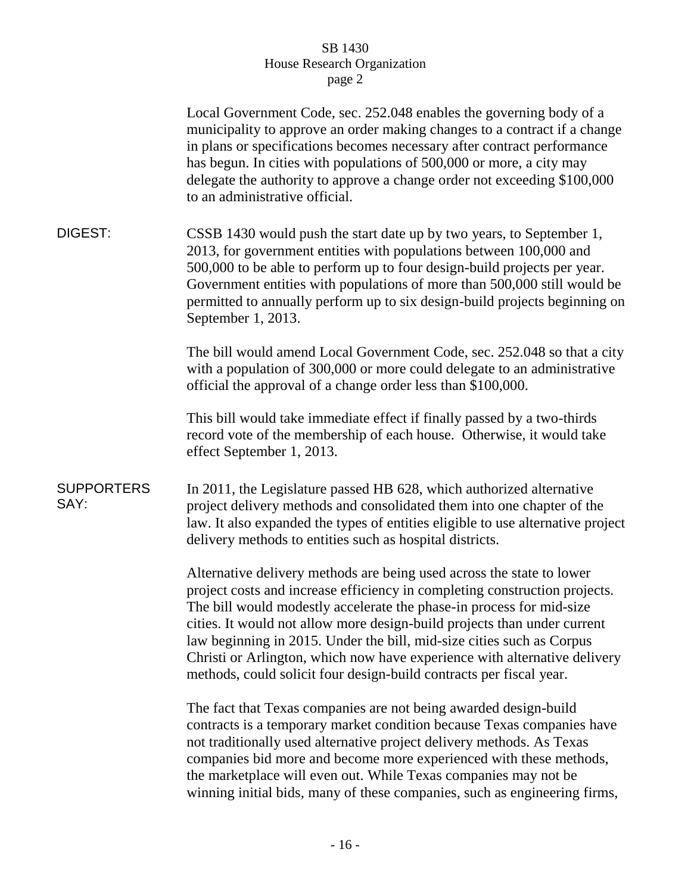Local Government Code, sec. 252.048 enables the governing body of a municipality to approve an order making changes to a contract if a change in plans or specifications becomes necessary after contract performance has begun. In cities with populations of 500,000 or more, a city may delegate the authority to approve a change order not exceeding $100,000 to an administrative official.

**DIGEST:**

CSSB 1430 would push the start date up by two years, to September 1, 2013, for government entities with populations between 100,000 and 500,000 to be able to perform up to four design-build projects per year. Government entities with populations of more than 500,000 still would be permitted to annually perform up to six design-build projects beginning on September 1, 2013.

The bill would amend Local Government Code, sec. 252.048 so that a city with a population of 300,000 or more could delegate to an administrative official the approval of a change order less than $100,000.

This bill would take immediate effect if finally passed by a two-thirds record vote of the membership of each house. Otherwise, it would take effect September 1, 2013.

**SUPPORTERS SAY:**

In 2011, the Legislature passed HB 628, which authorized alternative project delivery methods and consolidated them into one chapter of the law. It also expanded the types of entities eligible to use alternative project delivery methods to entities such as hospital districts.

Alternative delivery methods are being used across the state to lower project costs and increase efficiency in completing construction projects. The bill would modestly accelerate the phase-in process for mid-size cities. It would not allow more design-build projects than under current law beginning in 2015. Under the bill, mid-size cities such as Corpus Christi or Arlington, which now have experience with alternative delivery methods, could solicit four design-build contracts per fiscal year.

The fact that Texas companies are not being awarded design-build contracts is a temporary market condition because Texas companies have not traditionally used alternative project delivery methods. As Texas companies bid more and become more experienced with these methods, the marketplace will even out. While Texas companies may not be winning initial bids, many of these companies, such as engineering firms,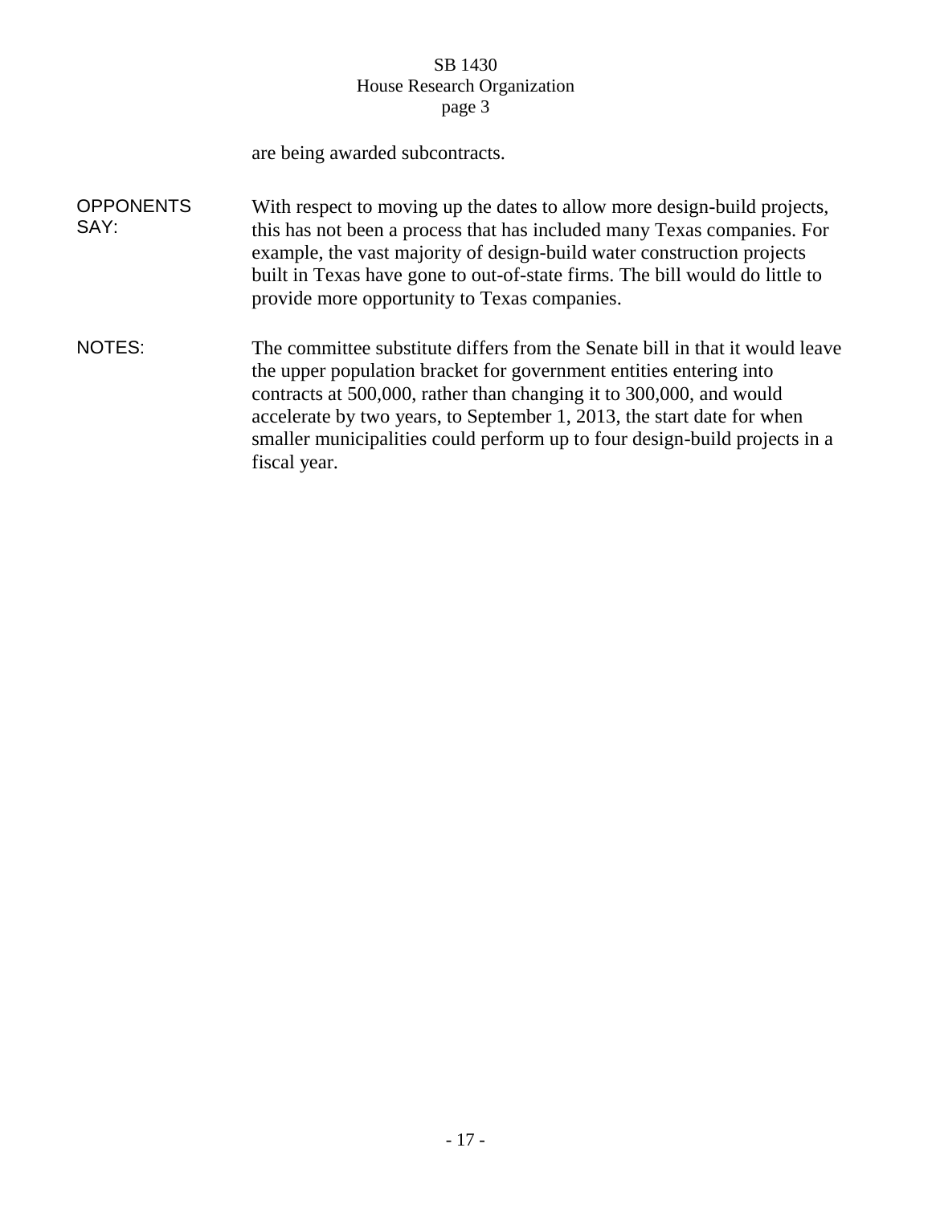are being awarded subcontracts.

**OPPONENTS SAY:**

With respect to moving up the dates to allow more design-build projects, this has not been a process that has included many Texas companies. For example, the vast majority of design-build water construction projects built in Texas have gone to out-of-state firms. The bill would do little to provide more opportunity to Texas companies.

**NOTES:**

The committee substitute differs from the Senate bill in that it would leave the upper population bracket for government entities entering into contracts at 500,000, rather than changing it to 300,000, and would accelerate by two years, to September 1, 2013, the start date for when smaller municipalities could perform up to four design-build projects in a fiscal year.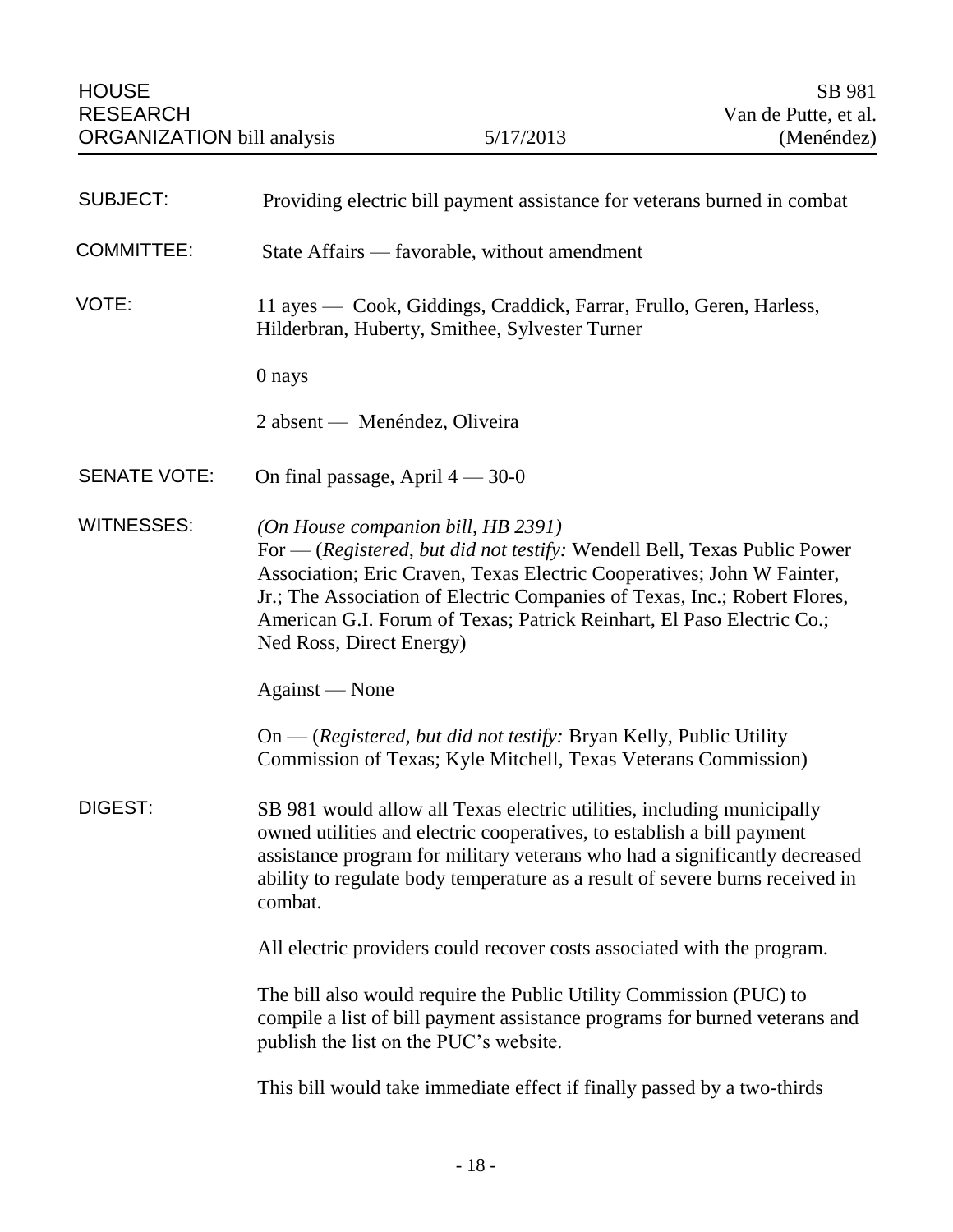HOUSE RESEARCH ORGANIZATION bill analysis — 5/17/2013 — SB 981 Van de Putte, et al. (Menéndez)

| | |
|---|---|
| SUBJECT: | Providing electric bill payment assistance for veterans burned in combat |
| COMMITTEE: | State Affairs — favorable, without amendment |
| VOTE: | 11 ayes — Cook, Giddings, Craddick, Farrar, Frullo, Geren, Harless, Hilderbran, Huberty, Smithee, Sylvester Turner<br><br>0 nays<br><br>2 absent — Menéndez, Oliveira |
| SENATE VOTE: | On final passage, April 4 — 30-0 |
| WITNESSES: | *(On House companion bill, HB 2391)*<br>For — (*Registered, but did not testify:* Wendell Bell, Texas Public Power Association; Eric Craven, Texas Electric Cooperatives; John W Fainter, Jr.; The Association of Electric Companies of Texas, Inc.; Robert Flores, American G.I. Forum of Texas; Patrick Reinhart, El Paso Electric Co.; Ned Ross, Direct Energy)<br><br>Against — None<br><br>On — (*Registered, but did not testify:* Bryan Kelly, Public Utility Commission of Texas; Kyle Mitchell, Texas Veterans Commission) |
| DIGEST: | SB 981 would allow all Texas electric utilities, including municipally owned utilities and electric cooperatives, to establish a bill payment assistance program for military veterans who had a significantly decreased ability to regulate body temperature as a result of severe burns received in combat.<br><br>All electric providers could recover costs associated with the program.<br><br>The bill also would require the Public Utility Commission (PUC) to compile a list of bill payment assistance programs for burned veterans and publish the list on the PUC's website.<br><br>This bill would take immediate effect if finally passed by a two-thirds |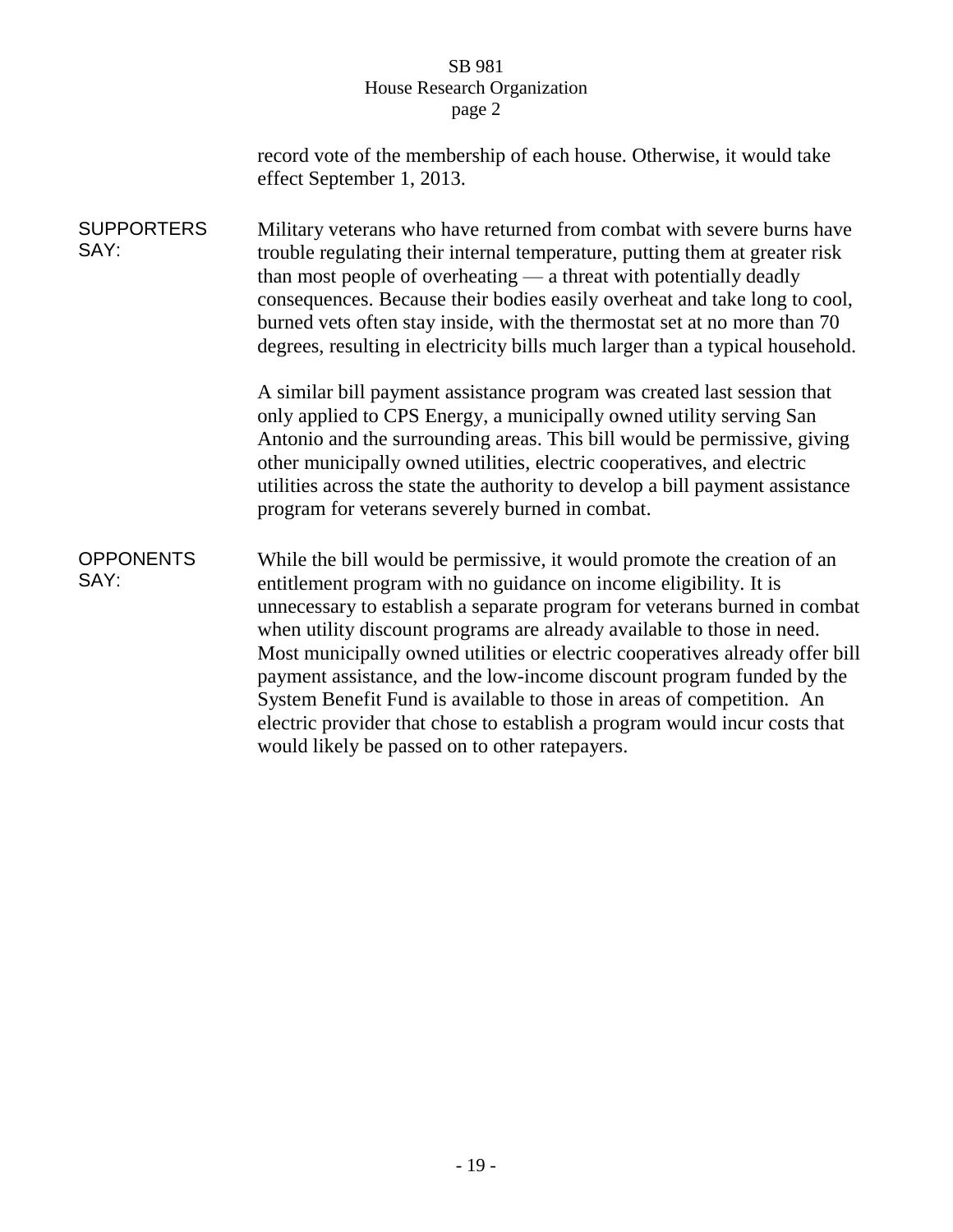record vote of the membership of each house. Otherwise, it would take effect September 1, 2013.

**SUPPORTERS SAY:**

Military veterans who have returned from combat with severe burns have trouble regulating their internal temperature, putting them at greater risk than most people of overheating — a threat with potentially deadly consequences. Because their bodies easily overheat and take long to cool, burned vets often stay inside, with the thermostat set at no more than 70 degrees, resulting in electricity bills much larger than a typical household.

A similar bill payment assistance program was created last session that only applied to CPS Energy, a municipally owned utility serving San Antonio and the surrounding areas. This bill would be permissive, giving other municipally owned utilities, electric cooperatives, and electric utilities across the state the authority to develop a bill payment assistance program for veterans severely burned in combat.

**OPPONENTS SAY:**

While the bill would be permissive, it would promote the creation of an entitlement program with no guidance on income eligibility. It is unnecessary to establish a separate program for veterans burned in combat when utility discount programs are already available to those in need. Most municipally owned utilities or electric cooperatives already offer bill payment assistance, and the low-income discount program funded by the System Benefit Fund is available to those in areas of competition. An electric provider that chose to establish a program would incur costs that would likely be passed on to other ratepayers.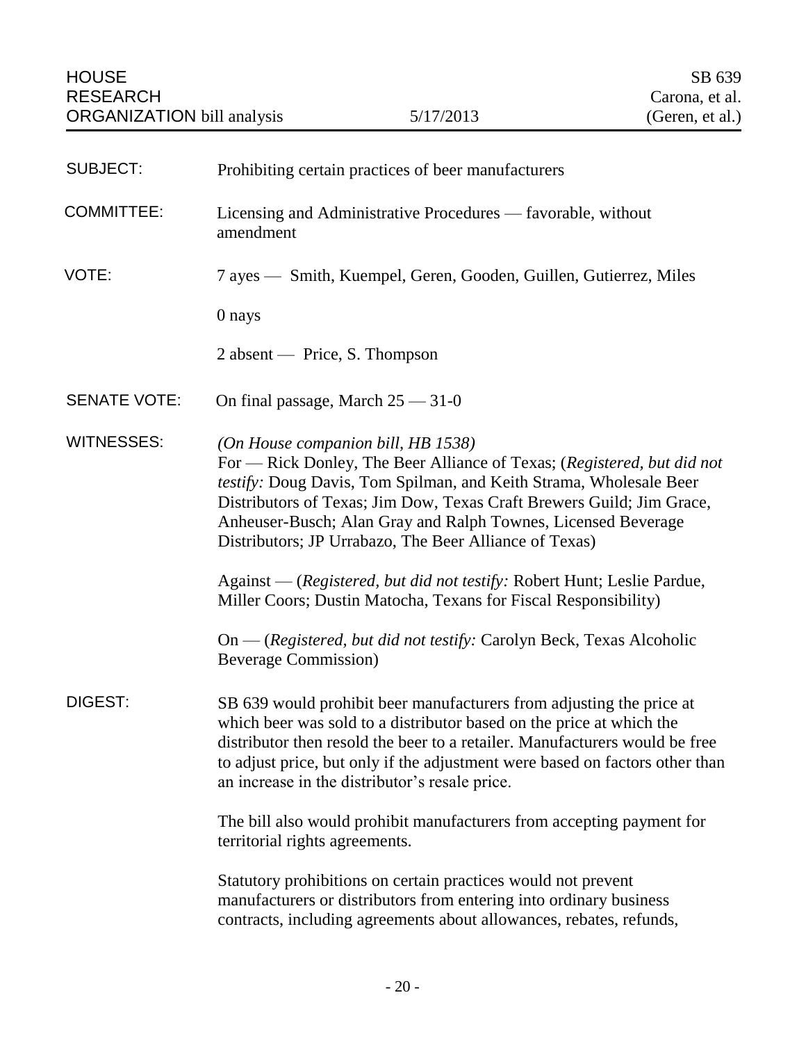HOUSE RESEARCH ORGANIZATION bill analysis | 5/17/2013 | SB 639 Carona, et al. (Geren, et al.)

**SUBJECT:** Prohibiting certain practices of beer manufacturers

**COMMITTEE:** Licensing and Administrative Procedures — favorable, without amendment

**VOTE:** 7 ayes — Smith, Kuempel, Geren, Gooden, Guillen, Gutierrez, Miles

0 nays

2 absent — Price, S. Thompson

**SENATE VOTE:** On final passage, March 25 — 31-0

**WITNESSES:** *(On House companion bill, HB 1538)*
For — Rick Donley, The Beer Alliance of Texas; (*Registered, but did not testify:* Doug Davis, Tom Spilman, and Keith Strama, Wholesale Beer Distributors of Texas; Jim Dow, Texas Craft Brewers Guild; Jim Grace, Anheuser-Busch; Alan Gray and Ralph Townes, Licensed Beverage Distributors; JP Urrabazo, The Beer Alliance of Texas)

Against — (*Registered, but did not testify:* Robert Hunt; Leslie Pardue, Miller Coors; Dustin Matocha, Texans for Fiscal Responsibility)

On — (*Registered, but did not testify:* Carolyn Beck, Texas Alcoholic Beverage Commission)

**DIGEST:** SB 639 would prohibit beer manufacturers from adjusting the price at which beer was sold to a distributor based on the price at which the distributor then resold the beer to a retailer. Manufacturers would be free to adjust price, but only if the adjustment were based on factors other than an increase in the distributor's resale price.

The bill also would prohibit manufacturers from accepting payment for territorial rights agreements.

Statutory prohibitions on certain practices would not prevent manufacturers or distributors from entering into ordinary business contracts, including agreements about allowances, rebates, refunds,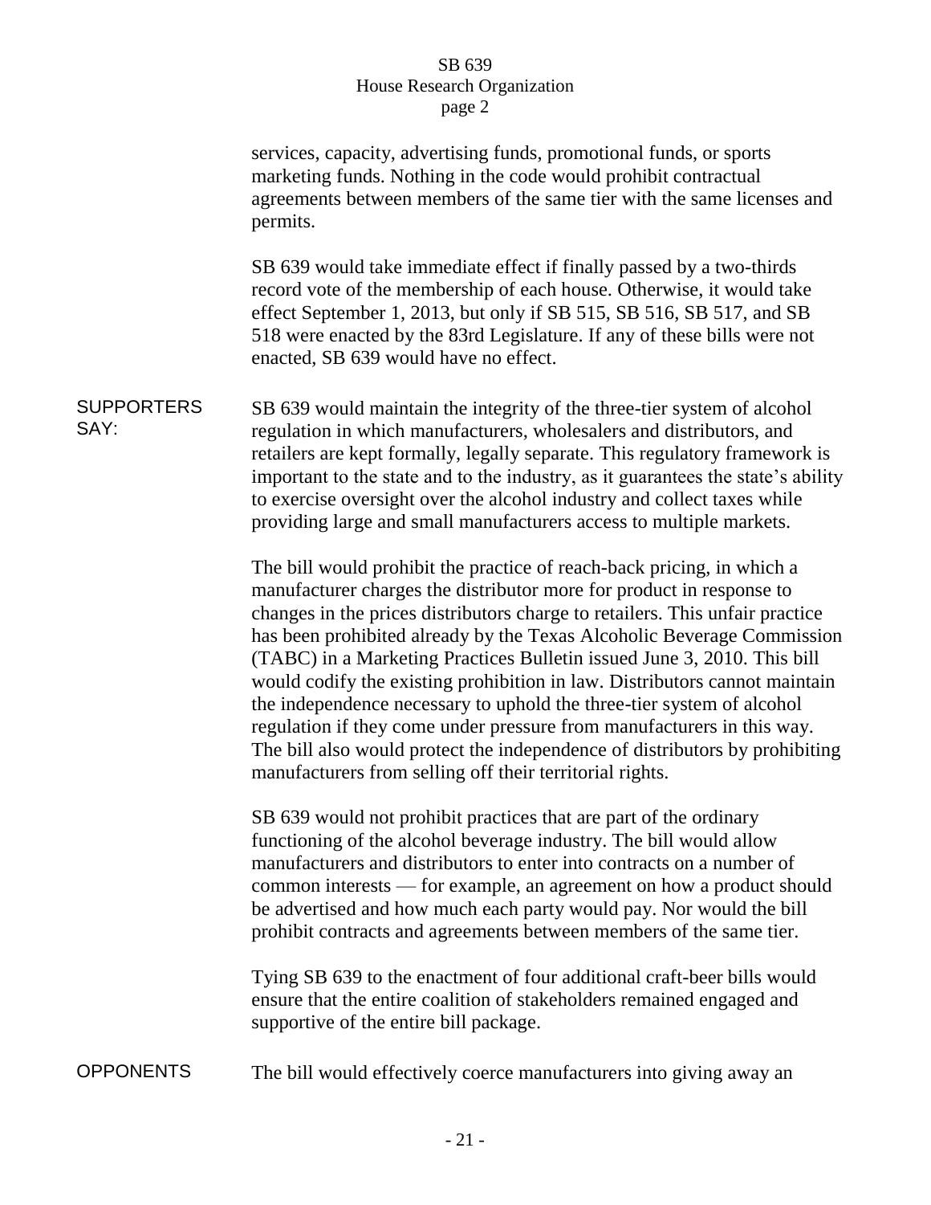services, capacity, advertising funds, promotional funds, or sports marketing funds. Nothing in the code would prohibit contractual agreements between members of the same tier with the same licenses and permits.

SB 639 would take immediate effect if finally passed by a two-thirds record vote of the membership of each house. Otherwise, it would take effect September 1, 2013, but only if SB 515, SB 516, SB 517, and SB 518 were enacted by the 83rd Legislature. If any of these bills were not enacted, SB 639 would have no effect.

**SUPPORTERS SAY:**

SB 639 would maintain the integrity of the three-tier system of alcohol regulation in which manufacturers, wholesalers and distributors, and retailers are kept formally, legally separate. This regulatory framework is important to the state and to the industry, as it guarantees the state's ability to exercise oversight over the alcohol industry and collect taxes while providing large and small manufacturers access to multiple markets.

The bill would prohibit the practice of reach-back pricing, in which a manufacturer charges the distributor more for product in response to changes in the prices distributors charge to retailers. This unfair practice has been prohibited already by the Texas Alcoholic Beverage Commission (TABC) in a Marketing Practices Bulletin issued June 3, 2010. This bill would codify the existing prohibition in law. Distributors cannot maintain the independence necessary to uphold the three-tier system of alcohol regulation if they come under pressure from manufacturers in this way. The bill also would protect the independence of distributors by prohibiting manufacturers from selling off their territorial rights.

SB 639 would not prohibit practices that are part of the ordinary functioning of the alcohol beverage industry. The bill would allow manufacturers and distributors to enter into contracts on a number of common interests — for example, an agreement on how a product should be advertised and how much each party would pay. Nor would the bill prohibit contracts and agreements between members of the same tier.

Tying SB 639 to the enactment of four additional craft-beer bills would ensure that the entire coalition of stakeholders remained engaged and supportive of the entire bill package.

**OPPONENTS**

The bill would effectively coerce manufacturers into giving away an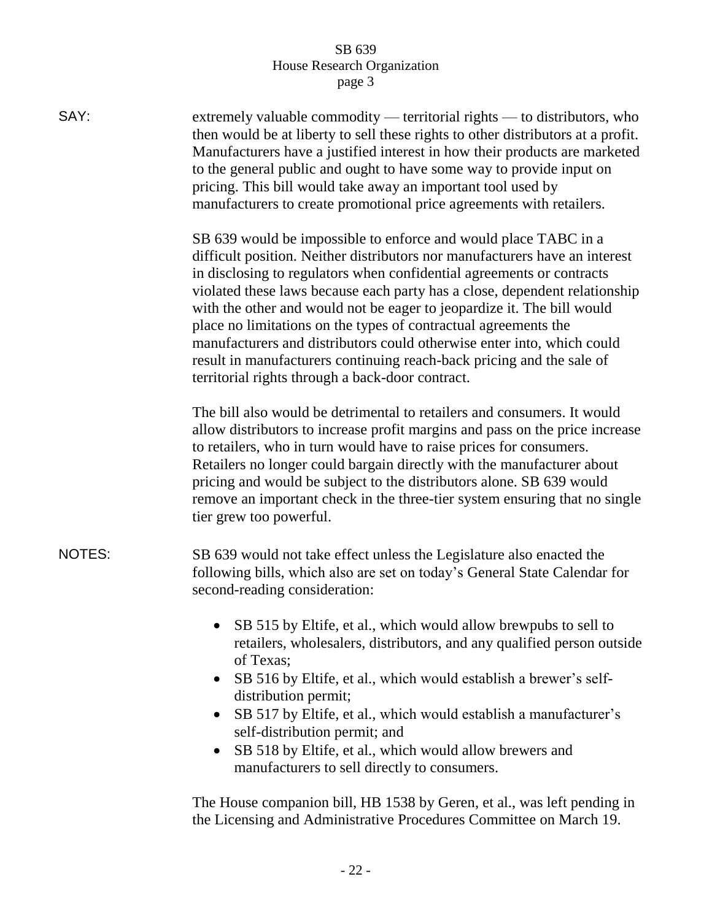SAY: extremely valuable commodity — territorial rights — to distributors, who then would be at liberty to sell these rights to other distributors at a profit. Manufacturers have a justified interest in how their products are marketed to the general public and ought to have some way to provide input on pricing. This bill would take away an important tool used by manufacturers to create promotional price agreements with retailers.

SB 639 would be impossible to enforce and would place TABC in a difficult position. Neither distributors nor manufacturers have an interest in disclosing to regulators when confidential agreements or contracts violated these laws because each party has a close, dependent relationship with the other and would not be eager to jeopardize it. The bill would place no limitations on the types of contractual agreements the manufacturers and distributors could otherwise enter into, which could result in manufacturers continuing reach-back pricing and the sale of territorial rights through a back-door contract.

The bill also would be detrimental to retailers and consumers. It would allow distributors to increase profit margins and pass on the price increase to retailers, who in turn would have to raise prices for consumers. Retailers no longer could bargain directly with the manufacturer about pricing and would be subject to the distributors alone. SB 639 would remove an important check in the three-tier system ensuring that no single tier grew too powerful.

NOTES: SB 639 would not take effect unless the Legislature also enacted the following bills, which also are set on today's General State Calendar for second-reading consideration:

- SB 515 by Eltife, et al., which would allow brewpubs to sell to retailers, wholesalers, distributors, and any qualified person outside of Texas;
- SB 516 by Eltife, et al., which would establish a brewer's self-distribution permit;
- SB 517 by Eltife, et al., which would establish a manufacturer's self-distribution permit; and
- SB 518 by Eltife, et al., which would allow brewers and manufacturers to sell directly to consumers.

The House companion bill, HB 1538 by Geren, et al., was left pending in the Licensing and Administrative Procedures Committee on March 19.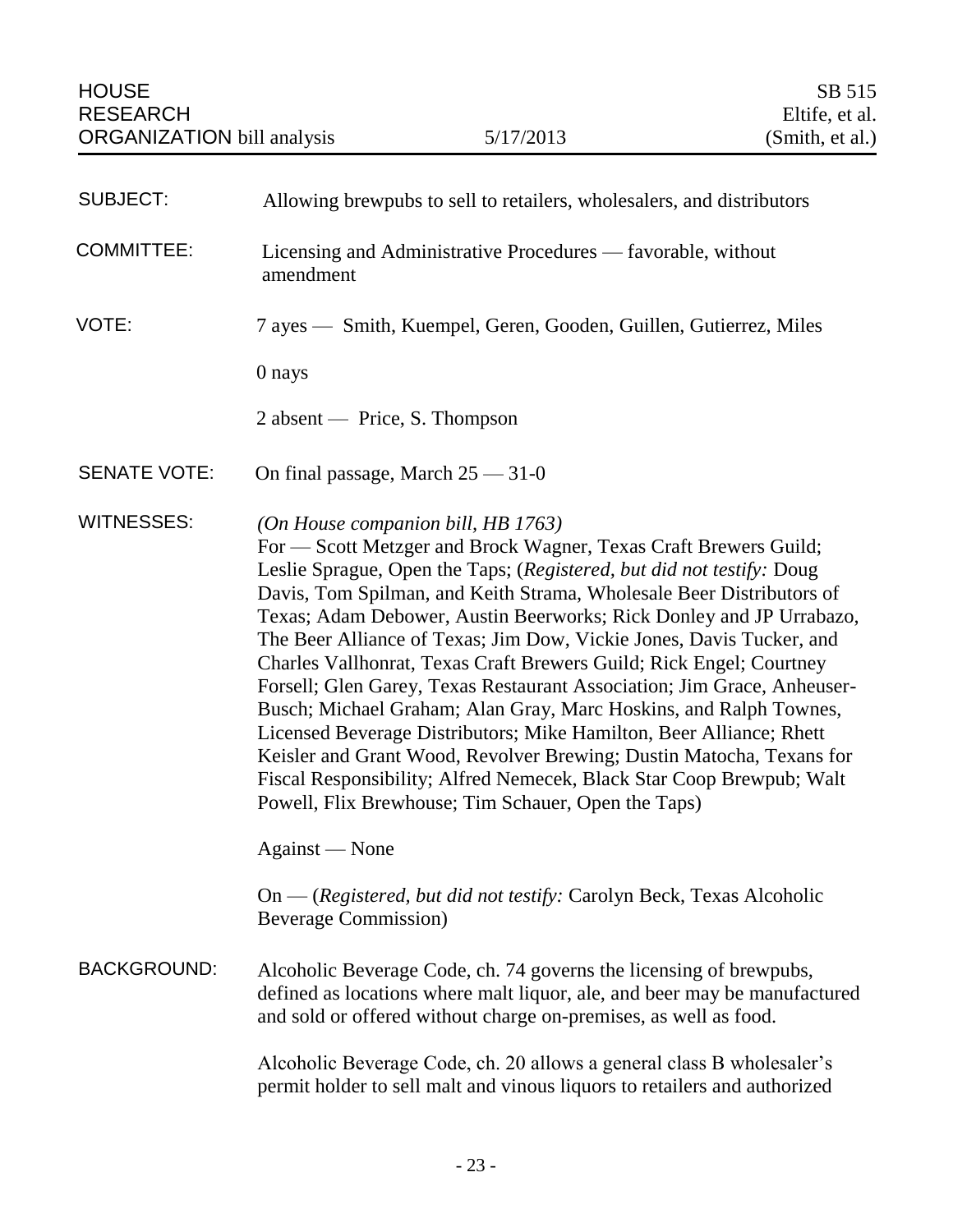HOUSE RESEARCH ORGANIZATION bill analysis | 5/17/2013 | SB 515 Eltife, et al. (Smith, et al.)

**SUBJECT:** Allowing brewpubs to sell to retailers, wholesalers, and distributors

**COMMITTEE:** Licensing and Administrative Procedures — favorable, without amendment

**VOTE:** 7 ayes — Smith, Kuempel, Geren, Gooden, Guillen, Gutierrez, Miles

0 nays

2 absent — Price, S. Thompson

**SENATE VOTE:** On final passage, March 25 — 31-0

**WITNESSES:** *(On House companion bill, HB 1763)*
For — Scott Metzger and Brock Wagner, Texas Craft Brewers Guild; Leslie Sprague, Open the Taps; (*Registered, but did not testify:* Doug Davis, Tom Spilman, and Keith Strama, Wholesale Beer Distributors of Texas; Adam Debower, Austin Beerworks; Rick Donley and JP Urrabazo, The Beer Alliance of Texas; Jim Dow, Vickie Jones, Davis Tucker, and Charles Vallhonrat, Texas Craft Brewers Guild; Rick Engel; Courtney Forsell; Glen Garey, Texas Restaurant Association; Jim Grace, Anheuser-Busch; Michael Graham; Alan Gray, Marc Hoskins, and Ralph Townes, Licensed Beverage Distributors; Mike Hamilton, Beer Alliance; Rhett Keisler and Grant Wood, Revolver Brewing; Dustin Matocha, Texans for Fiscal Responsibility; Alfred Nemecek, Black Star Coop Brewpub; Walt Powell, Flix Brewhouse; Tim Schauer, Open the Taps)

Against — None

On — (*Registered, but did not testify:* Carolyn Beck, Texas Alcoholic Beverage Commission)

**BACKGROUND:** Alcoholic Beverage Code, ch. 74 governs the licensing of brewpubs, defined as locations where malt liquor, ale, and beer may be manufactured and sold or offered without charge on-premises, as well as food.

Alcoholic Beverage Code, ch. 20 allows a general class B wholesaler's permit holder to sell malt and vinous liquors to retailers and authorized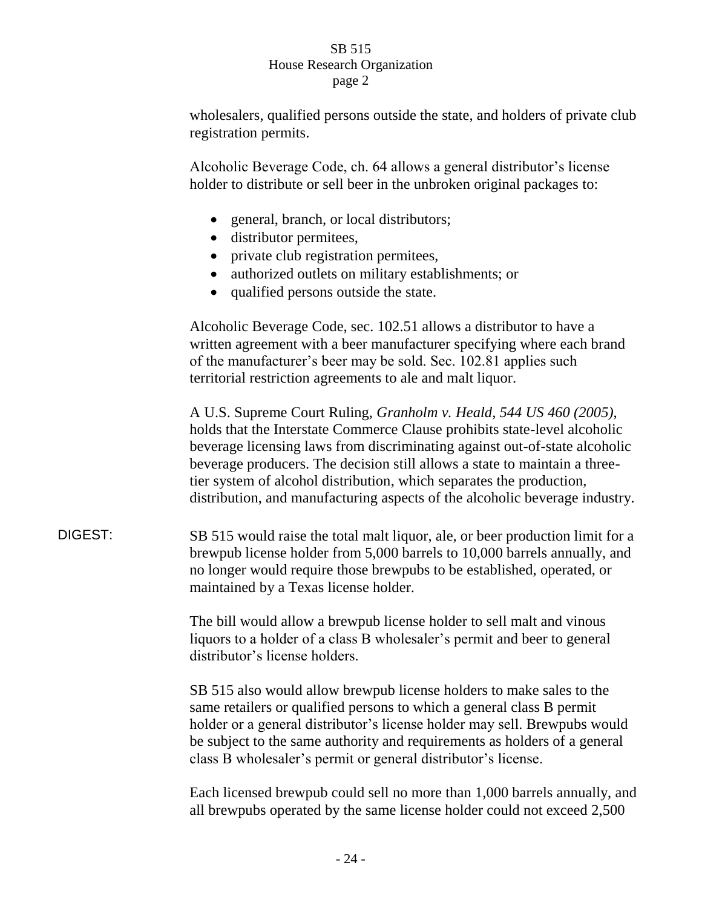wholesalers, qualified persons outside the state, and holders of private club registration permits.

Alcoholic Beverage Code, ch. 64 allows a general distributor's license holder to distribute or sell beer in the unbroken original packages to:

- general, branch, or local distributors;
- distributor permitees,
- private club registration permitees,
- authorized outlets on military establishments; or
- qualified persons outside the state.

Alcoholic Beverage Code, sec. 102.51 allows a distributor to have a written agreement with a beer manufacturer specifying where each brand of the manufacturer's beer may be sold. Sec. 102.81 applies such territorial restriction agreements to ale and malt liquor.

A U.S. Supreme Court Ruling, *Granholm v. Heald, 544 US 460 (2005)*, holds that the Interstate Commerce Clause prohibits state-level alcoholic beverage licensing laws from discriminating against out-of-state alcoholic beverage producers. The decision still allows a state to maintain a three-tier system of alcohol distribution, which separates the production, distribution, and manufacturing aspects of the alcoholic beverage industry.

DIGEST: SB 515 would raise the total malt liquor, ale, or beer production limit for a brewpub license holder from 5,000 barrels to 10,000 barrels annually, and no longer would require those brewpubs to be established, operated, or maintained by a Texas license holder.

The bill would allow a brewpub license holder to sell malt and vinous liquors to a holder of a class B wholesaler's permit and beer to general distributor's license holders.

SB 515 also would allow brewpub license holders to make sales to the same retailers or qualified persons to which a general class B permit holder or a general distributor's license holder may sell. Brewpubs would be subject to the same authority and requirements as holders of a general class B wholesaler's permit or general distributor's license.

Each licensed brewpub could sell no more than 1,000 barrels annually, and all brewpubs operated by the same license holder could not exceed 2,500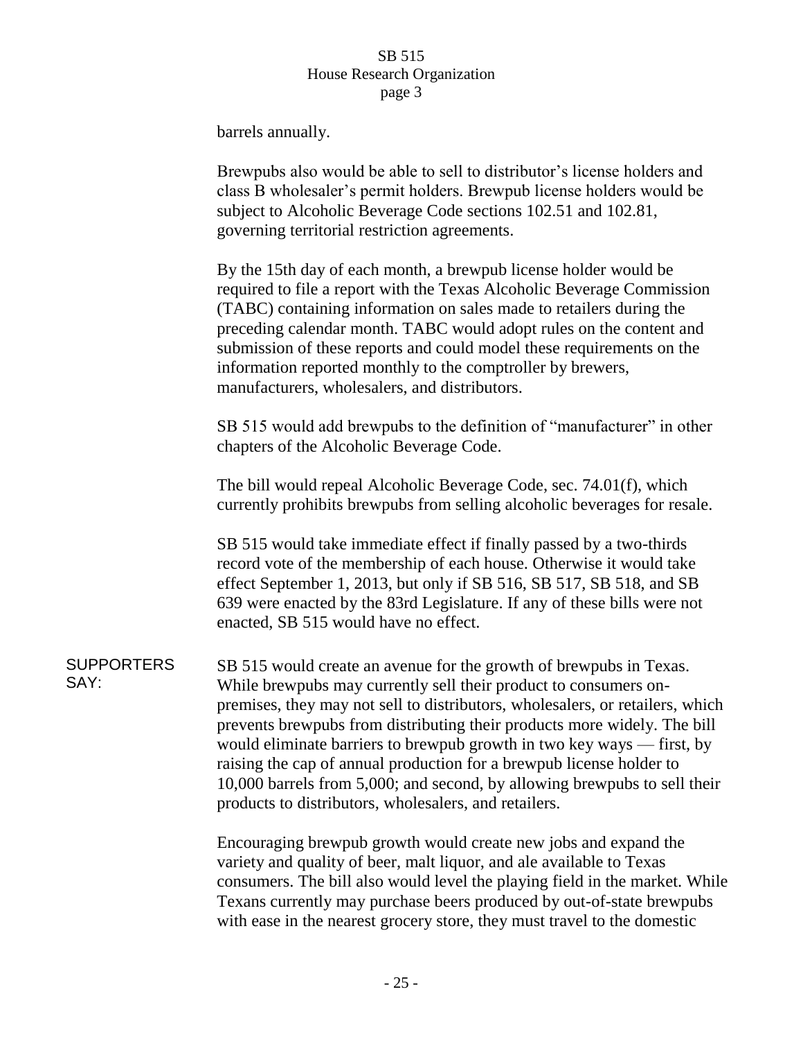barrels annually.

Brewpubs also would be able to sell to distributor's license holders and class B wholesaler's permit holders. Brewpub license holders would be subject to Alcoholic Beverage Code sections 102.51 and 102.81, governing territorial restriction agreements.

By the 15th day of each month, a brewpub license holder would be required to file a report with the Texas Alcoholic Beverage Commission (TABC) containing information on sales made to retailers during the preceding calendar month. TABC would adopt rules on the content and submission of these reports and could model these requirements on the information reported monthly to the comptroller by brewers, manufacturers, wholesalers, and distributors.

SB 515 would add brewpubs to the definition of "manufacturer" in other chapters of the Alcoholic Beverage Code.

The bill would repeal Alcoholic Beverage Code, sec. 74.01(f), which currently prohibits brewpubs from selling alcoholic beverages for resale.

SB 515 would take immediate effect if finally passed by a two-thirds record vote of the membership of each house. Otherwise it would take effect September 1, 2013, but only if SB 516, SB 517, SB 518, and SB 639 were enacted by the 83rd Legislature. If any of these bills were not enacted, SB 515 would have no effect.

**SUPPORTERS SAY:**

SB 515 would create an avenue for the growth of brewpubs in Texas. While brewpubs may currently sell their product to consumers on-premises, they may not sell to distributors, wholesalers, or retailers, which prevents brewpubs from distributing their products more widely. The bill would eliminate barriers to brewpub growth in two key ways — first, by raising the cap of annual production for a brewpub license holder to 10,000 barrels from 5,000; and second, by allowing brewpubs to sell their products to distributors, wholesalers, and retailers.

Encouraging brewpub growth would create new jobs and expand the variety and quality of beer, malt liquor, and ale available to Texas consumers. The bill also would level the playing field in the market. While Texans currently may purchase beers produced by out-of-state brewpubs with ease in the nearest grocery store, they must travel to the domestic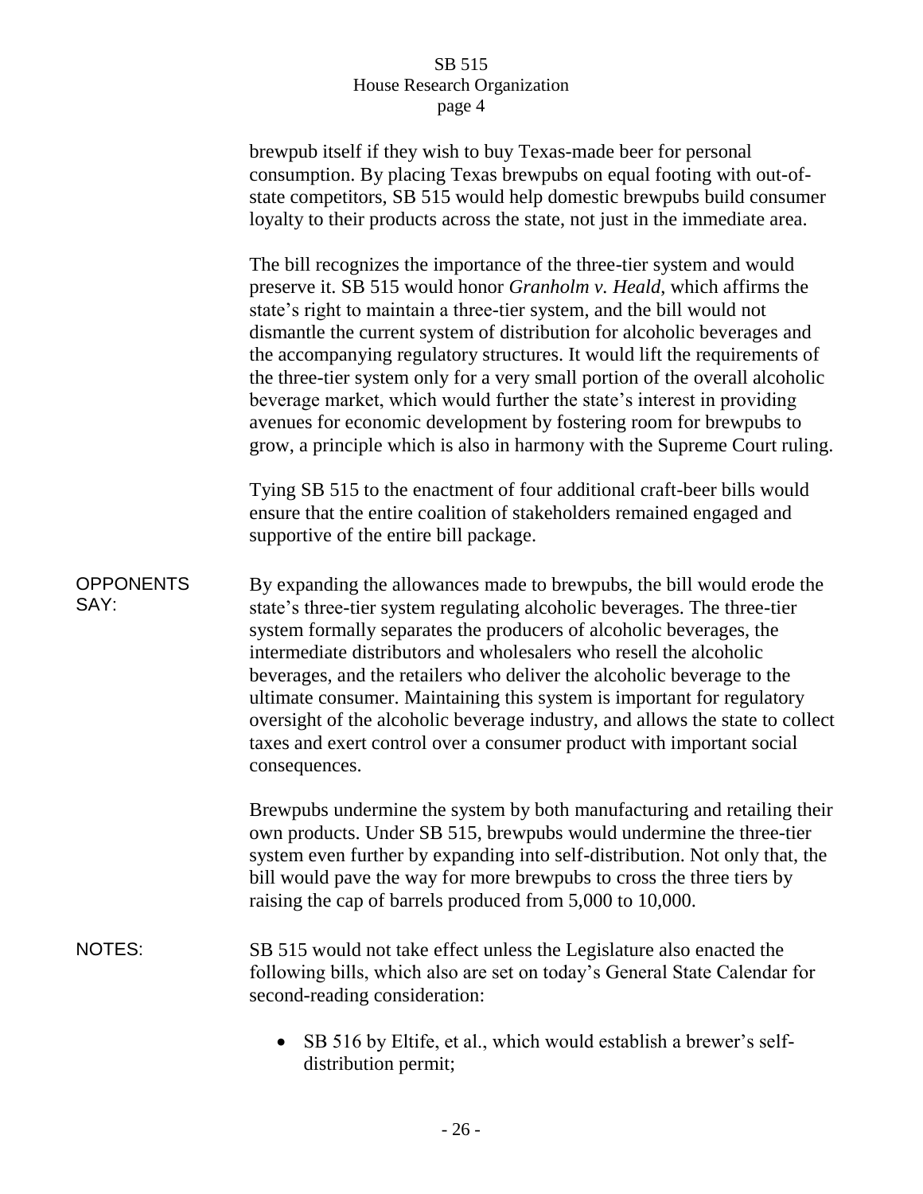brewpub itself if they wish to buy Texas-made beer for personal consumption. By placing Texas brewpubs on equal footing with out-of-state competitors, SB 515 would help domestic brewpubs build consumer loyalty to their products across the state, not just in the immediate area.

The bill recognizes the importance of the three-tier system and would preserve it. SB 515 would honor *Granholm v. Heald*, which affirms the state's right to maintain a three-tier system, and the bill would not dismantle the current system of distribution for alcoholic beverages and the accompanying regulatory structures. It would lift the requirements of the three-tier system only for a very small portion of the overall alcoholic beverage market, which would further the state's interest in providing avenues for economic development by fostering room for brewpubs to grow, a principle which is also in harmony with the Supreme Court ruling.

Tying SB 515 to the enactment of four additional craft-beer bills would ensure that the entire coalition of stakeholders remained engaged and supportive of the entire bill package.

OPPONENTS SAY:

By expanding the allowances made to brewpubs, the bill would erode the state's three-tier system regulating alcoholic beverages. The three-tier system formally separates the producers of alcoholic beverages, the intermediate distributors and wholesalers who resell the alcoholic beverages, and the retailers who deliver the alcoholic beverage to the ultimate consumer. Maintaining this system is important for regulatory oversight of the alcoholic beverage industry, and allows the state to collect taxes and exert control over a consumer product with important social consequences.

Brewpubs undermine the system by both manufacturing and retailing their own products. Under SB 515, brewpubs would undermine the three-tier system even further by expanding into self-distribution. Not only that, the bill would pave the way for more brewpubs to cross the three tiers by raising the cap of barrels produced from 5,000 to 10,000.

NOTES:

SB 515 would not take effect unless the Legislature also enacted the following bills, which also are set on today's General State Calendar for second-reading consideration:

- SB 516 by Eltife, et al., which would establish a brewer's self-distribution permit;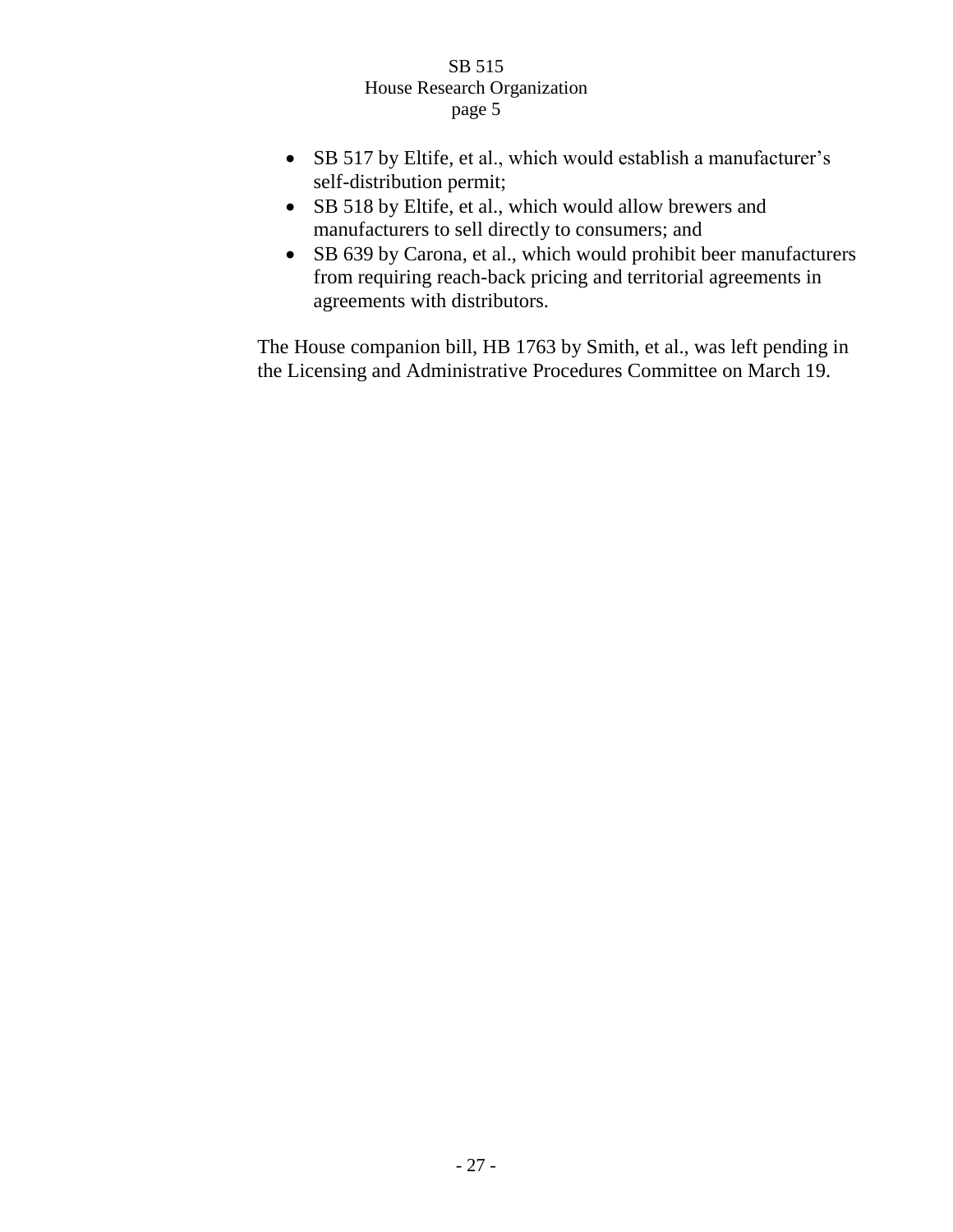- SB 517 by Eltife, et al., which would establish a manufacturer's self-distribution permit;
- SB 518 by Eltife, et al., which would allow brewers and manufacturers to sell directly to consumers; and
- SB 639 by Carona, et al., which would prohibit beer manufacturers from requiring reach-back pricing and territorial agreements in agreements with distributors.

The House companion bill, HB 1763 by Smith, et al., was left pending in the Licensing and Administrative Procedures Committee on March 19.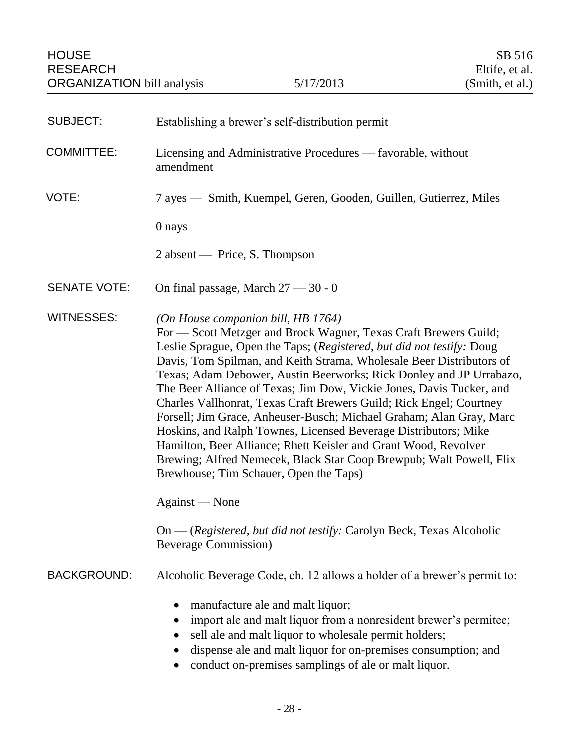HOUSE RESEARCH ORGANIZATION bill analysis — 5/17/2013 — SB 516 Eltife, et al. (Smith, et al.)

**SUBJECT:** Establishing a brewer's self-distribution permit

**COMMITTEE:** Licensing and Administrative Procedures — favorable, without amendment

**VOTE:** 7 ayes — Smith, Kuempel, Geren, Gooden, Guillen, Gutierrez, Miles

0 nays

2 absent — Price, S. Thompson

**SENATE VOTE:** On final passage, March 27 — 30 - 0

**WITNESSES:** *(On House companion bill, HB 1764)*
For — Scott Metzger and Brock Wagner, Texas Craft Brewers Guild; Leslie Sprague, Open the Taps; (*Registered, but did not testify:* Doug Davis, Tom Spilman, and Keith Strama, Wholesale Beer Distributors of Texas; Adam Debower, Austin Beerworks; Rick Donley and JP Urrabazo, The Beer Alliance of Texas; Jim Dow, Vickie Jones, Davis Tucker, and Charles Vallhonrat, Texas Craft Brewers Guild; Rick Engel; Courtney Forsell; Jim Grace, Anheuser-Busch; Michael Graham; Alan Gray, Marc Hoskins, and Ralph Townes, Licensed Beverage Distributors; Mike Hamilton, Beer Alliance; Rhett Keisler and Grant Wood, Revolver Brewing; Alfred Nemecek, Black Star Coop Brewpub; Walt Powell, Flix Brewhouse; Tim Schauer, Open the Taps)

Against — None

On — (*Registered, but did not testify:* Carolyn Beck, Texas Alcoholic Beverage Commission)

**BACKGROUND:** Alcoholic Beverage Code, ch. 12 allows a holder of a brewer's permit to:

- manufacture ale and malt liquor;
- import ale and malt liquor from a nonresident brewer's permitee;
- sell ale and malt liquor to wholesale permit holders;
- dispense ale and malt liquor for on-premises consumption; and
- conduct on-premises samplings of ale or malt liquor.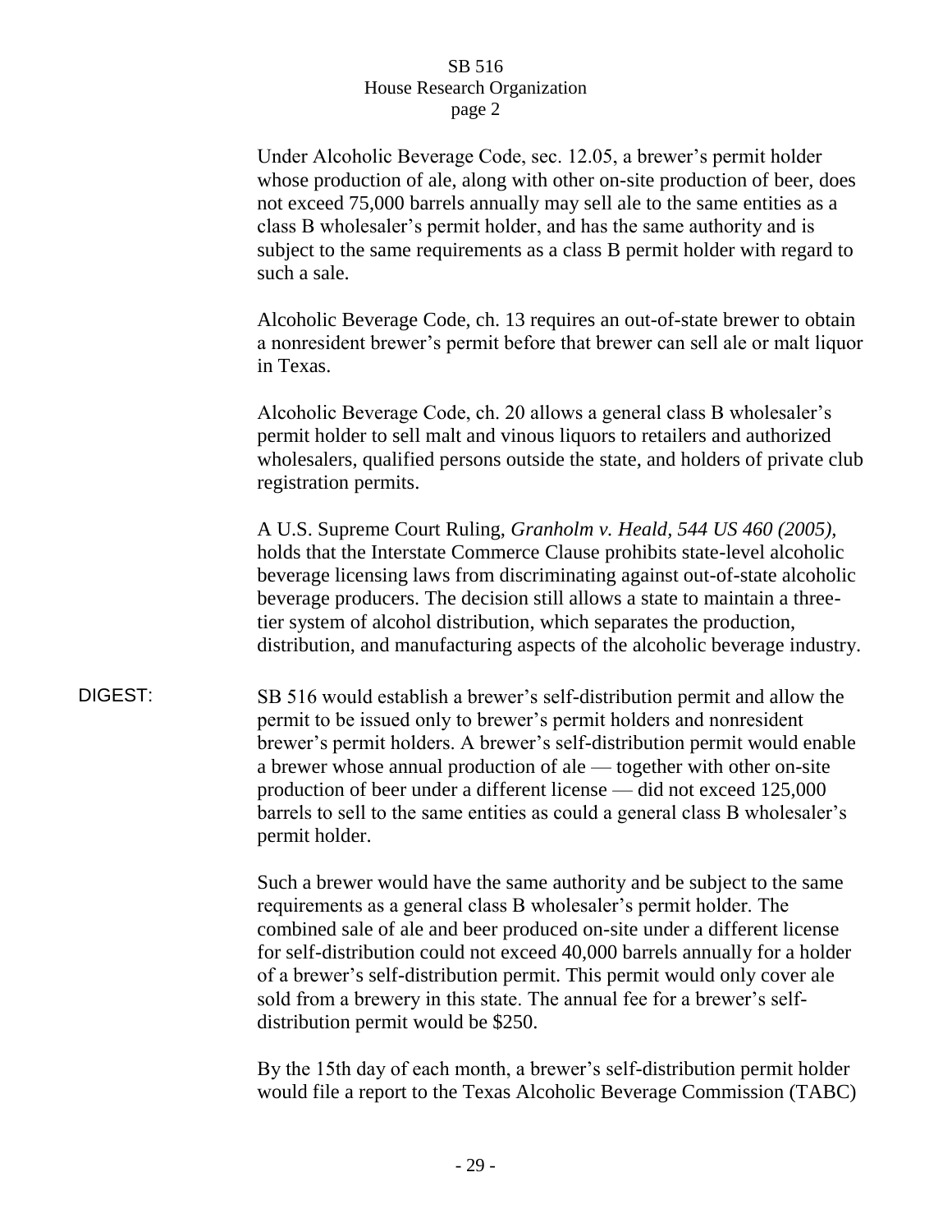Under Alcoholic Beverage Code, sec. 12.05, a brewer's permit holder whose production of ale, along with other on-site production of beer, does not exceed 75,000 barrels annually may sell ale to the same entities as a class B wholesaler's permit holder, and has the same authority and is subject to the same requirements as a class B permit holder with regard to such a sale.

Alcoholic Beverage Code, ch. 13 requires an out-of-state brewer to obtain a nonresident brewer's permit before that brewer can sell ale or malt liquor in Texas.

Alcoholic Beverage Code, ch. 20 allows a general class B wholesaler's permit holder to sell malt and vinous liquors to retailers and authorized wholesalers, qualified persons outside the state, and holders of private club registration permits.

A U.S. Supreme Court Ruling, *Granholm v. Heald, 544 US 460 (2005),* holds that the Interstate Commerce Clause prohibits state-level alcoholic beverage licensing laws from discriminating against out-of-state alcoholic beverage producers. The decision still allows a state to maintain a three-tier system of alcohol distribution, which separates the production, distribution, and manufacturing aspects of the alcoholic beverage industry.

DIGEST: SB 516 would establish a brewer's self-distribution permit and allow the permit to be issued only to brewer's permit holders and nonresident brewer's permit holders. A brewer's self-distribution permit would enable a brewer whose annual production of ale — together with other on-site production of beer under a different license — did not exceed 125,000 barrels to sell to the same entities as could a general class B wholesaler's permit holder.

Such a brewer would have the same authority and be subject to the same requirements as a general class B wholesaler's permit holder. The combined sale of ale and beer produced on-site under a different license for self-distribution could not exceed 40,000 barrels annually for a holder of a brewer's self-distribution permit. This permit would only cover ale sold from a brewery in this state. The annual fee for a brewer's self-distribution permit would be $250.

By the 15th day of each month, a brewer's self-distribution permit holder would file a report to the Texas Alcoholic Beverage Commission (TABC)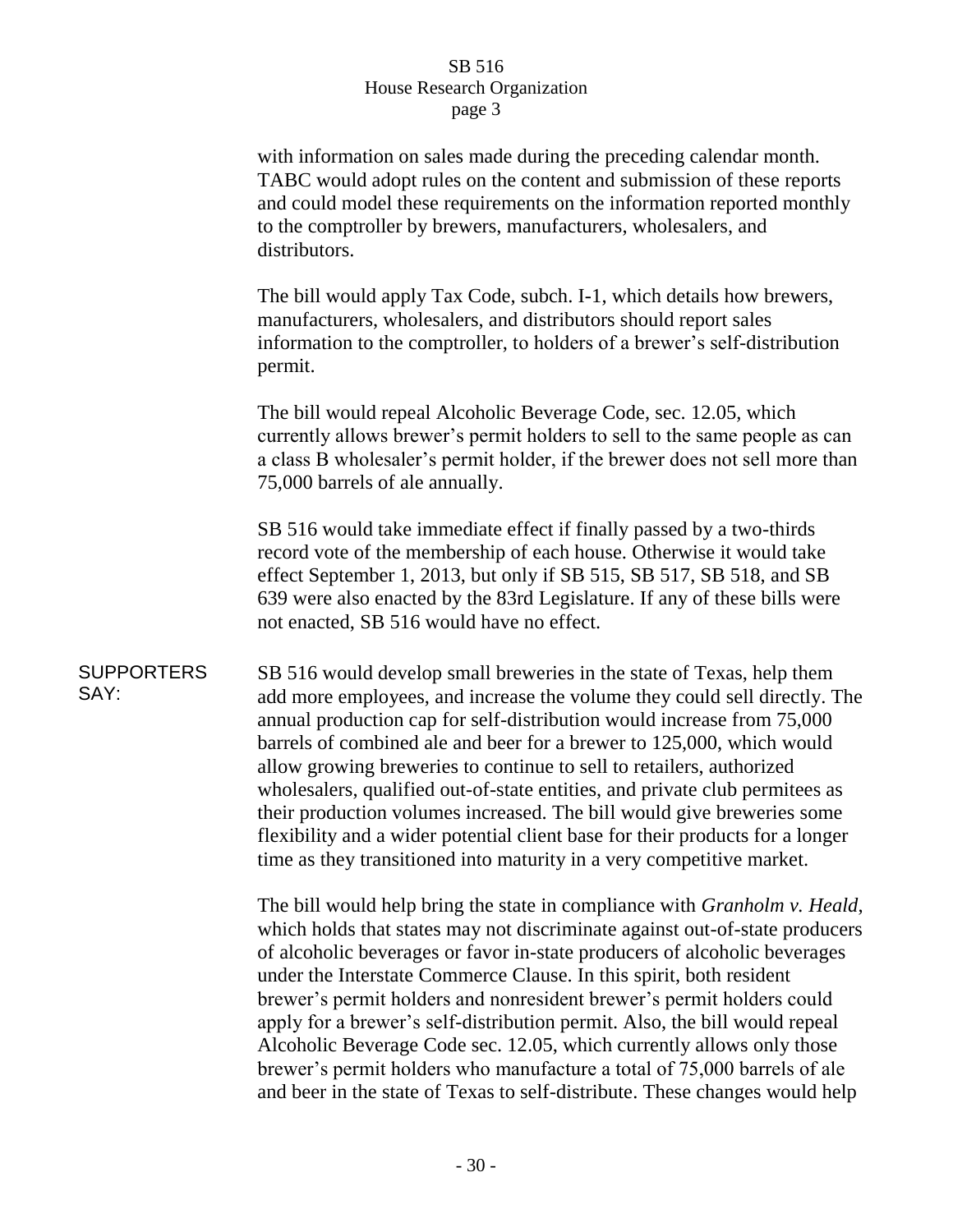with information on sales made during the preceding calendar month. TABC would adopt rules on the content and submission of these reports and could model these requirements on the information reported monthly to the comptroller by brewers, manufacturers, wholesalers, and distributors.

The bill would apply Tax Code, subch. I-1, which details how brewers, manufacturers, wholesalers, and distributors should report sales information to the comptroller, to holders of a brewer's self-distribution permit.

The bill would repeal Alcoholic Beverage Code, sec. 12.05, which currently allows brewer's permit holders to sell to the same people as can a class B wholesaler's permit holder, if the brewer does not sell more than 75,000 barrels of ale annually.

SB 516 would take immediate effect if finally passed by a two-thirds record vote of the membership of each house. Otherwise it would take effect September 1, 2013, but only if SB 515, SB 517, SB 518, and SB 639 were also enacted by the 83rd Legislature. If any of these bills were not enacted, SB 516 would have no effect.

**SUPPORTERS SAY:**

SB 516 would develop small breweries in the state of Texas, help them add more employees, and increase the volume they could sell directly. The annual production cap for self-distribution would increase from 75,000 barrels of combined ale and beer for a brewer to 125,000, which would allow growing breweries to continue to sell to retailers, authorized wholesalers, qualified out-of-state entities, and private club permitees as their production volumes increased. The bill would give breweries some flexibility and a wider potential client base for their products for a longer time as they transitioned into maturity in a very competitive market.

The bill would help bring the state in compliance with *Granholm v. Heald*, which holds that states may not discriminate against out-of-state producers of alcoholic beverages or favor in-state producers of alcoholic beverages under the Interstate Commerce Clause. In this spirit, both resident brewer's permit holders and nonresident brewer's permit holders could apply for a brewer's self-distribution permit. Also, the bill would repeal Alcoholic Beverage Code sec. 12.05, which currently allows only those brewer's permit holders who manufacture a total of 75,000 barrels of ale and beer in the state of Texas to self-distribute. These changes would help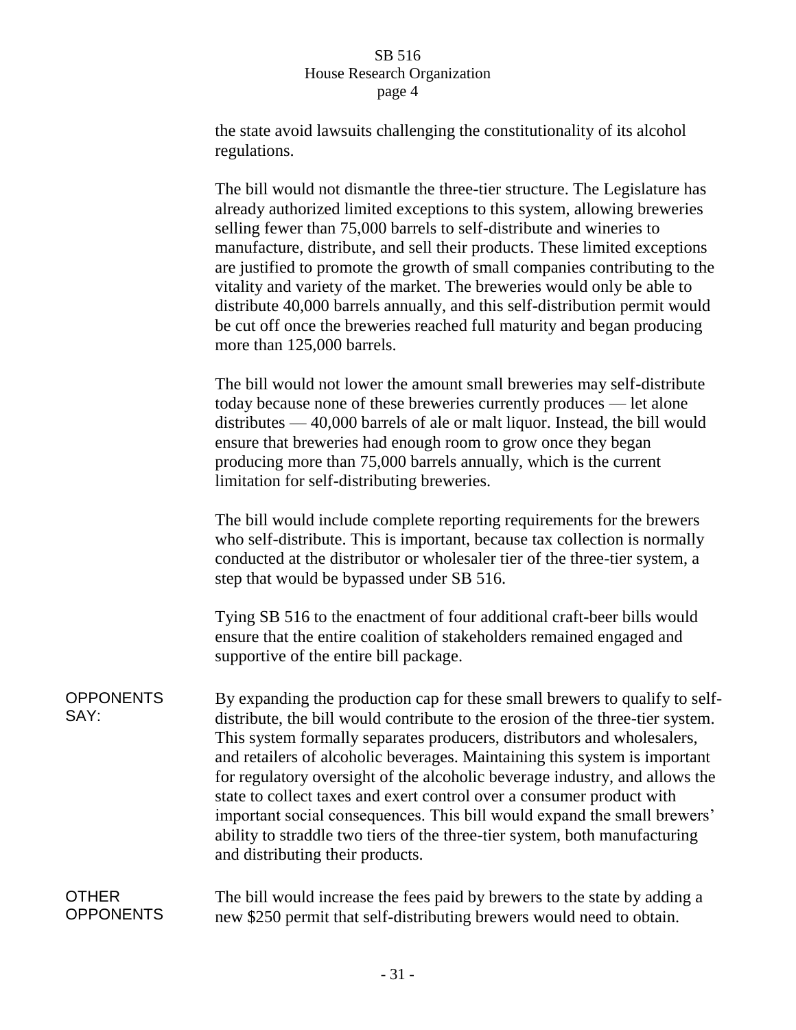the state avoid lawsuits challenging the constitutionality of its alcohol regulations.

The bill would not dismantle the three-tier structure. The Legislature has already authorized limited exceptions to this system, allowing breweries selling fewer than 75,000 barrels to self-distribute and wineries to manufacture, distribute, and sell their products. These limited exceptions are justified to promote the growth of small companies contributing to the vitality and variety of the market. The breweries would only be able to distribute 40,000 barrels annually, and this self-distribution permit would be cut off once the breweries reached full maturity and began producing more than 125,000 barrels.

The bill would not lower the amount small breweries may self-distribute today because none of these breweries currently produces — let alone distributes — 40,000 barrels of ale or malt liquor. Instead, the bill would ensure that breweries had enough room to grow once they began producing more than 75,000 barrels annually, which is the current limitation for self-distributing breweries.

The bill would include complete reporting requirements for the brewers who self-distribute. This is important, because tax collection is normally conducted at the distributor or wholesaler tier of the three-tier system, a step that would be bypassed under SB 516.

Tying SB 516 to the enactment of four additional craft-beer bills would ensure that the entire coalition of stakeholders remained engaged and supportive of the entire bill package.

**OPPONENTS SAY:** By expanding the production cap for these small brewers to qualify to self-distribute, the bill would contribute to the erosion of the three-tier system. This system formally separates producers, distributors and wholesalers, and retailers of alcoholic beverages. Maintaining this system is important for regulatory oversight of the alcoholic beverage industry, and allows the state to collect taxes and exert control over a consumer product with important social consequences. This bill would expand the small brewers' ability to straddle two tiers of the three-tier system, both manufacturing and distributing their products.

**OTHER OPPONENTS** The bill would increase the fees paid by brewers to the state by adding a new $250 permit that self-distributing brewers would need to obtain.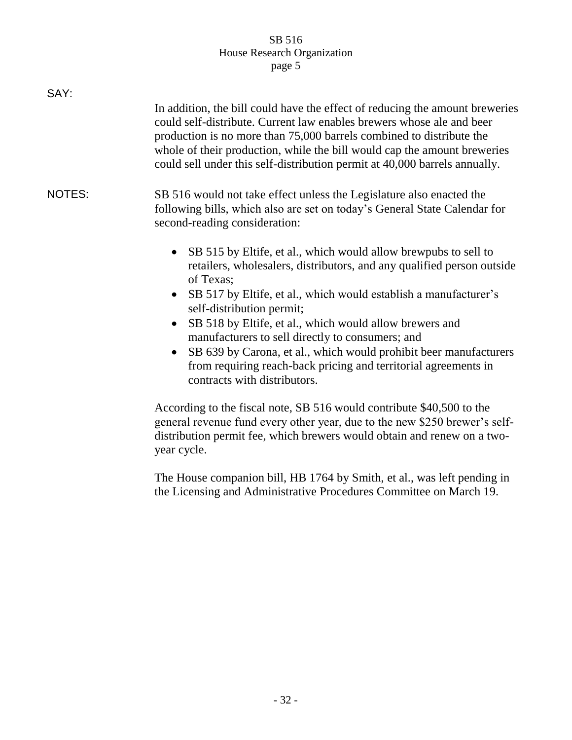SAY:

In addition, the bill could have the effect of reducing the amount breweries could self-distribute. Current law enables brewers whose ale and beer production is no more than 75,000 barrels combined to distribute the whole of their production, while the bill would cap the amount breweries could sell under this self-distribution permit at 40,000 barrels annually.

NOTES:

SB 516 would not take effect unless the Legislature also enacted the following bills, which also are set on today's General State Calendar for second-reading consideration:

- SB 515 by Eltife, et al., which would allow brewpubs to sell to retailers, wholesalers, distributors, and any qualified person outside of Texas;
- SB 517 by Eltife, et al., which would establish a manufacturer's self-distribution permit;
- SB 518 by Eltife, et al., which would allow brewers and manufacturers to sell directly to consumers; and
- SB 639 by Carona, et al., which would prohibit beer manufacturers from requiring reach-back pricing and territorial agreements in contracts with distributors.

According to the fiscal note, SB 516 would contribute $40,500 to the general revenue fund every other year, due to the new $250 brewer's self-distribution permit fee, which brewers would obtain and renew on a two-year cycle.

The House companion bill, HB 1764 by Smith, et al., was left pending in the Licensing and Administrative Procedures Committee on March 19.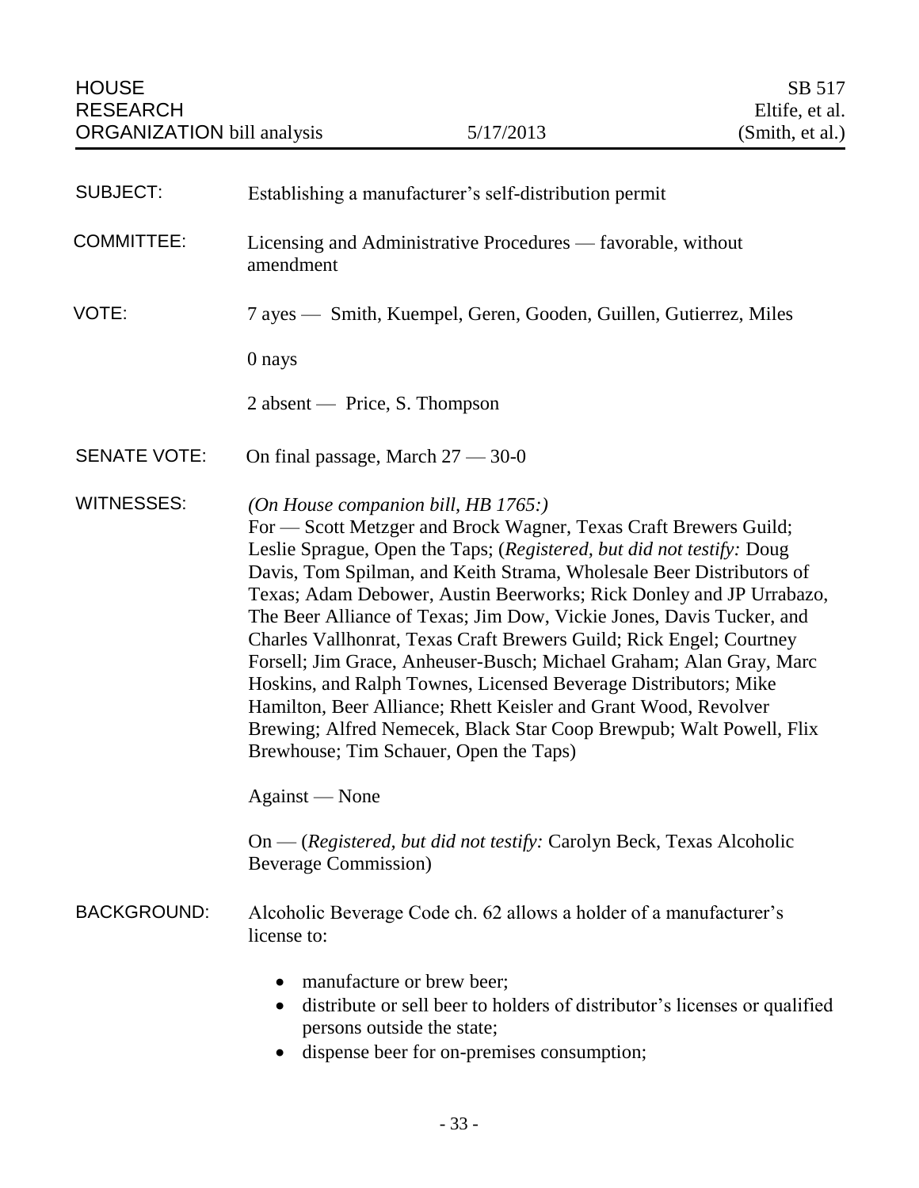HOUSE RESEARCH ORGANIZATION bill analysis — 5/17/2013 — SB 517 Eltife, et al. (Smith, et al.)

**SUBJECT:** Establishing a manufacturer's self-distribution permit

**COMMITTEE:** Licensing and Administrative Procedures — favorable, without amendment

**VOTE:** 7 ayes — Smith, Kuempel, Geren, Gooden, Guillen, Gutierrez, Miles

0 nays

2 absent — Price, S. Thompson

**SENATE VOTE:** On final passage, March 27 — 30-0

**WITNESSES:** *(On House companion bill, HB 1765:)*
For — Scott Metzger and Brock Wagner, Texas Craft Brewers Guild; Leslie Sprague, Open the Taps; (*Registered, but did not testify:* Doug Davis, Tom Spilman, and Keith Strama, Wholesale Beer Distributors of Texas; Adam Debower, Austin Beerworks; Rick Donley and JP Urrabazo, The Beer Alliance of Texas; Jim Dow, Vickie Jones, Davis Tucker, and Charles Vallhonrat, Texas Craft Brewers Guild; Rick Engel; Courtney Forsell; Jim Grace, Anheuser-Busch; Michael Graham; Alan Gray, Marc Hoskins, and Ralph Townes, Licensed Beverage Distributors; Mike Hamilton, Beer Alliance; Rhett Keisler and Grant Wood, Revolver Brewing; Alfred Nemecek, Black Star Coop Brewpub; Walt Powell, Flix Brewhouse; Tim Schauer, Open the Taps)

Against — None

On — (*Registered, but did not testify:* Carolyn Beck, Texas Alcoholic Beverage Commission)

**BACKGROUND:** Alcoholic Beverage Code ch. 62 allows a holder of a manufacturer's license to:

- manufacture or brew beer;
- distribute or sell beer to holders of distributor's licenses or qualified persons outside the state;
- dispense beer for on-premises consumption;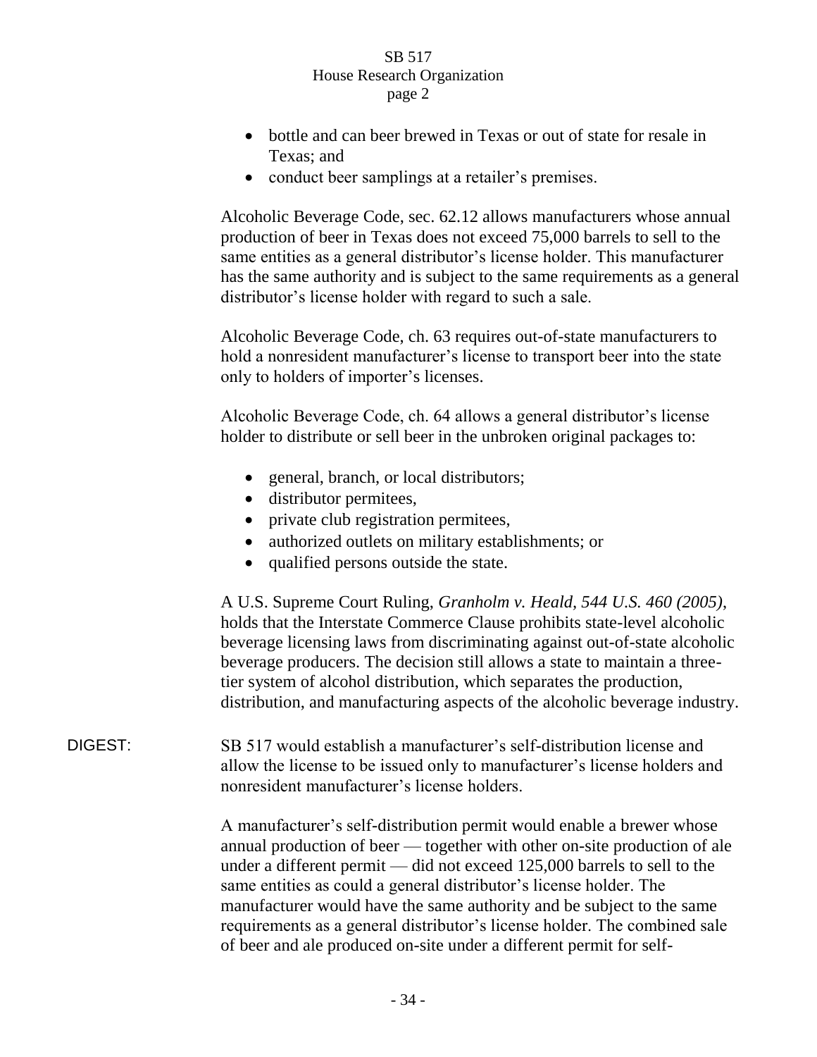- bottle and can beer brewed in Texas or out of state for resale in Texas; and
- conduct beer samplings at a retailer's premises.

Alcoholic Beverage Code, sec. 62.12 allows manufacturers whose annual production of beer in Texas does not exceed 75,000 barrels to sell to the same entities as a general distributor's license holder. This manufacturer has the same authority and is subject to the same requirements as a general distributor's license holder with regard to such a sale.

Alcoholic Beverage Code, ch. 63 requires out-of-state manufacturers to hold a nonresident manufacturer's license to transport beer into the state only to holders of importer's licenses.

Alcoholic Beverage Code, ch. 64 allows a general distributor's license holder to distribute or sell beer in the unbroken original packages to:

- general, branch, or local distributors;
- distributor permitees,
- private club registration permitees,
- authorized outlets on military establishments; or
- qualified persons outside the state.

A U.S. Supreme Court Ruling, *Granholm v. Heald, 544 U.S. 460 (2005)*, holds that the Interstate Commerce Clause prohibits state-level alcoholic beverage licensing laws from discriminating against out-of-state alcoholic beverage producers. The decision still allows a state to maintain a three-tier system of alcohol distribution, which separates the production, distribution, and manufacturing aspects of the alcoholic beverage industry.

DIGEST: SB 517 would establish a manufacturer's self-distribution license and allow the license to be issued only to manufacturer's license holders and nonresident manufacturer's license holders.

A manufacturer's self-distribution permit would enable a brewer whose annual production of beer — together with other on-site production of ale under a different permit — did not exceed 125,000 barrels to sell to the same entities as could a general distributor's license holder. The manufacturer would have the same authority and be subject to the same requirements as a general distributor's license holder. The combined sale of beer and ale produced on-site under a different permit for self-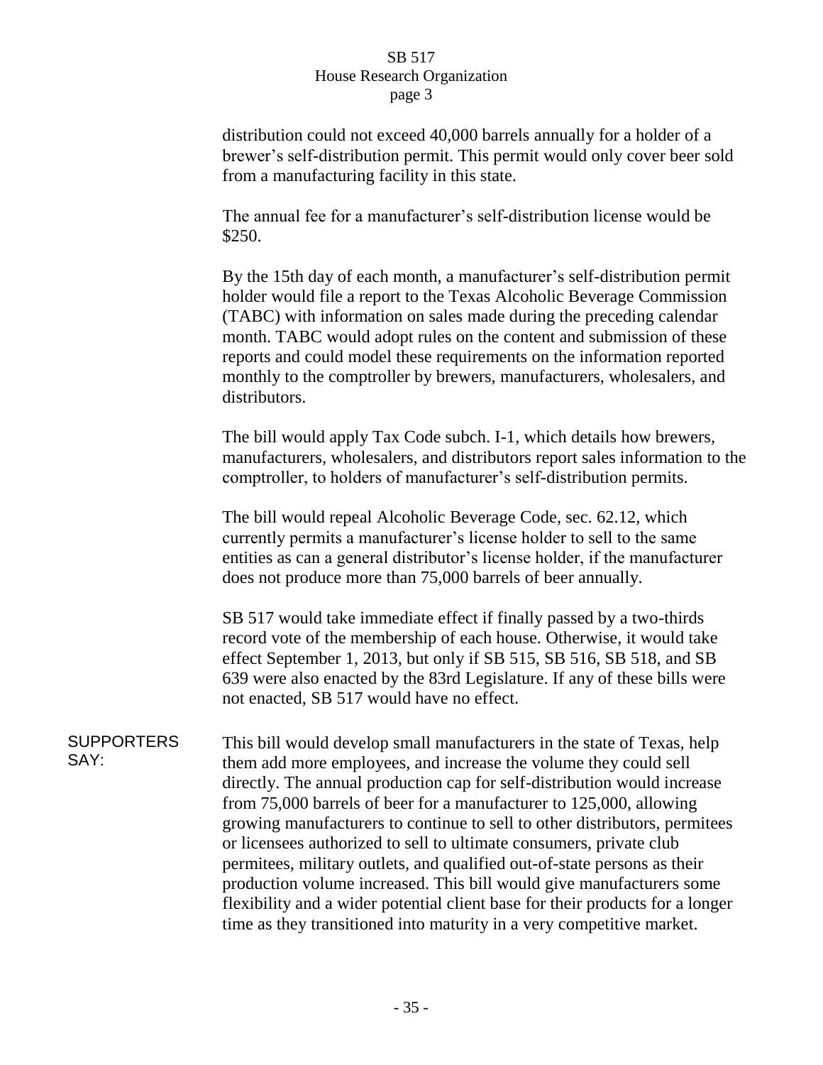distribution could not exceed 40,000 barrels annually for a holder of a brewer's self-distribution permit. This permit would only cover beer sold from a manufacturing facility in this state.

The annual fee for a manufacturer's self-distribution license would be $250.

By the 15th day of each month, a manufacturer's self-distribution permit holder would file a report to the Texas Alcoholic Beverage Commission (TABC) with information on sales made during the preceding calendar month. TABC would adopt rules on the content and submission of these reports and could model these requirements on the information reported monthly to the comptroller by brewers, manufacturers, wholesalers, and distributors.

The bill would apply Tax Code subch. I-1, which details how brewers, manufacturers, wholesalers, and distributors report sales information to the comptroller, to holders of manufacturer's self-distribution permits.

The bill would repeal Alcoholic Beverage Code, sec. 62.12, which currently permits a manufacturer's license holder to sell to the same entities as can a general distributor's license holder, if the manufacturer does not produce more than 75,000 barrels of beer annually.

SB 517 would take immediate effect if finally passed by a two-thirds record vote of the membership of each house. Otherwise, it would take effect September 1, 2013, but only if SB 515, SB 516, SB 518, and SB 639 were also enacted by the 83rd Legislature. If any of these bills were not enacted, SB 517 would have no effect.

**SUPPORTERS SAY:**

This bill would develop small manufacturers in the state of Texas, help them add more employees, and increase the volume they could sell directly. The annual production cap for self-distribution would increase from 75,000 barrels of beer for a manufacturer to 125,000, allowing growing manufacturers to continue to sell to other distributors, permitees or licensees authorized to sell to ultimate consumers, private club permitees, military outlets, and qualified out-of-state persons as their production volume increased. This bill would give manufacturers some flexibility and a wider potential client base for their products for a longer time as they transitioned into maturity in a very competitive market.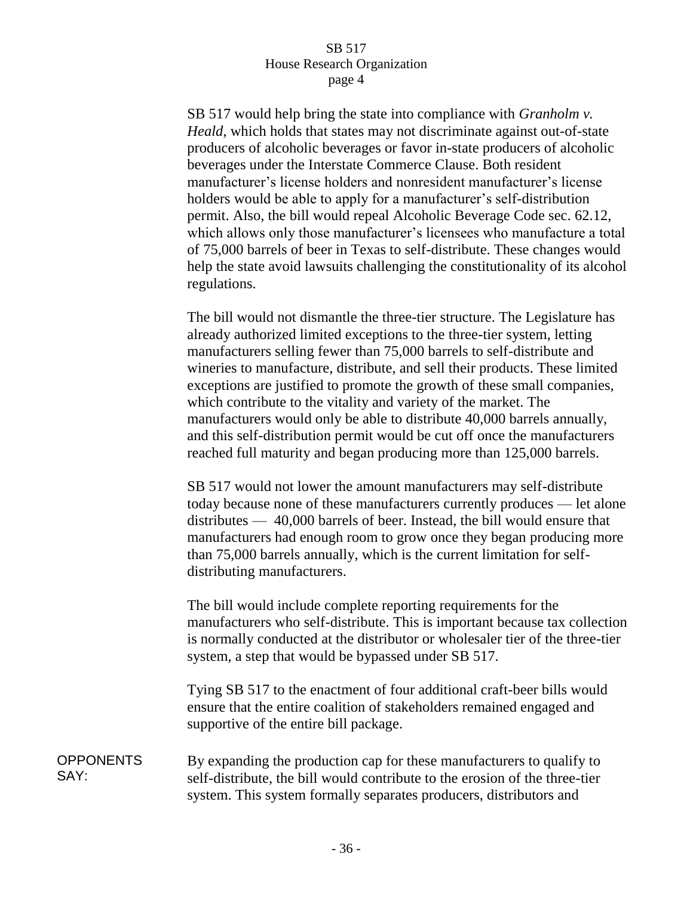SB 517 would help bring the state into compliance with *Granholm v. Heald*, which holds that states may not discriminate against out-of-state producers of alcoholic beverages or favor in-state producers of alcoholic beverages under the Interstate Commerce Clause. Both resident manufacturer's license holders and nonresident manufacturer's license holders would be able to apply for a manufacturer's self-distribution permit. Also, the bill would repeal Alcoholic Beverage Code sec. 62.12, which allows only those manufacturer's licensees who manufacture a total of 75,000 barrels of beer in Texas to self-distribute. These changes would help the state avoid lawsuits challenging the constitutionality of its alcohol regulations.

The bill would not dismantle the three-tier structure. The Legislature has already authorized limited exceptions to the three-tier system, letting manufacturers selling fewer than 75,000 barrels to self-distribute and wineries to manufacture, distribute, and sell their products. These limited exceptions are justified to promote the growth of these small companies, which contribute to the vitality and variety of the market. The manufacturers would only be able to distribute 40,000 barrels annually, and this self-distribution permit would be cut off once the manufacturers reached full maturity and began producing more than 125,000 barrels.

SB 517 would not lower the amount manufacturers may self-distribute today because none of these manufacturers currently produces — let alone distributes — 40,000 barrels of beer. Instead, the bill would ensure that manufacturers had enough room to grow once they began producing more than 75,000 barrels annually, which is the current limitation for self-distributing manufacturers.

The bill would include complete reporting requirements for the manufacturers who self-distribute. This is important because tax collection is normally conducted at the distributor or wholesaler tier of the three-tier system, a step that would be bypassed under SB 517.

Tying SB 517 to the enactment of four additional craft-beer bills would ensure that the entire coalition of stakeholders remained engaged and supportive of the entire bill package.

OPPONENTS SAY: By expanding the production cap for these manufacturers to qualify to self-distribute, the bill would contribute to the erosion of the three-tier system. This system formally separates producers, distributors and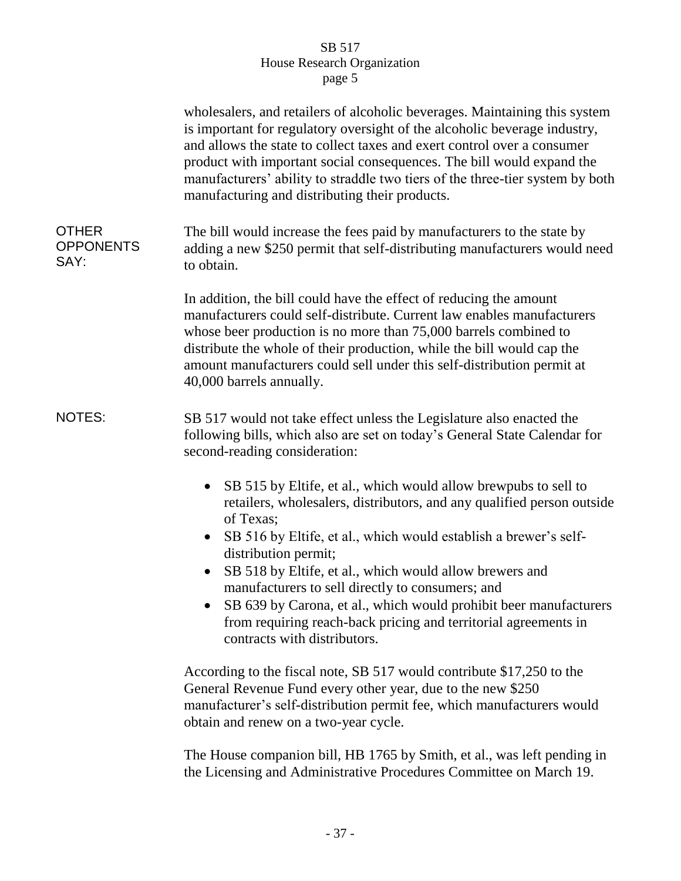wholesalers, and retailers of alcoholic beverages. Maintaining this system is important for regulatory oversight of the alcoholic beverage industry, and allows the state to collect taxes and exert control over a consumer product with important social consequences. The bill would expand the manufacturers' ability to straddle two tiers of the three-tier system by both manufacturing and distributing their products.

**OTHER OPPONENTS SAY:**

The bill would increase the fees paid by manufacturers to the state by adding a new $250 permit that self-distributing manufacturers would need to obtain.

In addition, the bill could have the effect of reducing the amount manufacturers could self-distribute. Current law enables manufacturers whose beer production is no more than 75,000 barrels combined to distribute the whole of their production, while the bill would cap the amount manufacturers could sell under this self-distribution permit at 40,000 barrels annually.

**NOTES:**

SB 517 would not take effect unless the Legislature also enacted the following bills, which also are set on today's General State Calendar for second-reading consideration:

- SB 515 by Eltife, et al., which would allow brewpubs to sell to retailers, wholesalers, distributors, and any qualified person outside of Texas;
- SB 516 by Eltife, et al., which would establish a brewer's self-distribution permit;
- SB 518 by Eltife, et al., which would allow brewers and manufacturers to sell directly to consumers; and
- SB 639 by Carona, et al., which would prohibit beer manufacturers from requiring reach-back pricing and territorial agreements in contracts with distributors.

According to the fiscal note, SB 517 would contribute $17,250 to the General Revenue Fund every other year, due to the new $250 manufacturer's self-distribution permit fee, which manufacturers would obtain and renew on a two-year cycle.

The House companion bill, HB 1765 by Smith, et al., was left pending in the Licensing and Administrative Procedures Committee on March 19.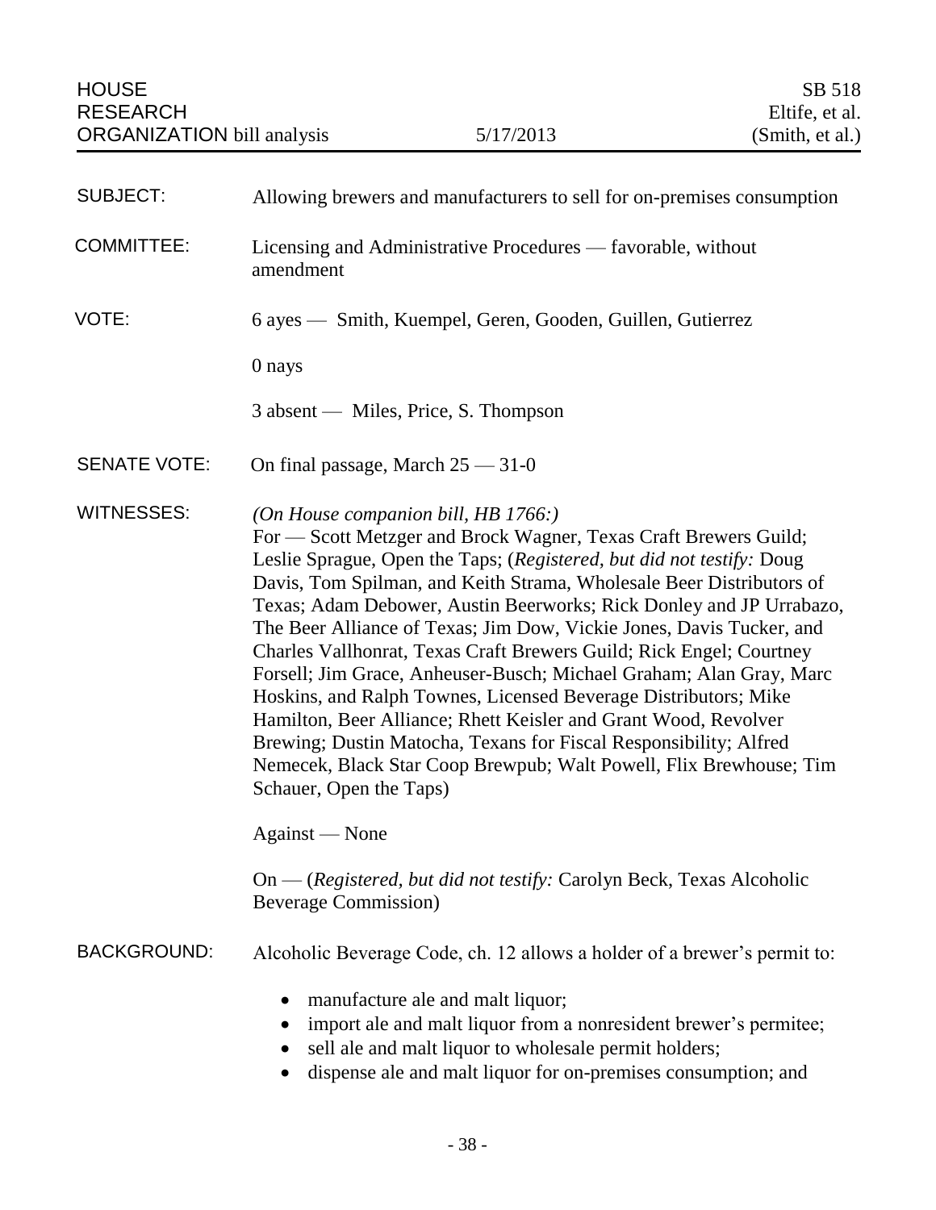| | | |
|---|---|---|
| HOUSE RESEARCH ORGANIZATION bill analysis | 5/17/2013 | SB 518 Eltife, et al. (Smith, et al.) |

**SUBJECT:** Allowing brewers and manufacturers to sell for on-premises consumption

**COMMITTEE:** Licensing and Administrative Procedures — favorable, without amendment

**VOTE:** 6 ayes — Smith, Kuempel, Geren, Gooden, Guillen, Gutierrez

0 nays

3 absent — Miles, Price, S. Thompson

**SENATE VOTE:** On final passage, March 25 — 31-0

**WITNESSES:** *(On House companion bill, HB 1766:)*
For — Scott Metzger and Brock Wagner, Texas Craft Brewers Guild; Leslie Sprague, Open the Taps; (*Registered, but did not testify:* Doug Davis, Tom Spilman, and Keith Strama, Wholesale Beer Distributors of Texas; Adam Debower, Austin Beerworks; Rick Donley and JP Urrabazo, The Beer Alliance of Texas; Jim Dow, Vickie Jones, Davis Tucker, and Charles Vallhonrat, Texas Craft Brewers Guild; Rick Engel; Courtney Forsell; Jim Grace, Anheuser-Busch; Michael Graham; Alan Gray, Marc Hoskins, and Ralph Townes, Licensed Beverage Distributors; Mike Hamilton, Beer Alliance; Rhett Keisler and Grant Wood, Revolver Brewing; Dustin Matocha, Texans for Fiscal Responsibility; Alfred Nemecek, Black Star Coop Brewpub; Walt Powell, Flix Brewhouse; Tim Schauer, Open the Taps)

Against — None

On — (*Registered, but did not testify:* Carolyn Beck, Texas Alcoholic Beverage Commission)

**BACKGROUND:** Alcoholic Beverage Code, ch. 12 allows a holder of a brewer's permit to:

- manufacture ale and malt liquor;
- import ale and malt liquor from a nonresident brewer's permitee;
- sell ale and malt liquor to wholesale permit holders;
- dispense ale and malt liquor for on-premises consumption; and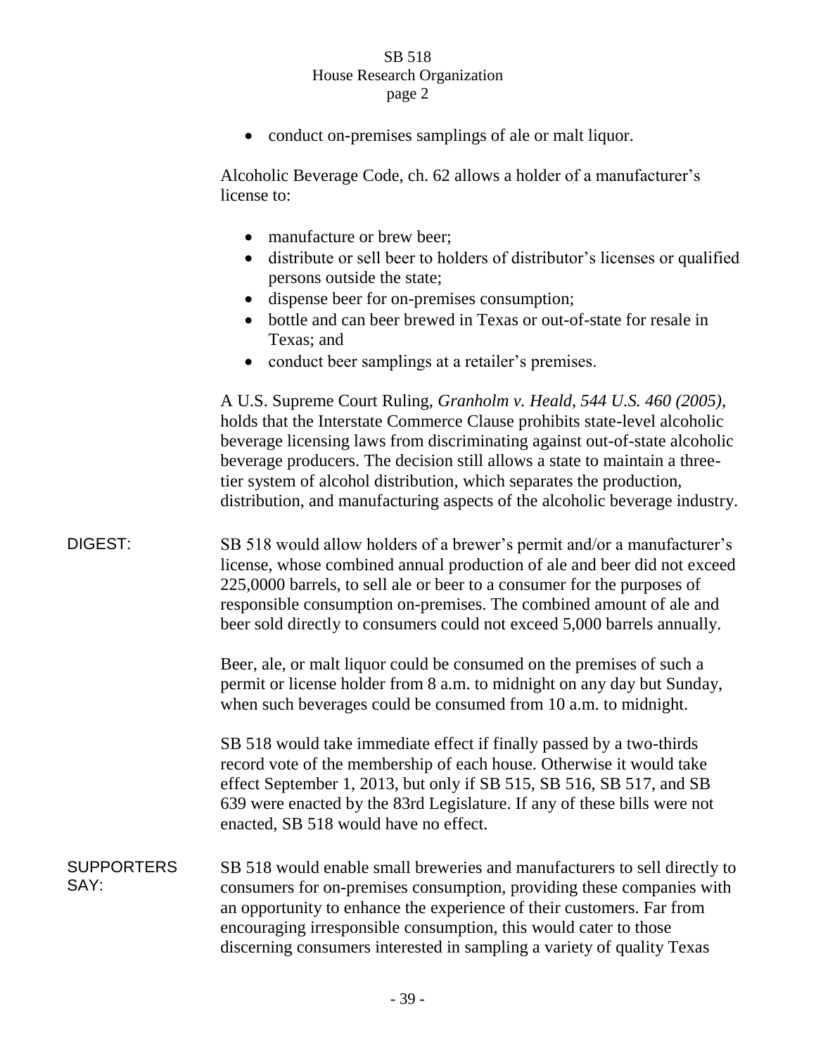- conduct on-premises samplings of ale or malt liquor.

Alcoholic Beverage Code, ch. 62 allows a holder of a manufacturer's license to:

- manufacture or brew beer;
- distribute or sell beer to holders of distributor's licenses or qualified persons outside the state;
- dispense beer for on-premises consumption;
- bottle and can beer brewed in Texas or out-of-state for resale in Texas; and
- conduct beer samplings at a retailer's premises.

A U.S. Supreme Court Ruling, *Granholm v. Heald, 544 U.S. 460 (2005)*, holds that the Interstate Commerce Clause prohibits state-level alcoholic beverage licensing laws from discriminating against out-of-state alcoholic beverage producers. The decision still allows a state to maintain a three-tier system of alcohol distribution, which separates the production, distribution, and manufacturing aspects of the alcoholic beverage industry.

**DIGEST:**

SB 518 would allow holders of a brewer's permit and/or a manufacturer's license, whose combined annual production of ale and beer did not exceed 225,0000 barrels, to sell ale or beer to a consumer for the purposes of responsible consumption on-premises. The combined amount of ale and beer sold directly to consumers could not exceed 5,000 barrels annually.

Beer, ale, or malt liquor could be consumed on the premises of such a permit or license holder from 8 a.m. to midnight on any day but Sunday, when such beverages could be consumed from 10 a.m. to midnight.

SB 518 would take immediate effect if finally passed by a two-thirds record vote of the membership of each house. Otherwise it would take effect September 1, 2013, but only if SB 515, SB 516, SB 517, and SB 639 were enacted by the 83rd Legislature. If any of these bills were not enacted, SB 518 would have no effect.

**SUPPORTERS SAY:**

SB 518 would enable small breweries and manufacturers to sell directly to consumers for on-premises consumption, providing these companies with an opportunity to enhance the experience of their customers. Far from encouraging irresponsible consumption, this would cater to those discerning consumers interested in sampling a variety of quality Texas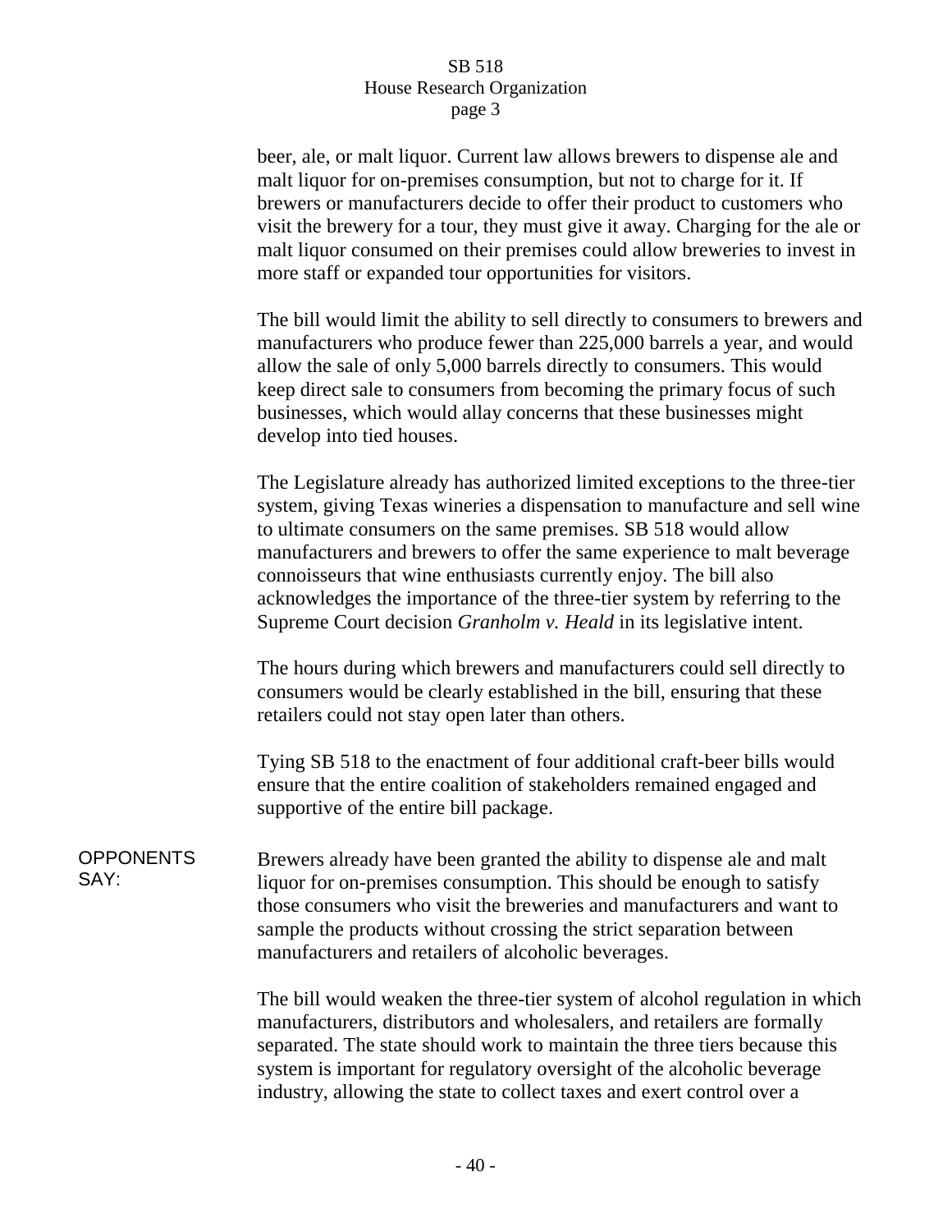beer, ale, or malt liquor. Current law allows brewers to dispense ale and malt liquor for on-premises consumption, but not to charge for it. If brewers or manufacturers decide to offer their product to customers who visit the brewery for a tour, they must give it away. Charging for the ale or malt liquor consumed on their premises could allow breweries to invest in more staff or expanded tour opportunities for visitors.

The bill would limit the ability to sell directly to consumers to brewers and manufacturers who produce fewer than 225,000 barrels a year, and would allow the sale of only 5,000 barrels directly to consumers. This would keep direct sale to consumers from becoming the primary focus of such businesses, which would allay concerns that these businesses might develop into tied houses.

The Legislature already has authorized limited exceptions to the three-tier system, giving Texas wineries a dispensation to manufacture and sell wine to ultimate consumers on the same premises. SB 518 would allow manufacturers and brewers to offer the same experience to malt beverage connoisseurs that wine enthusiasts currently enjoy. The bill also acknowledges the importance of the three-tier system by referring to the Supreme Court decision *Granholm v. Heald* in its legislative intent.

The hours during which brewers and manufacturers could sell directly to consumers would be clearly established in the bill, ensuring that these retailers could not stay open later than others.

Tying SB 518 to the enactment of four additional craft-beer bills would ensure that the entire coalition of stakeholders remained engaged and supportive of the entire bill package.

**OPPONENTS SAY:**

Brewers already have been granted the ability to dispense ale and malt liquor for on-premises consumption. This should be enough to satisfy those consumers who visit the breweries and manufacturers and want to sample the products without crossing the strict separation between manufacturers and retailers of alcoholic beverages.

The bill would weaken the three-tier system of alcohol regulation in which manufacturers, distributors and wholesalers, and retailers are formally separated. The state should work to maintain the three tiers because this system is important for regulatory oversight of the alcoholic beverage industry, allowing the state to collect taxes and exert control over a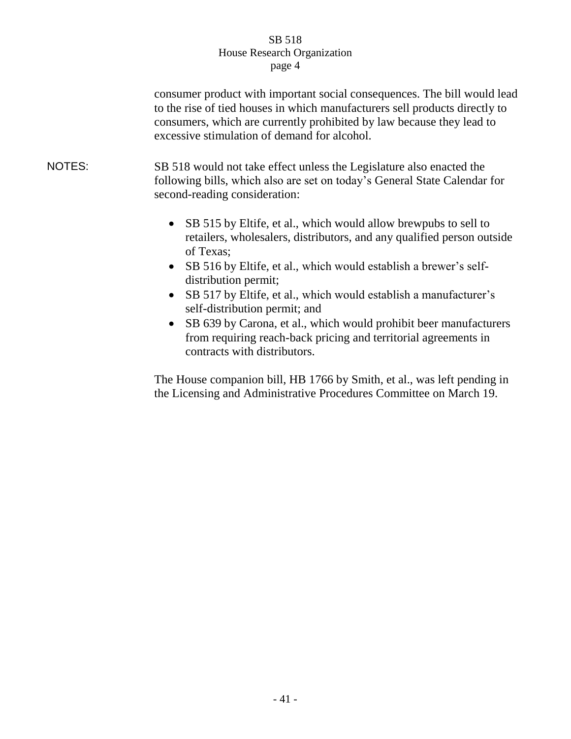consumer product with important social consequences. The bill would lead to the rise of tied houses in which manufacturers sell products directly to consumers, which are currently prohibited by law because they lead to excessive stimulation of demand for alcohol.

NOTES: SB 518 would not take effect unless the Legislature also enacted the following bills, which also are set on today's General State Calendar for second-reading consideration:

- SB 515 by Eltife, et al., which would allow brewpubs to sell to retailers, wholesalers, distributors, and any qualified person outside of Texas;
- SB 516 by Eltife, et al., which would establish a brewer's self-distribution permit;
- SB 517 by Eltife, et al., which would establish a manufacturer's self-distribution permit; and
- SB 639 by Carona, et al., which would prohibit beer manufacturers from requiring reach-back pricing and territorial agreements in contracts with distributors.

The House companion bill, HB 1766 by Smith, et al., was left pending in the Licensing and Administrative Procedures Committee on March 19.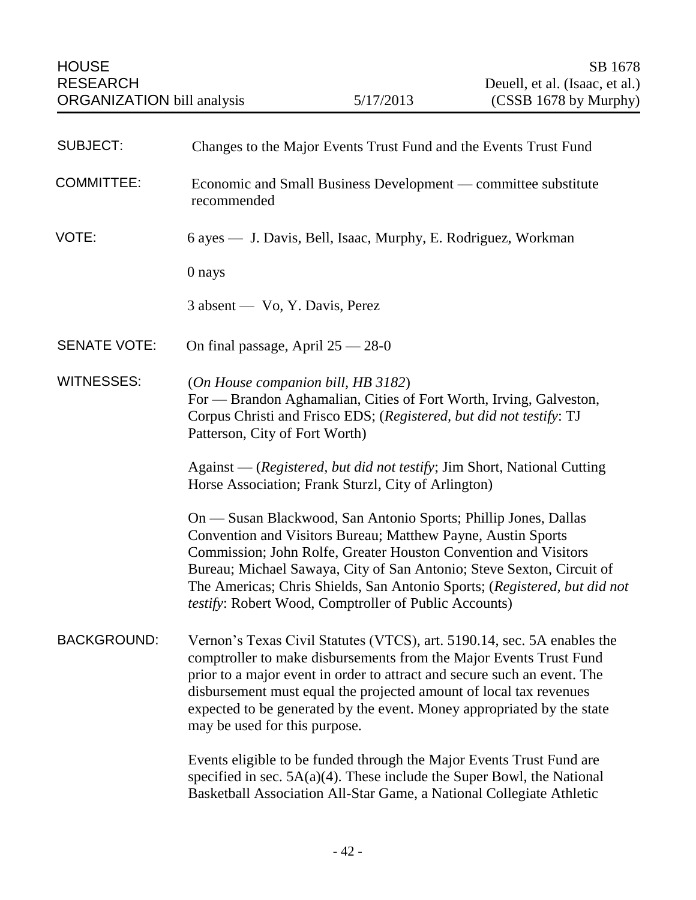HOUSE RESEARCH ORGANIZATION bill analysis — 5/17/2013 — SB 1678 Deuell, et al. (Isaac, et al.) (CSSB 1678 by Murphy)

**SUBJECT:** Changes to the Major Events Trust Fund and the Events Trust Fund

**COMMITTEE:** Economic and Small Business Development — committee substitute recommended

**VOTE:** 6 ayes — J. Davis, Bell, Isaac, Murphy, E. Rodriguez, Workman

0 nays

3 absent — Vo, Y. Davis, Perez

**SENATE VOTE:** On final passage, April 25 — 28-0

**WITNESSES:** (*On House companion bill, HB 3182*)
For — Brandon Aghamalian, Cities of Fort Worth, Irving, Galveston, Corpus Christi and Frisco EDS; (*Registered, but did not testify*: TJ Patterson, City of Fort Worth)

Against — (*Registered, but did not testify*; Jim Short, National Cutting Horse Association; Frank Sturzl, City of Arlington)

On — Susan Blackwood, San Antonio Sports; Phillip Jones, Dallas Convention and Visitors Bureau; Matthew Payne, Austin Sports Commission; John Rolfe, Greater Houston Convention and Visitors Bureau; Michael Sawaya, City of San Antonio; Steve Sexton, Circuit of The Americas; Chris Shields, San Antonio Sports; (*Registered, but did not testify*: Robert Wood, Comptroller of Public Accounts)

**BACKGROUND:** Vernon's Texas Civil Statutes (VTCS), art. 5190.14, sec. 5A enables the comptroller to make disbursements from the Major Events Trust Fund prior to a major event in order to attract and secure such an event. The disbursement must equal the projected amount of local tax revenues expected to be generated by the event. Money appropriated by the state may be used for this purpose.

Events eligible to be funded through the Major Events Trust Fund are specified in sec. 5A(a)(4). These include the Super Bowl, the National Basketball Association All-Star Game, a National Collegiate Athletic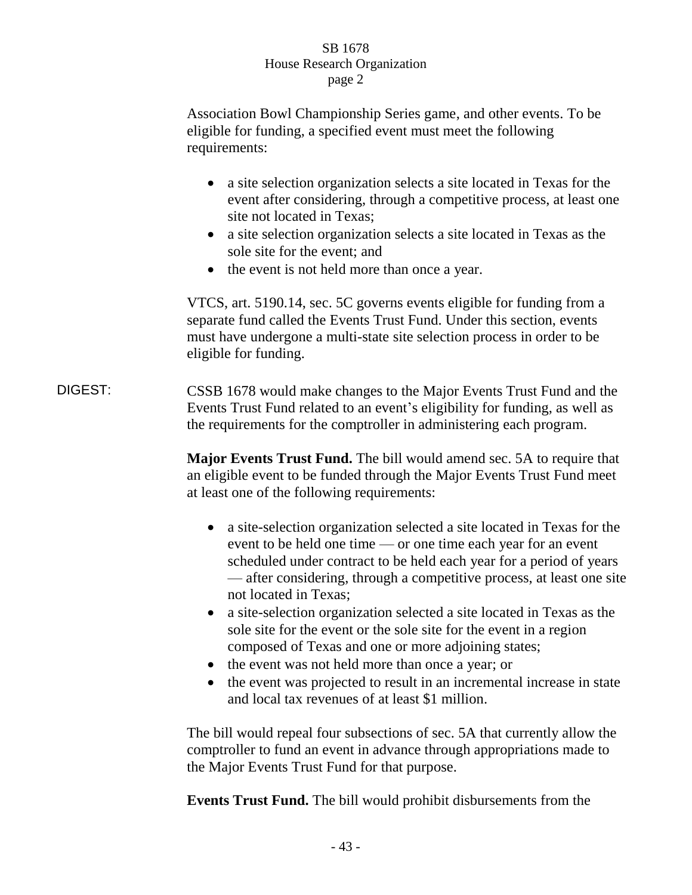Association Bowl Championship Series game, and other events. To be eligible for funding, a specified event must meet the following requirements:

- a site selection organization selects a site located in Texas for the event after considering, through a competitive process, at least one site not located in Texas;
- a site selection organization selects a site located in Texas as the sole site for the event; and
- the event is not held more than once a year.

VTCS, art. 5190.14, sec. 5C governs events eligible for funding from a separate fund called the Events Trust Fund. Under this section, events must have undergone a multi-state site selection process in order to be eligible for funding.

DIGEST: CSSB 1678 would make changes to the Major Events Trust Fund and the Events Trust Fund related to an event's eligibility for funding, as well as the requirements for the comptroller in administering each program.

**Major Events Trust Fund.** The bill would amend sec. 5A to require that an eligible event to be funded through the Major Events Trust Fund meet at least one of the following requirements:

- a site-selection organization selected a site located in Texas for the event to be held one time — or one time each year for an event scheduled under contract to be held each year for a period of years — after considering, through a competitive process, at least one site not located in Texas;
- a site-selection organization selected a site located in Texas as the sole site for the event or the sole site for the event in a region composed of Texas and one or more adjoining states;
- the event was not held more than once a year; or
- the event was projected to result in an incremental increase in state and local tax revenues of at least $1 million.

The bill would repeal four subsections of sec. 5A that currently allow the comptroller to fund an event in advance through appropriations made to the Major Events Trust Fund for that purpose.

**Events Trust Fund.** The bill would prohibit disbursements from the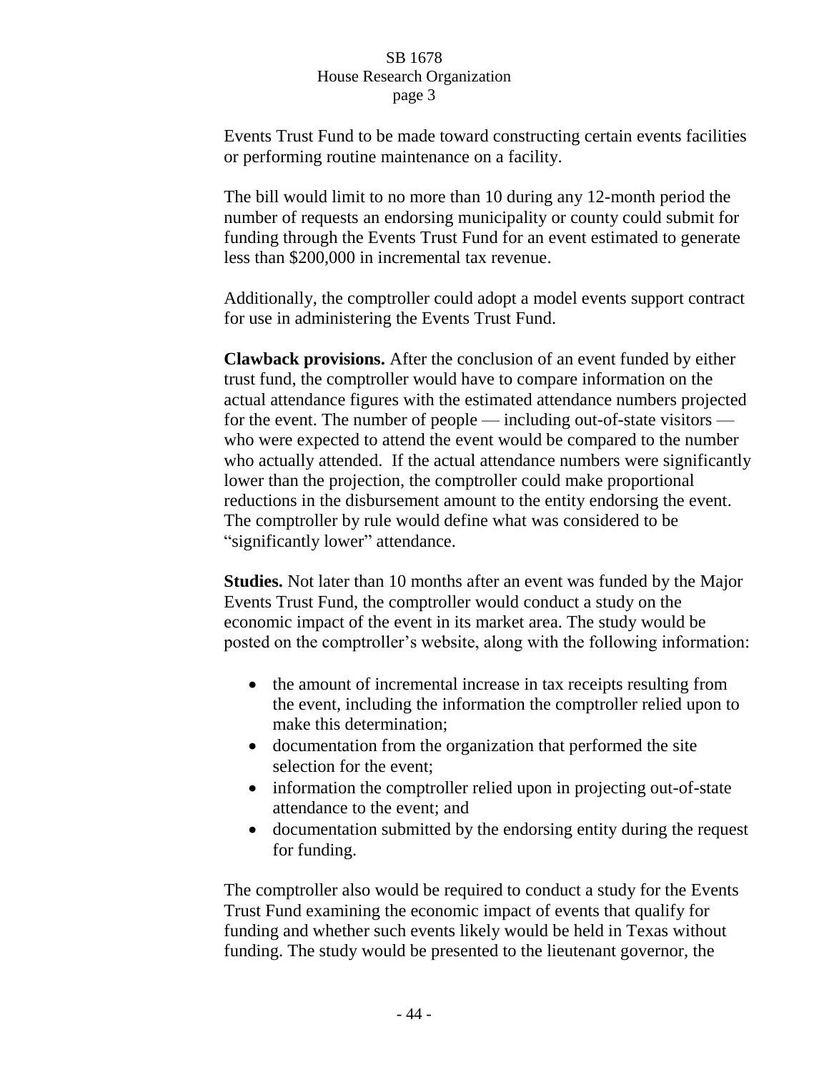Events Trust Fund to be made toward constructing certain events facilities or performing routine maintenance on a facility.

The bill would limit to no more than 10 during any 12-month period the number of requests an endorsing municipality or county could submit for funding through the Events Trust Fund for an event estimated to generate less than $200,000 in incremental tax revenue.

Additionally, the comptroller could adopt a model events support contract for use in administering the Events Trust Fund.

**Clawback provisions.** After the conclusion of an event funded by either trust fund, the comptroller would have to compare information on the actual attendance figures with the estimated attendance numbers projected for the event. The number of people — including out-of-state visitors — who were expected to attend the event would be compared to the number who actually attended. If the actual attendance numbers were significantly lower than the projection, the comptroller could make proportional reductions in the disbursement amount to the entity endorsing the event. The comptroller by rule would define what was considered to be "significantly lower" attendance.

**Studies.** Not later than 10 months after an event was funded by the Major Events Trust Fund, the comptroller would conduct a study on the economic impact of the event in its market area. The study would be posted on the comptroller's website, along with the following information:

- the amount of incremental increase in tax receipts resulting from the event, including the information the comptroller relied upon to make this determination;
- documentation from the organization that performed the site selection for the event;
- information the comptroller relied upon in projecting out-of-state attendance to the event; and
- documentation submitted by the endorsing entity during the request for funding.

The comptroller also would be required to conduct a study for the Events Trust Fund examining the economic impact of events that qualify for funding and whether such events likely would be held in Texas without funding. The study would be presented to the lieutenant governor, the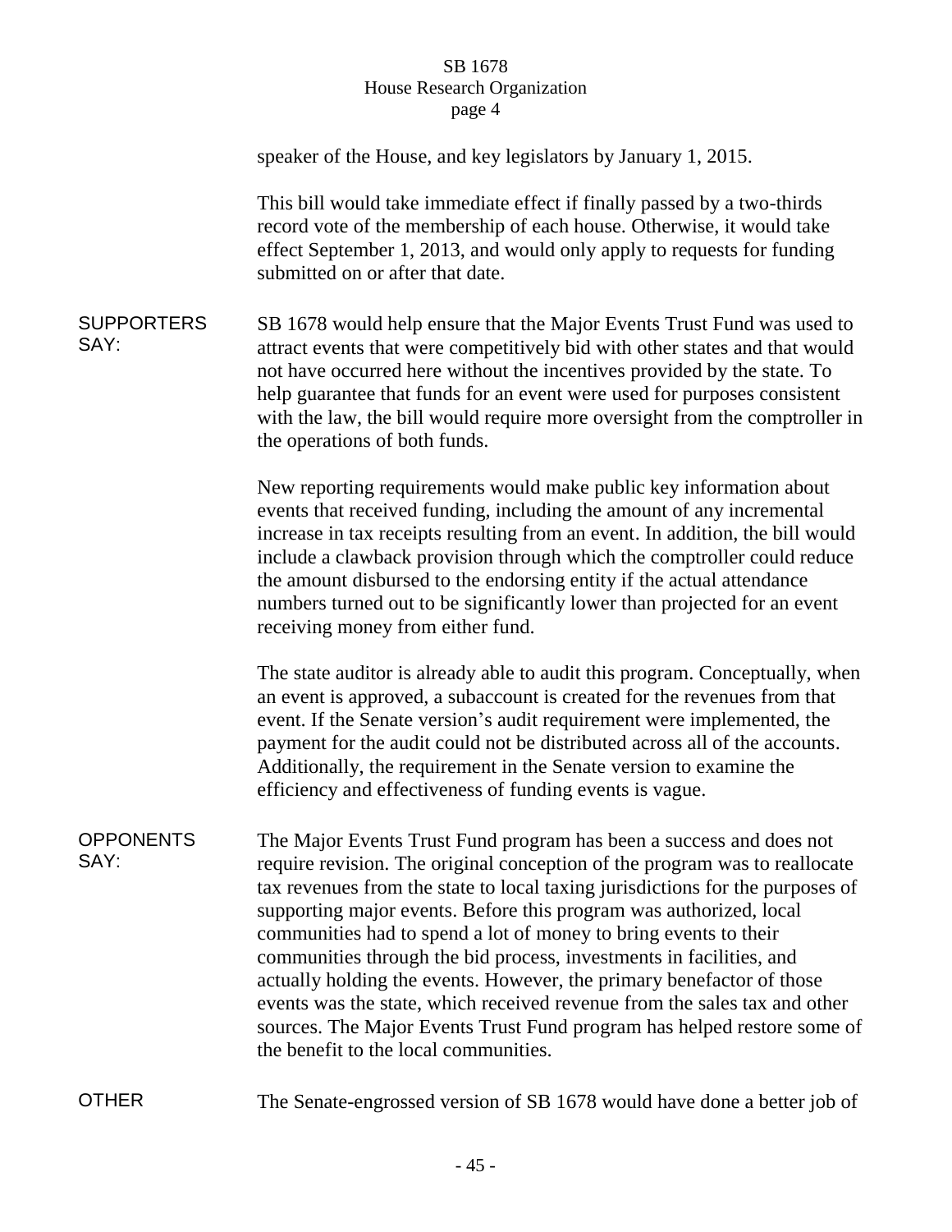speaker of the House, and key legislators by January 1, 2015.

This bill would take immediate effect if finally passed by a two-thirds record vote of the membership of each house. Otherwise, it would take effect September 1, 2013, and would only apply to requests for funding submitted on or after that date.

**SUPPORTERS SAY:**

SB 1678 would help ensure that the Major Events Trust Fund was used to attract events that were competitively bid with other states and that would not have occurred here without the incentives provided by the state. To help guarantee that funds for an event were used for purposes consistent with the law, the bill would require more oversight from the comptroller in the operations of both funds.

New reporting requirements would make public key information about events that received funding, including the amount of any incremental increase in tax receipts resulting from an event. In addition, the bill would include a clawback provision through which the comptroller could reduce the amount disbursed to the endorsing entity if the actual attendance numbers turned out to be significantly lower than projected for an event receiving money from either fund.

The state auditor is already able to audit this program. Conceptually, when an event is approved, a subaccount is created for the revenues from that event. If the Senate version's audit requirement were implemented, the payment for the audit could not be distributed across all of the accounts. Additionally, the requirement in the Senate version to examine the efficiency and effectiveness of funding events is vague.

**OPPONENTS SAY:**

The Major Events Trust Fund program has been a success and does not require revision. The original conception of the program was to reallocate tax revenues from the state to local taxing jurisdictions for the purposes of supporting major events. Before this program was authorized, local communities had to spend a lot of money to bring events to their communities through the bid process, investments in facilities, and actually holding the events. However, the primary benefactor of those events was the state, which received revenue from the sales tax and other sources. The Major Events Trust Fund program has helped restore some of the benefit to the local communities.

**OTHER**

The Senate-engrossed version of SB 1678 would have done a better job of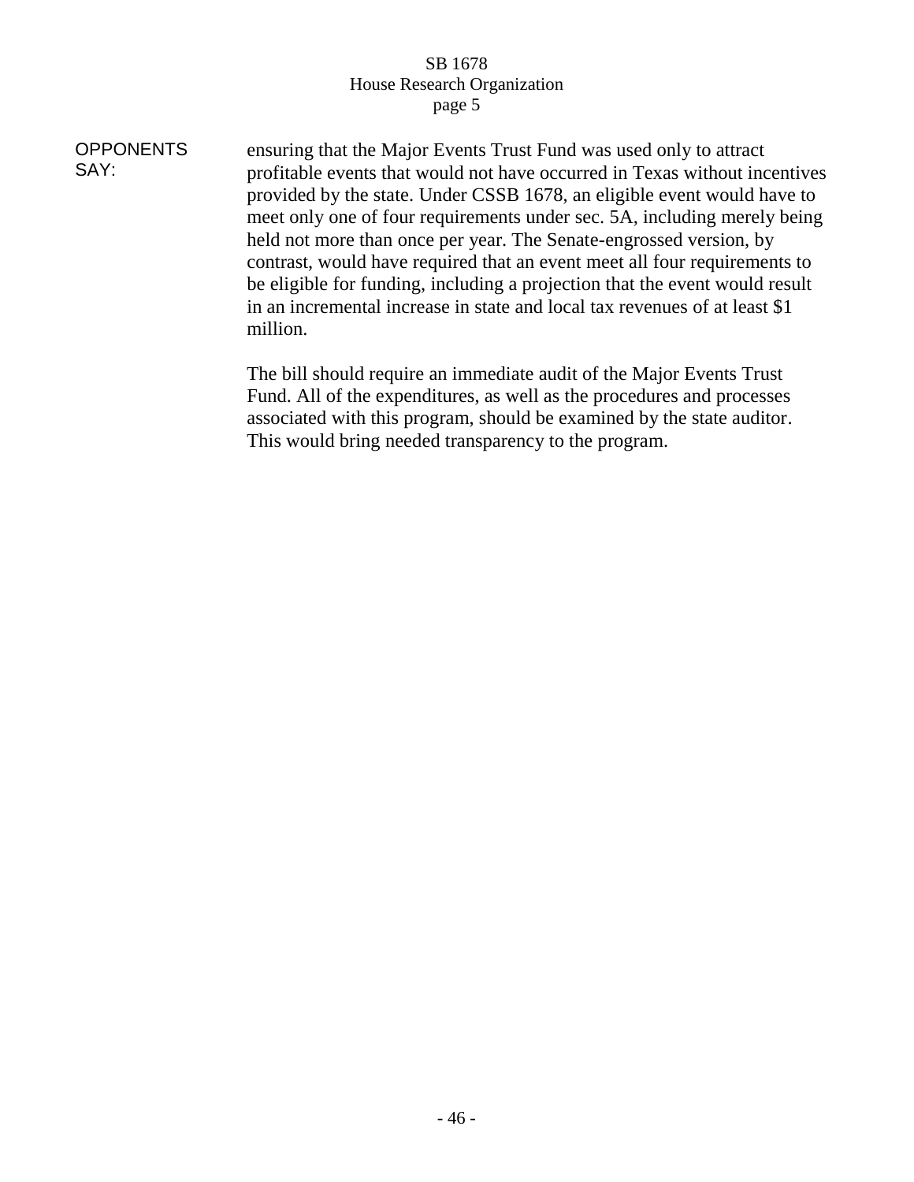**OPPONENTS SAY:**

ensuring that the Major Events Trust Fund was used only to attract profitable events that would not have occurred in Texas without incentives provided by the state. Under CSSB 1678, an eligible event would have to meet only one of four requirements under sec. 5A, including merely being held not more than once per year. The Senate-engrossed version, by contrast, would have required that an event meet all four requirements to be eligible for funding, including a projection that the event would result in an incremental increase in state and local tax revenues of at least $1 million.

The bill should require an immediate audit of the Major Events Trust Fund. All of the expenditures, as well as the procedures and processes associated with this program, should be examined by the state auditor. This would bring needed transparency to the program.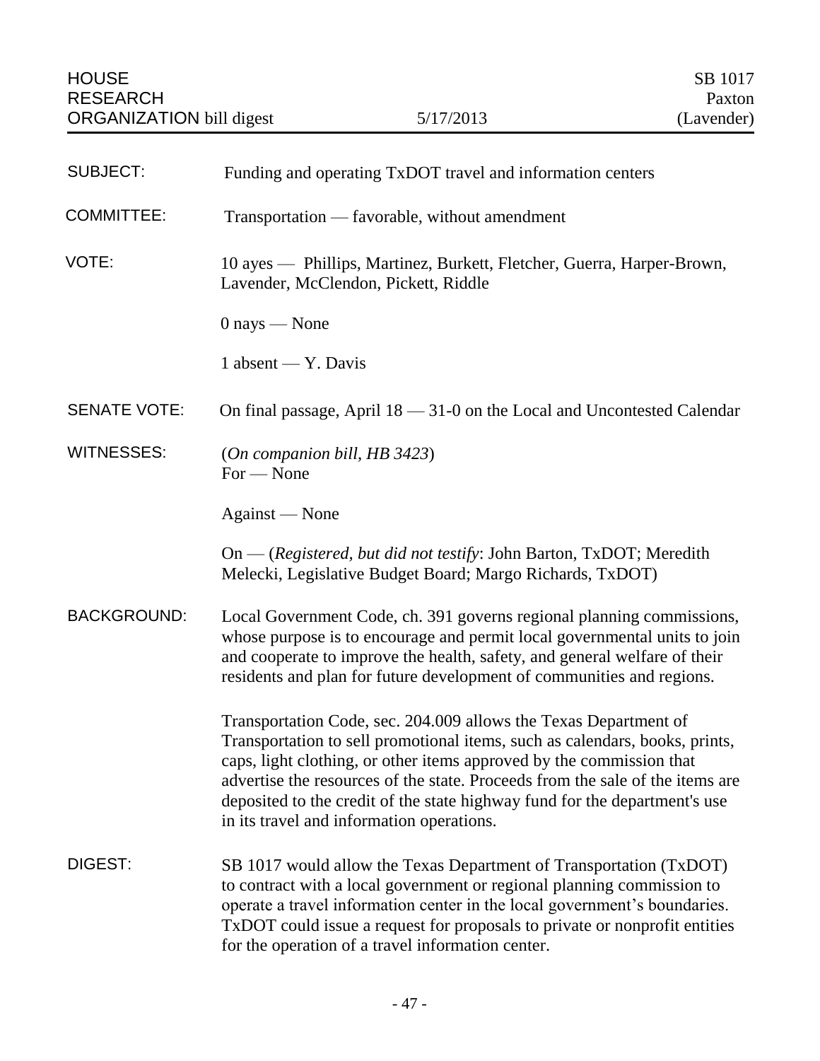HOUSE RESEARCH ORGANIZATION bill digest | 5/17/2013 | SB 1017 Paxton (Lavender)

**SUBJECT:** Funding and operating TxDOT travel and information centers

**COMMITTEE:** Transportation — favorable, without amendment

**VOTE:** 10 ayes — Phillips, Martinez, Burkett, Fletcher, Guerra, Harper-Brown, Lavender, McClendon, Pickett, Riddle

0 nays — None

1 absent — Y. Davis

**SENATE VOTE:** On final passage, April 18 — 31-0 on the Local and Uncontested Calendar

**WITNESSES:** (*On companion bill, HB 3423*)
For — None

Against — None

On — (*Registered, but did not testify*: John Barton, TxDOT; Meredith Melecki, Legislative Budget Board; Margo Richards, TxDOT)

**BACKGROUND:** Local Government Code, ch. 391 governs regional planning commissions, whose purpose is to encourage and permit local governmental units to join and cooperate to improve the health, safety, and general welfare of their residents and plan for future development of communities and regions.

Transportation Code, sec. 204.009 allows the Texas Department of Transportation to sell promotional items, such as calendars, books, prints, caps, light clothing, or other items approved by the commission that advertise the resources of the state. Proceeds from the sale of the items are deposited to the credit of the state highway fund for the department's use in its travel and information operations.

**DIGEST:** SB 1017 would allow the Texas Department of Transportation (TxDOT) to contract with a local government or regional planning commission to operate a travel information center in the local government's boundaries. TxDOT could issue a request for proposals to private or nonprofit entities for the operation of a travel information center.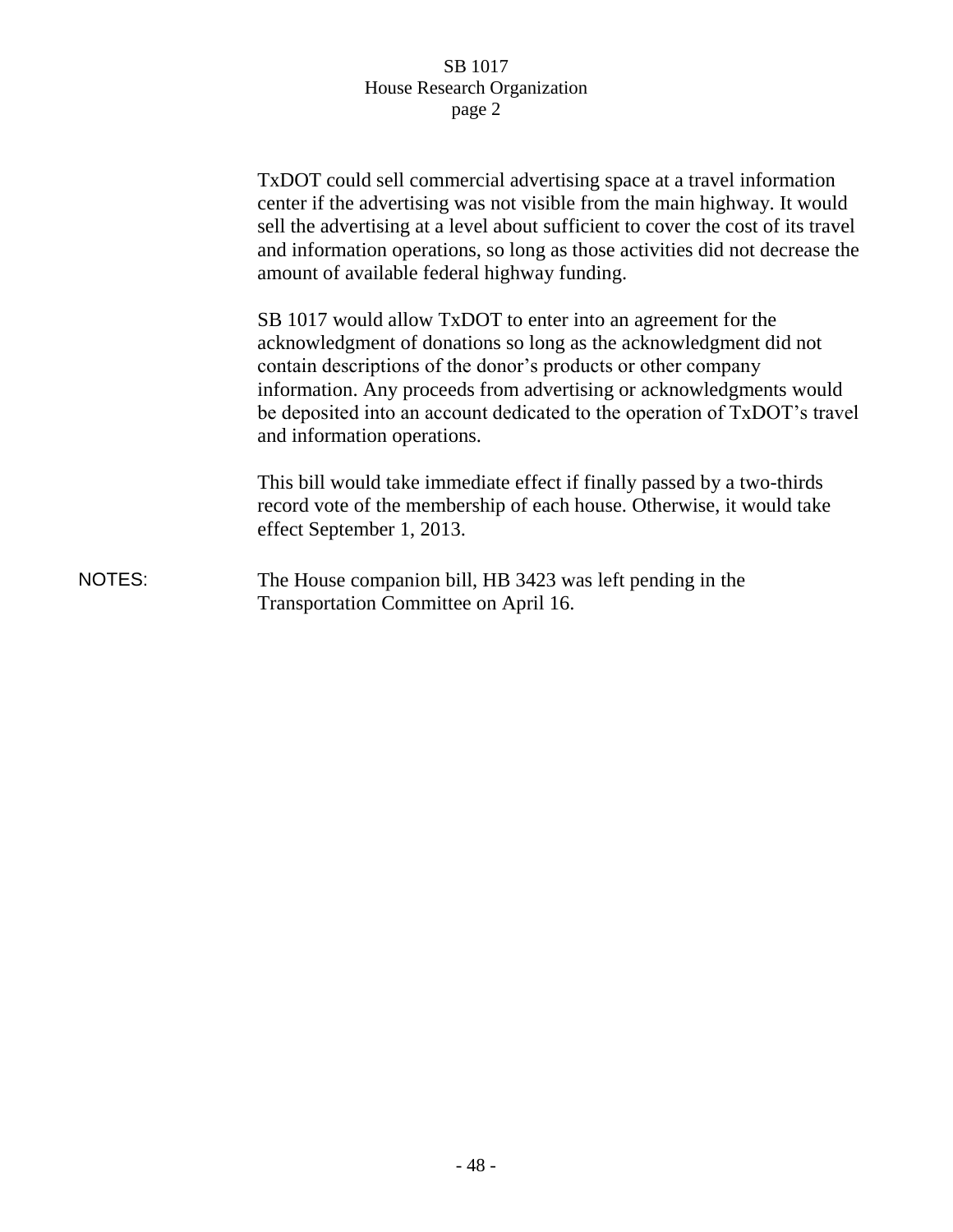TxDOT could sell commercial advertising space at a travel information center if the advertising was not visible from the main highway. It would sell the advertising at a level about sufficient to cover the cost of its travel and information operations, so long as those activities did not decrease the amount of available federal highway funding.

SB 1017 would allow TxDOT to enter into an agreement for the acknowledgment of donations so long as the acknowledgment did not contain descriptions of the donor's products or other company information. Any proceeds from advertising or acknowledgments would be deposited into an account dedicated to the operation of TxDOT's travel and information operations.

This bill would take immediate effect if finally passed by a two-thirds record vote of the membership of each house. Otherwise, it would take effect September 1, 2013.

NOTES: The House companion bill, HB 3423 was left pending in the Transportation Committee on April 16.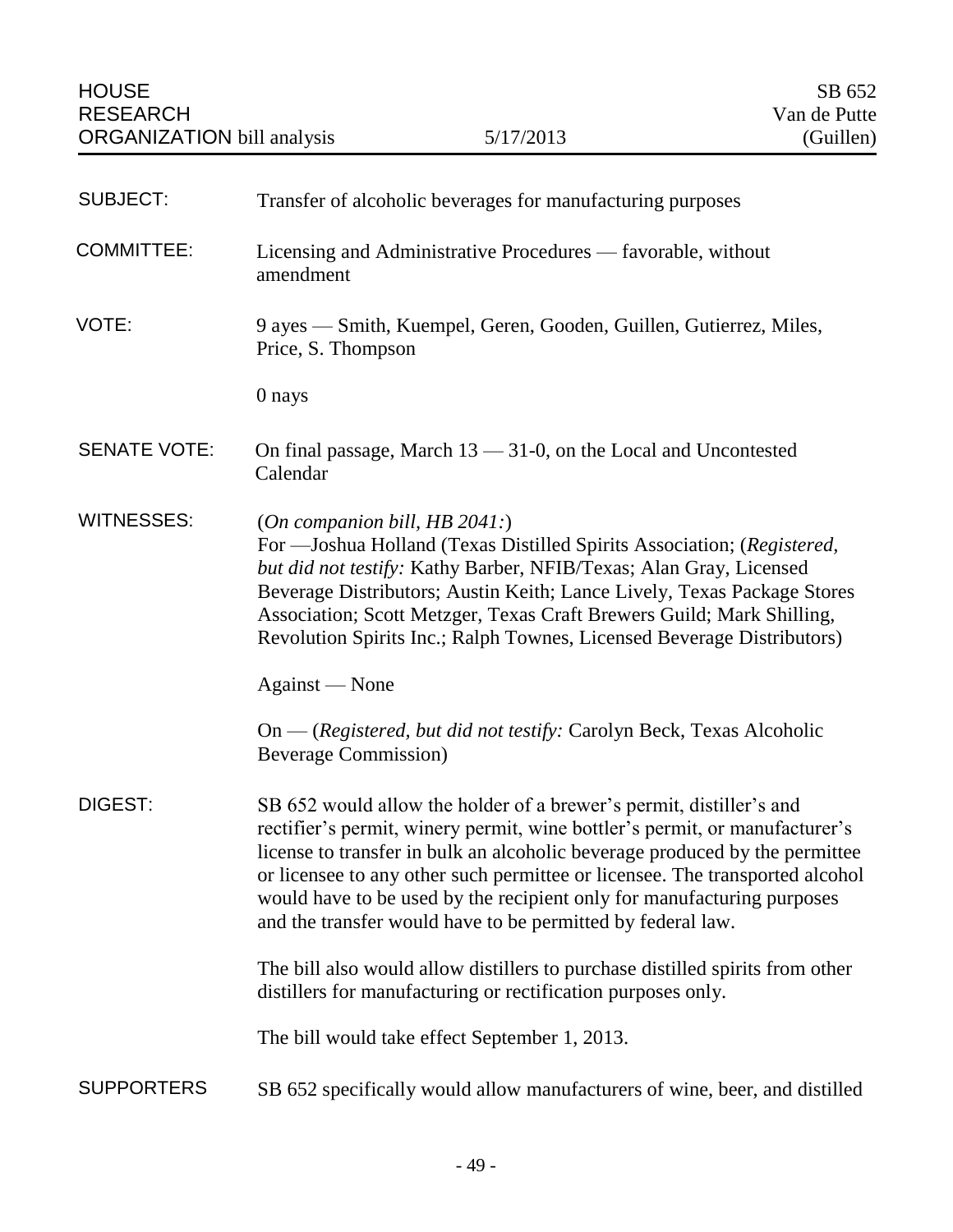| HOUSE RESEARCH ORGANIZATION bill analysis | 5/17/2013 | SB 652 Van de Putte (Guillen) |
|---|---|---|

| | |
|---|---|
| SUBJECT: | Transfer of alcoholic beverages for manufacturing purposes |
| COMMITTEE: | Licensing and Administrative Procedures — favorable, without amendment |
| VOTE: | 9 ayes — Smith, Kuempel, Geren, Gooden, Guillen, Gutierrez, Miles, Price, S. Thompson<br><br>0 nays |
| SENATE VOTE: | On final passage, March 13 — 31-0, on the Local and Uncontested Calendar |
| WITNESSES: | (*On companion bill, HB 2041:*)<br>For —Joshua Holland (Texas Distilled Spirits Association; (*Registered, but did not testify:* Kathy Barber, NFIB/Texas; Alan Gray, Licensed Beverage Distributors; Austin Keith; Lance Lively, Texas Package Stores Association; Scott Metzger, Texas Craft Brewers Guild; Mark Shilling, Revolution Spirits Inc.; Ralph Townes, Licensed Beverage Distributors)<br><br>Against — None<br><br>On — (*Registered, but did not testify:* Carolyn Beck, Texas Alcoholic Beverage Commission) |
| DIGEST: | SB 652 would allow the holder of a brewer's permit, distiller's and rectifier's permit, winery permit, wine bottler's permit, or manufacturer's license to transfer in bulk an alcoholic beverage produced by the permittee or licensee to any other such permittee or licensee. The transported alcohol would have to be used by the recipient only for manufacturing purposes and the transfer would have to be permitted by federal law.<br><br>The bill also would allow distillers to purchase distilled spirits from other distillers for manufacturing or rectification purposes only.<br><br>The bill would take effect September 1, 2013. |
| SUPPORTERS | SB 652 specifically would allow manufacturers of wine, beer, and distilled |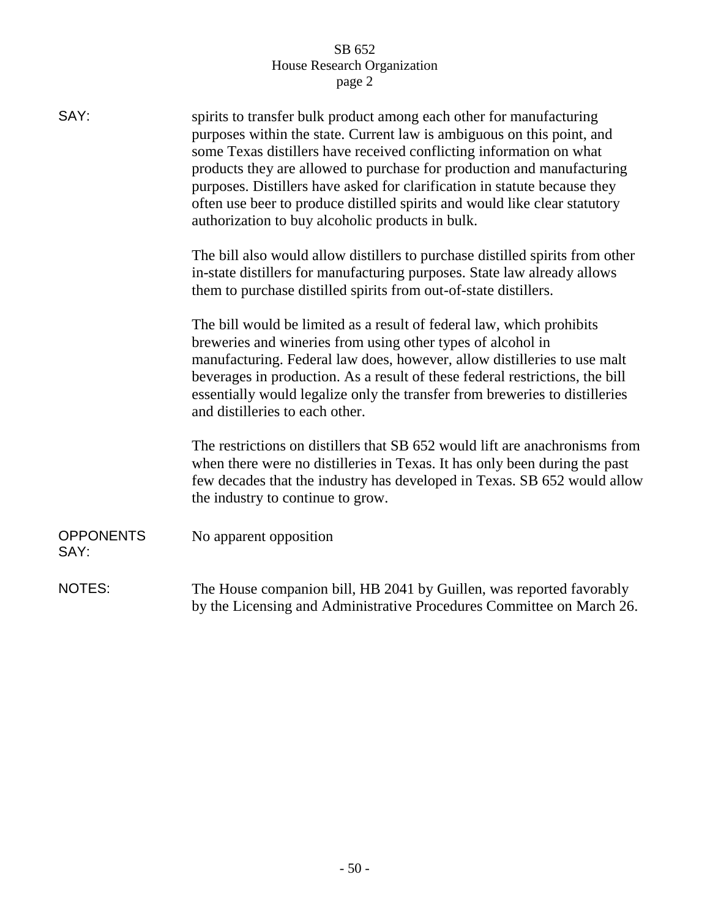SAY: spirits to transfer bulk product among each other for manufacturing purposes within the state. Current law is ambiguous on this point, and some Texas distillers have received conflicting information on what products they are allowed to purchase for production and manufacturing purposes. Distillers have asked for clarification in statute because they often use beer to produce distilled spirits and would like clear statutory authorization to buy alcoholic products in bulk.

The bill also would allow distillers to purchase distilled spirits from other in-state distillers for manufacturing purposes. State law already allows them to purchase distilled spirits from out-of-state distillers.

The bill would be limited as a result of federal law, which prohibits breweries and wineries from using other types of alcohol in manufacturing. Federal law does, however, allow distilleries to use malt beverages in production. As a result of these federal restrictions, the bill essentially would legalize only the transfer from breweries to distilleries and distilleries to each other.

The restrictions on distillers that SB 652 would lift are anachronisms from when there were no distilleries in Texas. It has only been during the past few decades that the industry has developed in Texas. SB 652 would allow the industry to continue to grow.

OPPONENTS SAY: No apparent opposition

NOTES: The House companion bill, HB 2041 by Guillen, was reported favorably by the Licensing and Administrative Procedures Committee on March 26.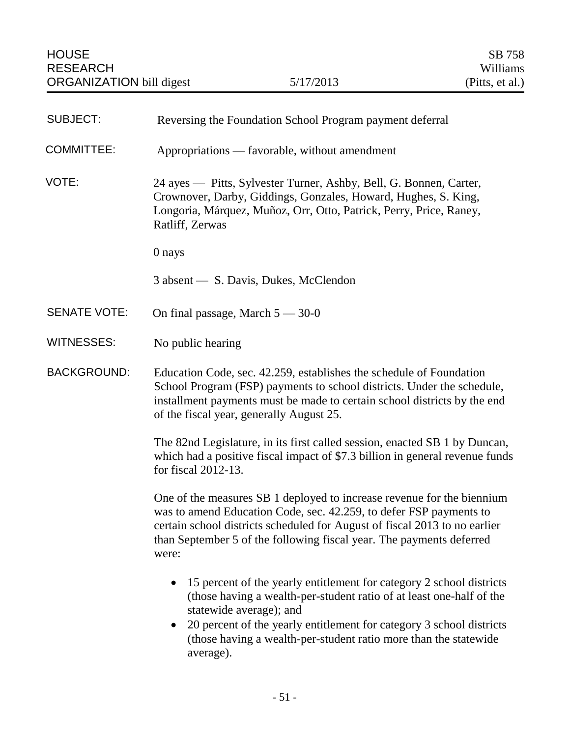| HOUSE RESEARCH ORGANIZATION bill digest | 5/17/2013 | SB 758 Williams (Pitts, et al.) |
|---|---|---|

**SUBJECT:** Reversing the Foundation School Program payment deferral

**COMMITTEE:** Appropriations — favorable, without amendment

**VOTE:** 24 ayes — Pitts, Sylvester Turner, Ashby, Bell, G. Bonnen, Carter, Crownover, Darby, Giddings, Gonzales, Howard, Hughes, S. King, Longoria, Márquez, Muñoz, Orr, Otto, Patrick, Perry, Price, Raney, Ratliff, Zerwas

0 nays

3 absent — S. Davis, Dukes, McClendon

**SENATE VOTE:** On final passage, March 5 — 30-0

**WITNESSES:** No public hearing

**BACKGROUND:** Education Code, sec. 42.259, establishes the schedule of Foundation School Program (FSP) payments to school districts. Under the schedule, installment payments must be made to certain school districts by the end of the fiscal year, generally August 25.

The 82nd Legislature, in its first called session, enacted SB 1 by Duncan, which had a positive fiscal impact of $7.3 billion in general revenue funds for fiscal 2012-13.

One of the measures SB 1 deployed to increase revenue for the biennium was to amend Education Code, sec. 42.259, to defer FSP payments to certain school districts scheduled for August of fiscal 2013 to no earlier than September 5 of the following fiscal year. The payments deferred were:

- 15 percent of the yearly entitlement for category 2 school districts (those having a wealth-per-student ratio of at least one-half of the statewide average); and
- 20 percent of the yearly entitlement for category 3 school districts (those having a wealth-per-student ratio more than the statewide average).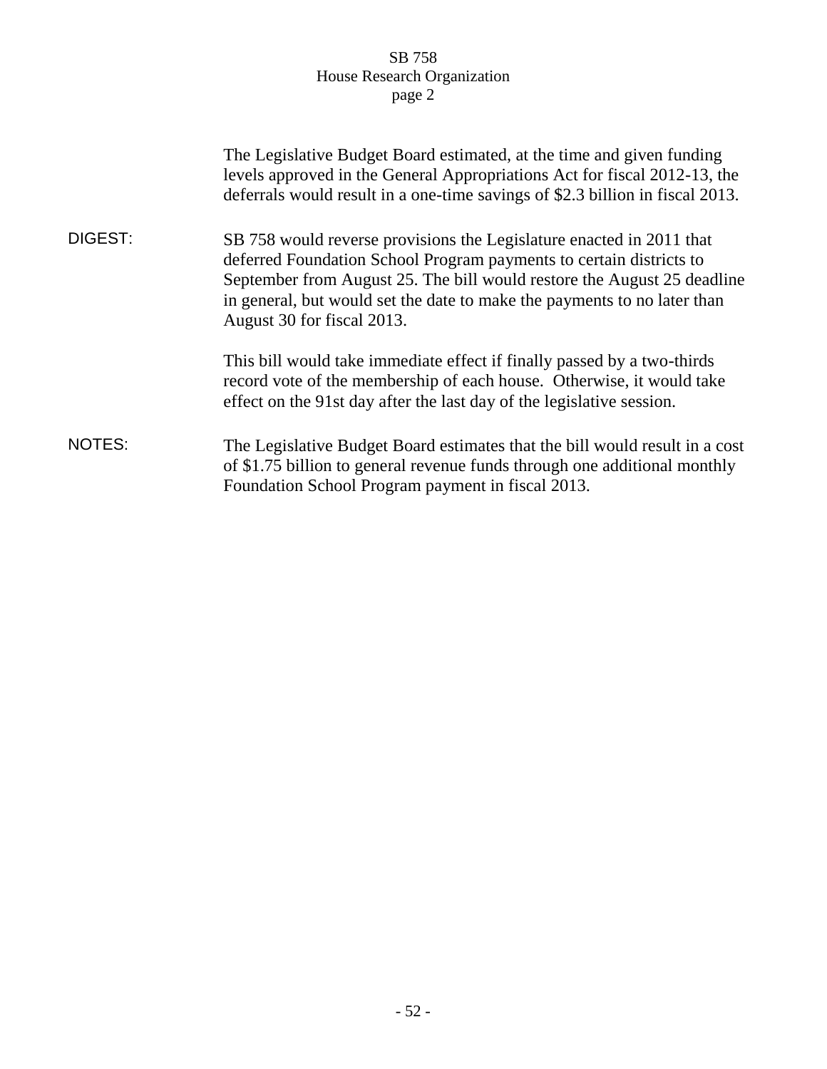The Legislative Budget Board estimated, at the time and given funding levels approved in the General Appropriations Act for fiscal 2012-13, the deferrals would result in a one-time savings of $2.3 billion in fiscal 2013.

**DIGEST:** SB 758 would reverse provisions the Legislature enacted in 2011 that deferred Foundation School Program payments to certain districts to September from August 25. The bill would restore the August 25 deadline in general, but would set the date to make the payments to no later than August 30 for fiscal 2013.

This bill would take immediate effect if finally passed by a two-thirds record vote of the membership of each house. Otherwise, it would take effect on the 91st day after the last day of the legislative session.

**NOTES:** The Legislative Budget Board estimates that the bill would result in a cost of $1.75 billion to general revenue funds through one additional monthly Foundation School Program payment in fiscal 2013.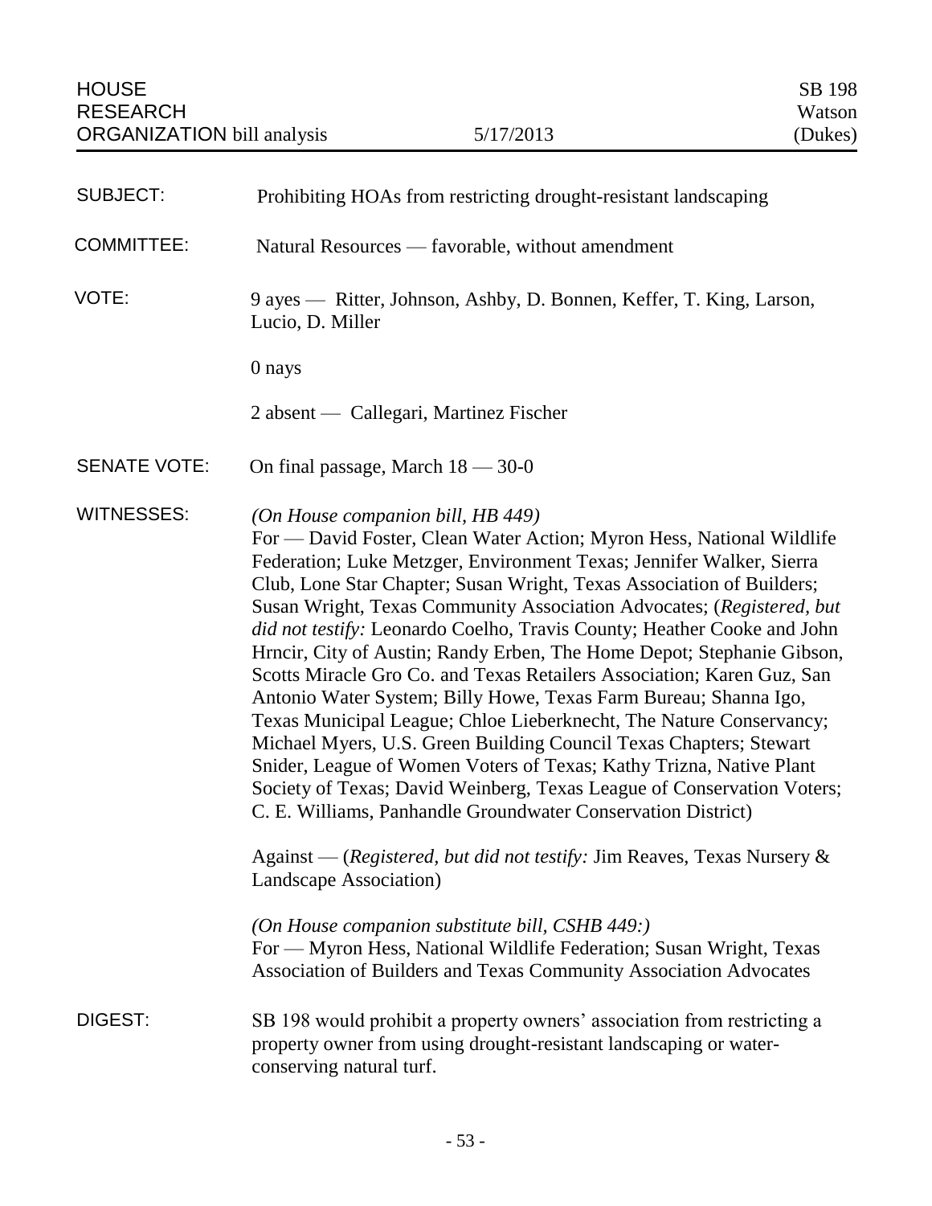HOUSE RESEARCH ORGANIZATION bill analysis — 5/17/2013 — SB 198 Watson (Dukes)

**SUBJECT:** Prohibiting HOAs from restricting drought-resistant landscaping

**COMMITTEE:** Natural Resources — favorable, without amendment

**VOTE:** 9 ayes — Ritter, Johnson, Ashby, D. Bonnen, Keffer, T. King, Larson, Lucio, D. Miller

0 nays

2 absent — Callegari, Martinez Fischer

**SENATE VOTE:** On final passage, March 18 — 30-0

**WITNESSES:** *(On House companion bill, HB 449)*
For — David Foster, Clean Water Action; Myron Hess, National Wildlife Federation; Luke Metzger, Environment Texas; Jennifer Walker, Sierra Club, Lone Star Chapter; Susan Wright, Texas Association of Builders; Susan Wright, Texas Community Association Advocates; (*Registered, but did not testify:* Leonardo Coelho, Travis County; Heather Cooke and John Hrncir, City of Austin; Randy Erben, The Home Depot; Stephanie Gibson, Scotts Miracle Gro Co. and Texas Retailers Association; Karen Guz, San Antonio Water System; Billy Howe, Texas Farm Bureau; Shanna Igo, Texas Municipal League; Chloe Lieberknecht, The Nature Conservancy; Michael Myers, U.S. Green Building Council Texas Chapters; Stewart Snider, League of Women Voters of Texas; Kathy Trizna, Native Plant Society of Texas; David Weinberg, Texas League of Conservation Voters; C. E. Williams, Panhandle Groundwater Conservation District)

Against — (*Registered, but did not testify:* Jim Reaves, Texas Nursery & Landscape Association)

*(On House companion substitute bill, CSHB 449:)*
For — Myron Hess, National Wildlife Federation; Susan Wright, Texas Association of Builders and Texas Community Association Advocates

**DIGEST:** SB 198 would prohibit a property owners' association from restricting a property owner from using drought-resistant landscaping or water-conserving natural turf.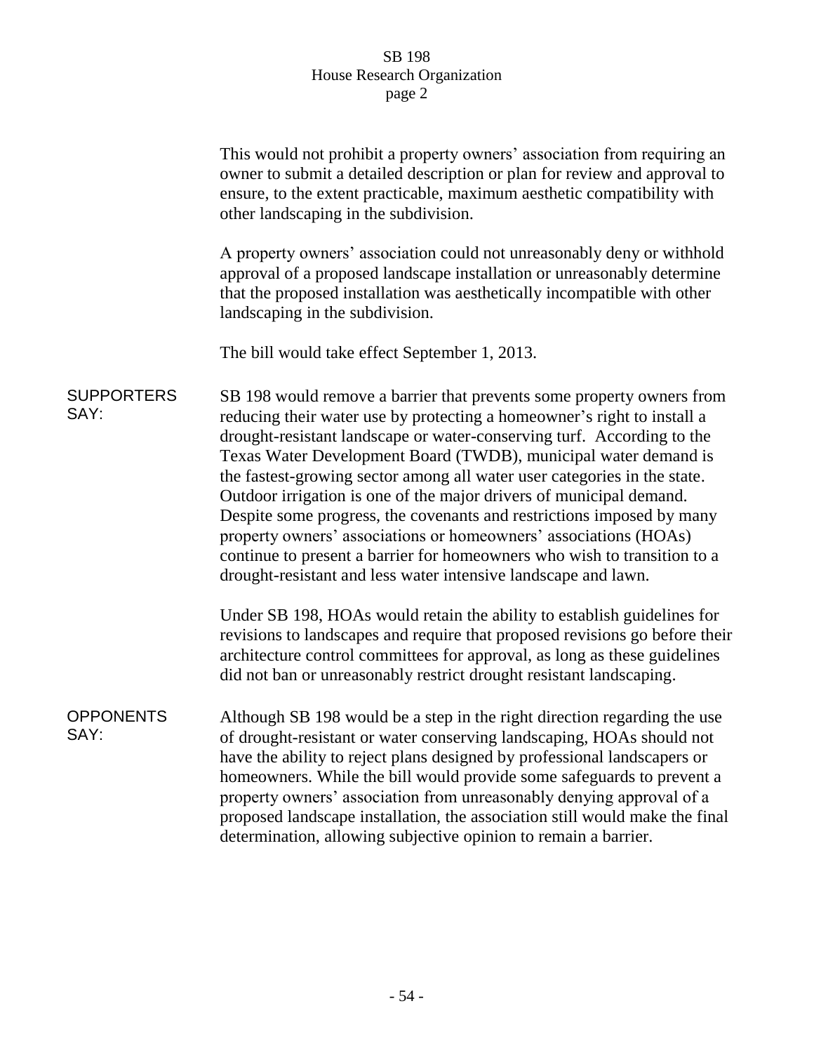This would not prohibit a property owners' association from requiring an owner to submit a detailed description or plan for review and approval to ensure, to the extent practicable, maximum aesthetic compatibility with other landscaping in the subdivision.

A property owners' association could not unreasonably deny or withhold approval of a proposed landscape installation or unreasonably determine that the proposed installation was aesthetically incompatible with other landscaping in the subdivision.

The bill would take effect September 1, 2013.

**SUPPORTERS SAY:**

SB 198 would remove a barrier that prevents some property owners from reducing their water use by protecting a homeowner's right to install a drought-resistant landscape or water-conserving turf. According to the Texas Water Development Board (TWDB), municipal water demand is the fastest-growing sector among all water user categories in the state. Outdoor irrigation is one of the major drivers of municipal demand. Despite some progress, the covenants and restrictions imposed by many property owners' associations or homeowners' associations (HOAs) continue to present a barrier for homeowners who wish to transition to a drought-resistant and less water intensive landscape and lawn.

Under SB 198, HOAs would retain the ability to establish guidelines for revisions to landscapes and require that proposed revisions go before their architecture control committees for approval, as long as these guidelines did not ban or unreasonably restrict drought resistant landscaping.

**OPPONENTS SAY:**

Although SB 198 would be a step in the right direction regarding the use of drought-resistant or water conserving landscaping, HOAs should not have the ability to reject plans designed by professional landscapers or homeowners. While the bill would provide some safeguards to prevent a property owners' association from unreasonably denying approval of a proposed landscape installation, the association still would make the final determination, allowing subjective opinion to remain a barrier.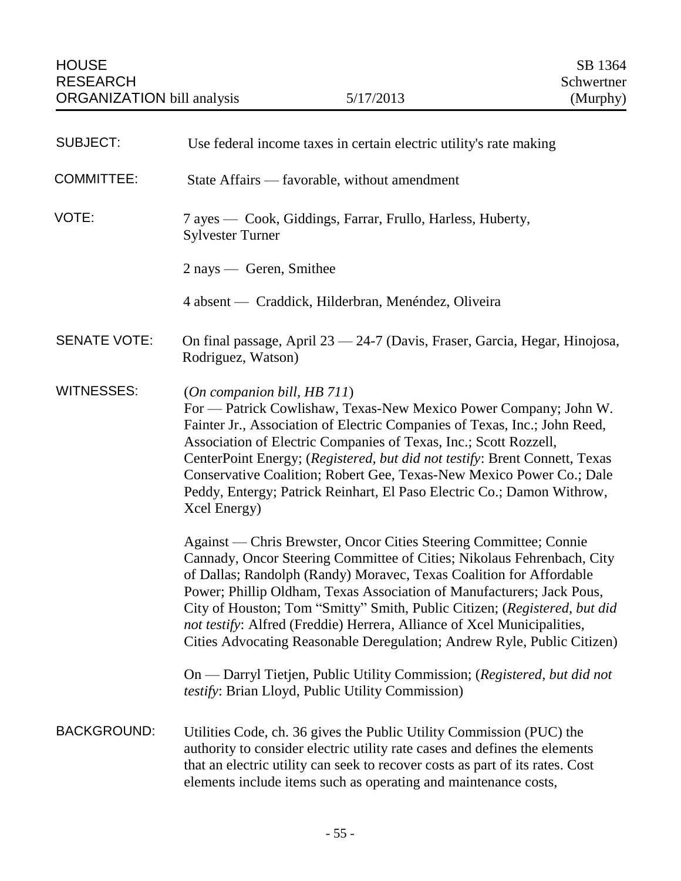| HOUSE RESEARCH ORGANIZATION bill analysis | 5/17/2013 | SB 1364 Schwertner (Murphy) |
| --- | --- | --- |

| | |
| --- | --- |
| SUBJECT: | Use federal income taxes in certain electric utility's rate making |
| COMMITTEE: | State Affairs — favorable, without amendment |
| VOTE: | 7 ayes — Cook, Giddings, Farrar, Frullo, Harless, Huberty, Sylvester Turner<br><br>2 nays — Geren, Smithee<br><br>4 absent — Craddick, Hilderbran, Menéndez, Oliveira |
| SENATE VOTE: | On final passage, April 23 — 24-7 (Davis, Fraser, Garcia, Hegar, Hinojosa, Rodriguez, Watson) |
| WITNESSES: | (*On companion bill, HB 711*)<br>For — Patrick Cowlishaw, Texas-New Mexico Power Company; John W. Fainter Jr., Association of Electric Companies of Texas, Inc.; John Reed, Association of Electric Companies of Texas, Inc.; Scott Rozzell, CenterPoint Energy; (*Registered, but did not testify*: Brent Connett, Texas Conservative Coalition; Robert Gee, Texas-New Mexico Power Co.; Dale Peddy, Entergy; Patrick Reinhart, El Paso Electric Co.; Damon Withrow, Xcel Energy)<br><br>Against — Chris Brewster, Oncor Cities Steering Committee; Connie Cannady, Oncor Steering Committee of Cities; Nikolaus Fehrenbach, City of Dallas; Randolph (Randy) Moravec, Texas Coalition for Affordable Power; Phillip Oldham, Texas Association of Manufacturers; Jack Pous, City of Houston; Tom "Smitty" Smith, Public Citizen; (*Registered, but did not testify*: Alfred (Freddie) Herrera, Alliance of Xcel Municipalities, Cities Advocating Reasonable Deregulation; Andrew Ryle, Public Citizen)<br><br>On — Darryl Tietjen, Public Utility Commission; (*Registered, but did not testify*: Brian Lloyd, Public Utility Commission) |
| BACKGROUND: | Utilities Code, ch. 36 gives the Public Utility Commission (PUC) the authority to consider electric utility rate cases and defines the elements that an electric utility can seek to recover costs as part of its rates. Cost elements include items such as operating and maintenance costs, |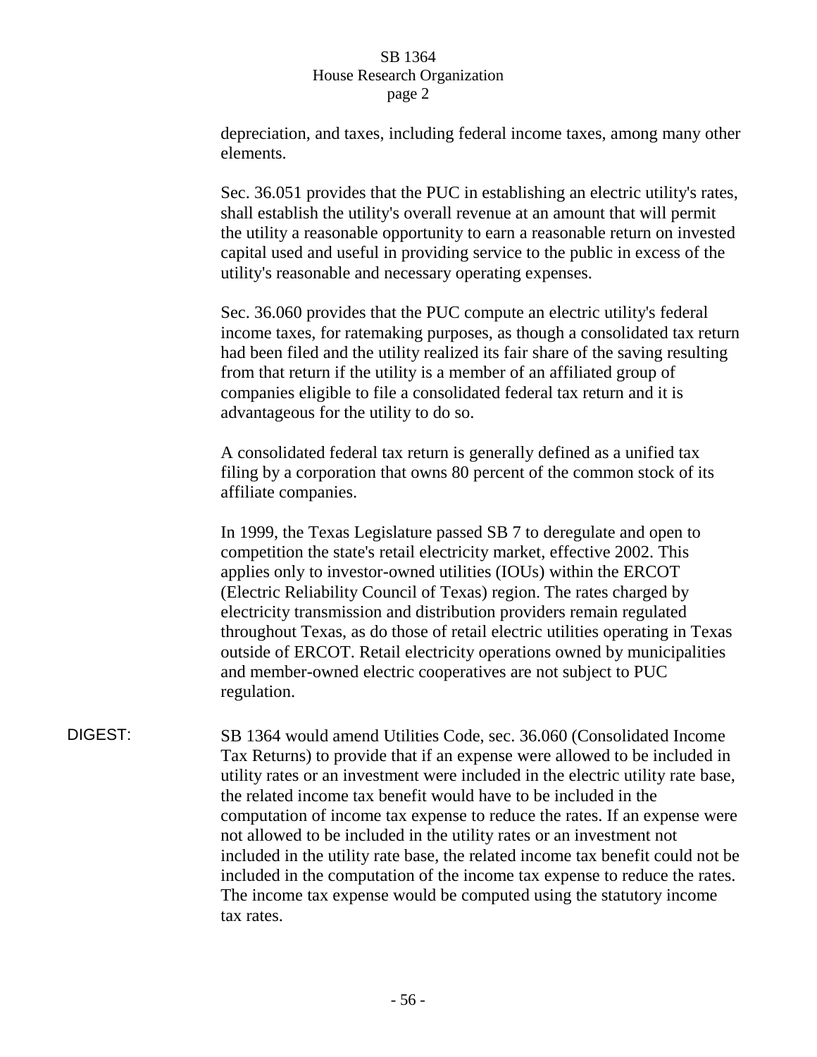depreciation, and taxes, including federal income taxes, among many other elements.

Sec. 36.051 provides that the PUC in establishing an electric utility's rates, shall establish the utility's overall revenue at an amount that will permit the utility a reasonable opportunity to earn a reasonable return on invested capital used and useful in providing service to the public in excess of the utility's reasonable and necessary operating expenses.

Sec. 36.060 provides that the PUC compute an electric utility's federal income taxes, for ratemaking purposes, as though a consolidated tax return had been filed and the utility realized its fair share of the saving resulting from that return if the utility is a member of an affiliated group of companies eligible to file a consolidated federal tax return and it is advantageous for the utility to do so.

A consolidated federal tax return is generally defined as a unified tax filing by a corporation that owns 80 percent of the common stock of its affiliate companies.

In 1999, the Texas Legislature passed SB 7 to deregulate and open to competition the state's retail electricity market, effective 2002. This applies only to investor-owned utilities (IOUs) within the ERCOT (Electric Reliability Council of Texas) region. The rates charged by electricity transmission and distribution providers remain regulated throughout Texas, as do those of retail electric utilities operating in Texas outside of ERCOT. Retail electricity operations owned by municipalities and member-owned electric cooperatives are not subject to PUC regulation.

DIGEST: SB 1364 would amend Utilities Code, sec. 36.060 (Consolidated Income Tax Returns) to provide that if an expense were allowed to be included in utility rates or an investment were included in the electric utility rate base, the related income tax benefit would have to be included in the computation of income tax expense to reduce the rates. If an expense were not allowed to be included in the utility rates or an investment not included in the utility rate base, the related income tax benefit could not be included in the computation of the income tax expense to reduce the rates. The income tax expense would be computed using the statutory income tax rates.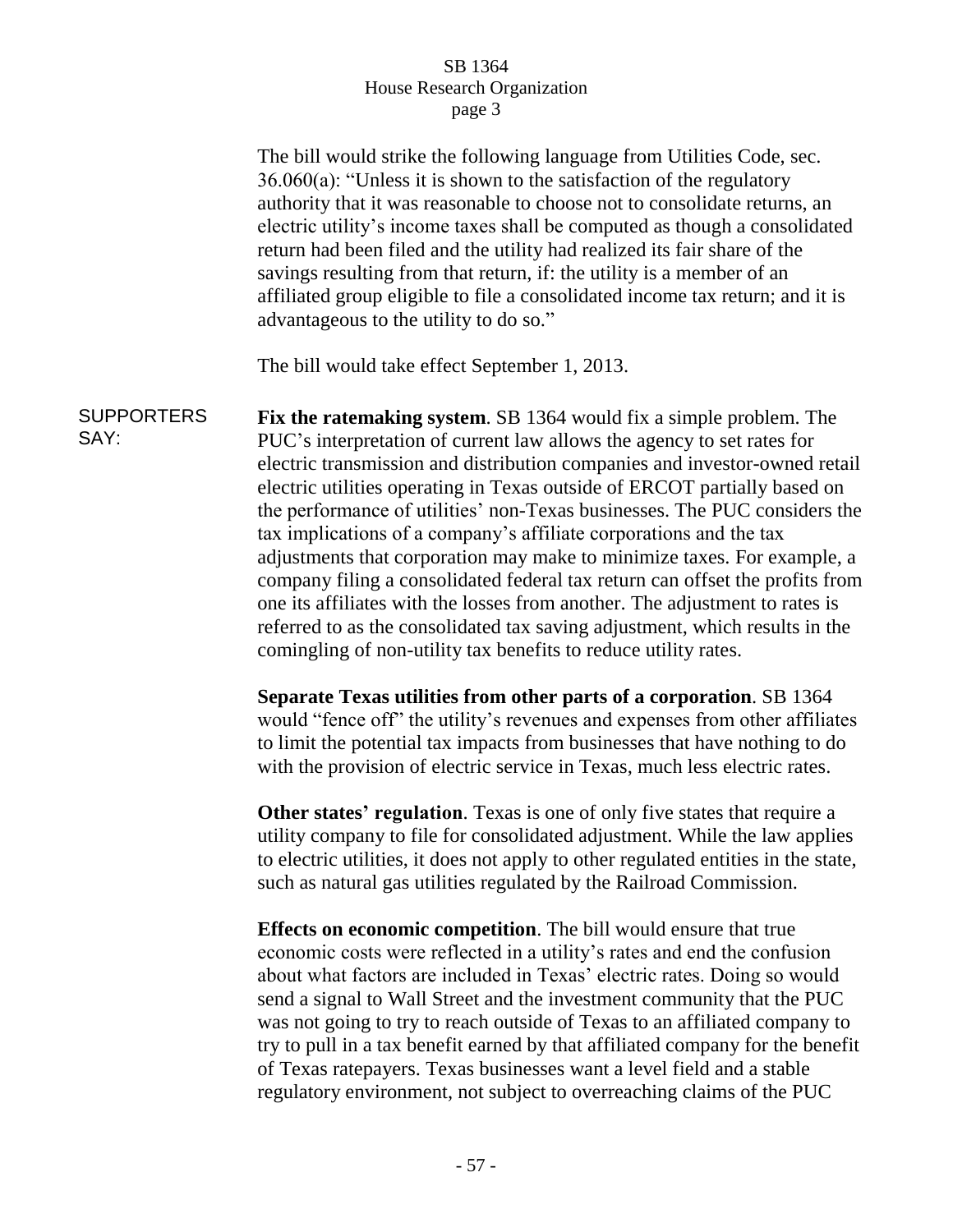The bill would strike the following language from Utilities Code, sec. 36.060(a): "Unless it is shown to the satisfaction of the regulatory authority that it was reasonable to choose not to consolidate returns, an electric utility's income taxes shall be computed as though a consolidated return had been filed and the utility had realized its fair share of the savings resulting from that return, if: the utility is a member of an affiliated group eligible to file a consolidated income tax return; and it is advantageous to the utility to do so."

The bill would take effect September 1, 2013.

SUPPORTERS SAY:

**Fix the ratemaking system**. SB 1364 would fix a simple problem. The PUC's interpretation of current law allows the agency to set rates for electric transmission and distribution companies and investor-owned retail electric utilities operating in Texas outside of ERCOT partially based on the performance of utilities' non-Texas businesses. The PUC considers the tax implications of a company's affiliate corporations and the tax adjustments that corporation may make to minimize taxes. For example, a company filing a consolidated federal tax return can offset the profits from one its affiliates with the losses from another. The adjustment to rates is referred to as the consolidated tax saving adjustment, which results in the comingling of non-utility tax benefits to reduce utility rates.

**Separate Texas utilities from other parts of a corporation**. SB 1364 would "fence off" the utility's revenues and expenses from other affiliates to limit the potential tax impacts from businesses that have nothing to do with the provision of electric service in Texas, much less electric rates.

**Other states' regulation**. Texas is one of only five states that require a utility company to file for consolidated adjustment. While the law applies to electric utilities, it does not apply to other regulated entities in the state, such as natural gas utilities regulated by the Railroad Commission.

**Effects on economic competition**. The bill would ensure that true economic costs were reflected in a utility's rates and end the confusion about what factors are included in Texas' electric rates. Doing so would send a signal to Wall Street and the investment community that the PUC was not going to try to reach outside of Texas to an affiliated company to try to pull in a tax benefit earned by that affiliated company for the benefit of Texas ratepayers. Texas businesses want a level field and a stable regulatory environment, not subject to overreaching claims of the PUC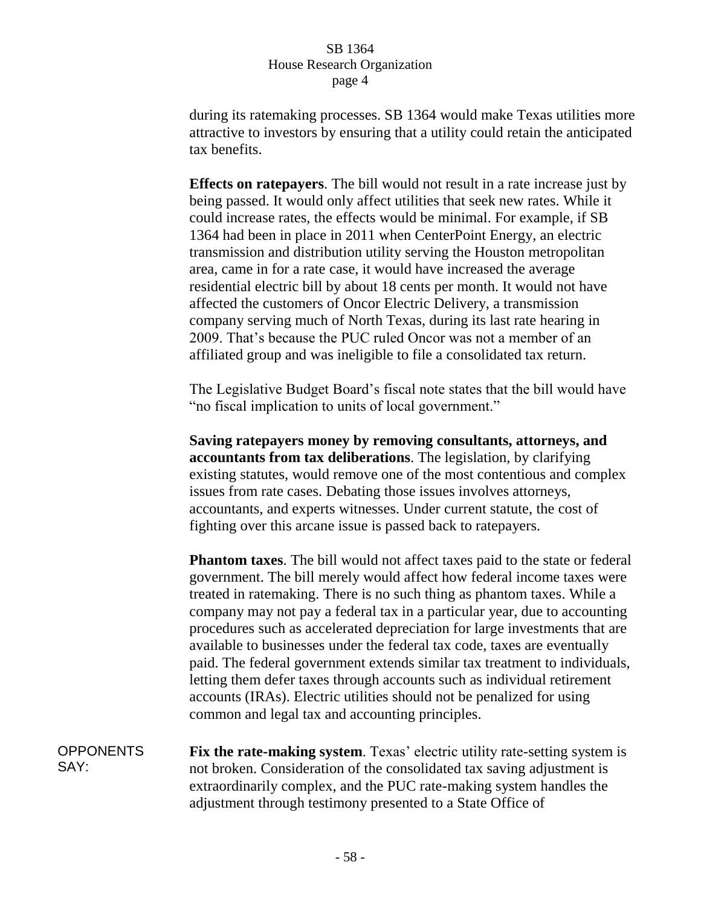during its ratemaking processes. SB 1364 would make Texas utilities more attractive to investors by ensuring that a utility could retain the anticipated tax benefits.

**Effects on ratepayers**. The bill would not result in a rate increase just by being passed. It would only affect utilities that seek new rates. While it could increase rates, the effects would be minimal. For example, if SB 1364 had been in place in 2011 when CenterPoint Energy, an electric transmission and distribution utility serving the Houston metropolitan area, came in for a rate case, it would have increased the average residential electric bill by about 18 cents per month. It would not have affected the customers of Oncor Electric Delivery, a transmission company serving much of North Texas, during its last rate hearing in 2009. That's because the PUC ruled Oncor was not a member of an affiliated group and was ineligible to file a consolidated tax return.

The Legislative Budget Board's fiscal note states that the bill would have "no fiscal implication to units of local government."

**Saving ratepayers money by removing consultants, attorneys, and accountants from tax deliberations**. The legislation, by clarifying existing statutes, would remove one of the most contentious and complex issues from rate cases. Debating those issues involves attorneys, accountants, and experts witnesses. Under current statute, the cost of fighting over this arcane issue is passed back to ratepayers.

**Phantom taxes**. The bill would not affect taxes paid to the state or federal government. The bill merely would affect how federal income taxes were treated in ratemaking. There is no such thing as phantom taxes. While a company may not pay a federal tax in a particular year, due to accounting procedures such as accelerated depreciation for large investments that are available to businesses under the federal tax code, taxes are eventually paid. The federal government extends similar tax treatment to individuals, letting them defer taxes through accounts such as individual retirement accounts (IRAs). Electric utilities should not be penalized for using common and legal tax and accounting principles.

OPPONENTS SAY:

**Fix the rate-making system**. Texas' electric utility rate-setting system is not broken. Consideration of the consolidated tax saving adjustment is extraordinarily complex, and the PUC rate-making system handles the adjustment through testimony presented to a State Office of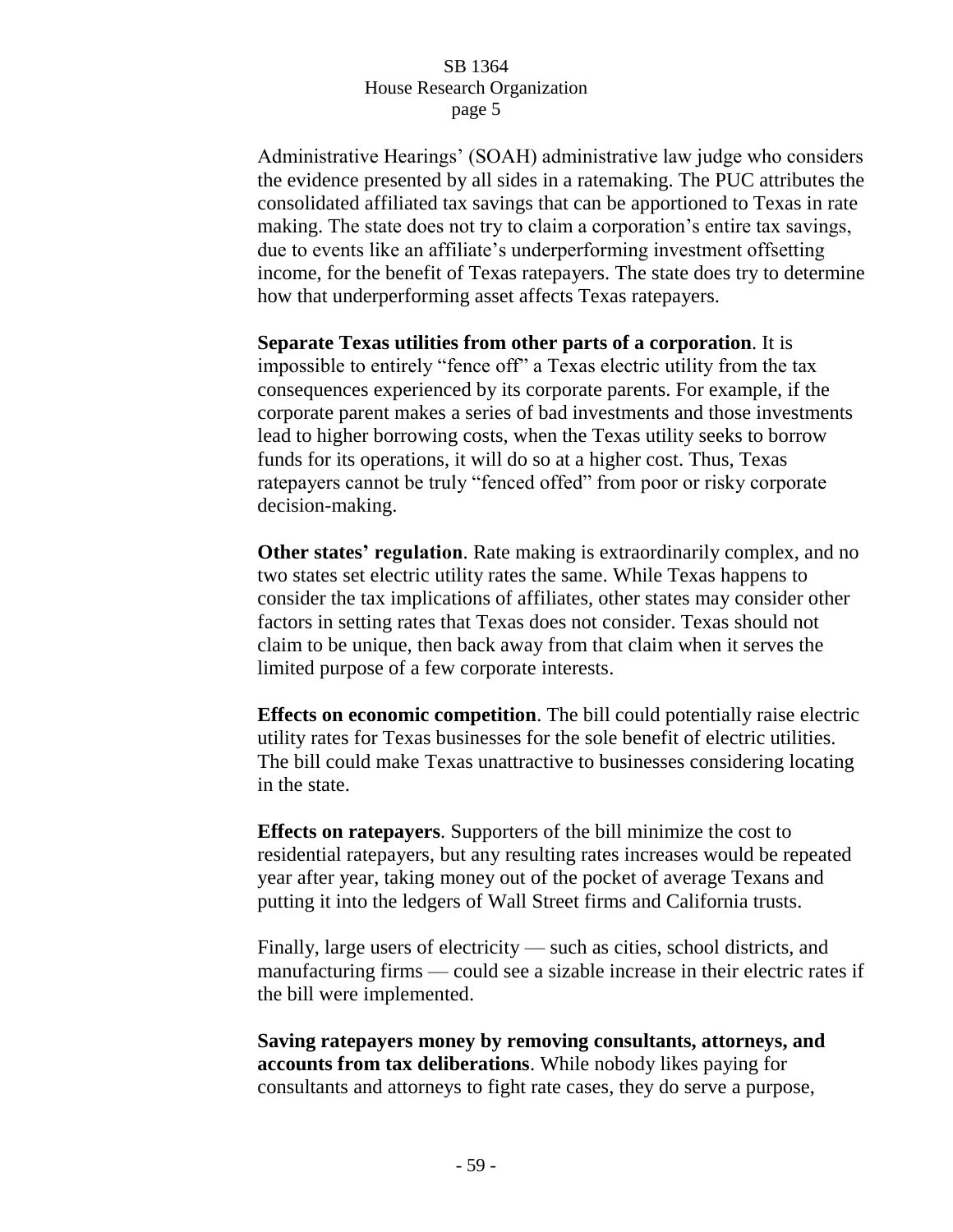Administrative Hearings' (SOAH) administrative law judge who considers the evidence presented by all sides in a ratemaking. The PUC attributes the consolidated affiliated tax savings that can be apportioned to Texas in rate making. The state does not try to claim a corporation's entire tax savings, due to events like an affiliate's underperforming investment offsetting income, for the benefit of Texas ratepayers. The state does try to determine how that underperforming asset affects Texas ratepayers.

**Separate Texas utilities from other parts of a corporation**. It is impossible to entirely "fence off" a Texas electric utility from the tax consequences experienced by its corporate parents. For example, if the corporate parent makes a series of bad investments and those investments lead to higher borrowing costs, when the Texas utility seeks to borrow funds for its operations, it will do so at a higher cost. Thus, Texas ratepayers cannot be truly "fenced offed" from poor or risky corporate decision-making.

**Other states' regulation**. Rate making is extraordinarily complex, and no two states set electric utility rates the same. While Texas happens to consider the tax implications of affiliates, other states may consider other factors in setting rates that Texas does not consider. Texas should not claim to be unique, then back away from that claim when it serves the limited purpose of a few corporate interests.

**Effects on economic competition**. The bill could potentially raise electric utility rates for Texas businesses for the sole benefit of electric utilities. The bill could make Texas unattractive to businesses considering locating in the state.

**Effects on ratepayers**. Supporters of the bill minimize the cost to residential ratepayers, but any resulting rates increases would be repeated year after year, taking money out of the pocket of average Texans and putting it into the ledgers of Wall Street firms and California trusts.

Finally, large users of electricity — such as cities, school districts, and manufacturing firms — could see a sizable increase in their electric rates if the bill were implemented.

**Saving ratepayers money by removing consultants, attorneys, and accounts from tax deliberations**. While nobody likes paying for consultants and attorneys to fight rate cases, they do serve a purpose,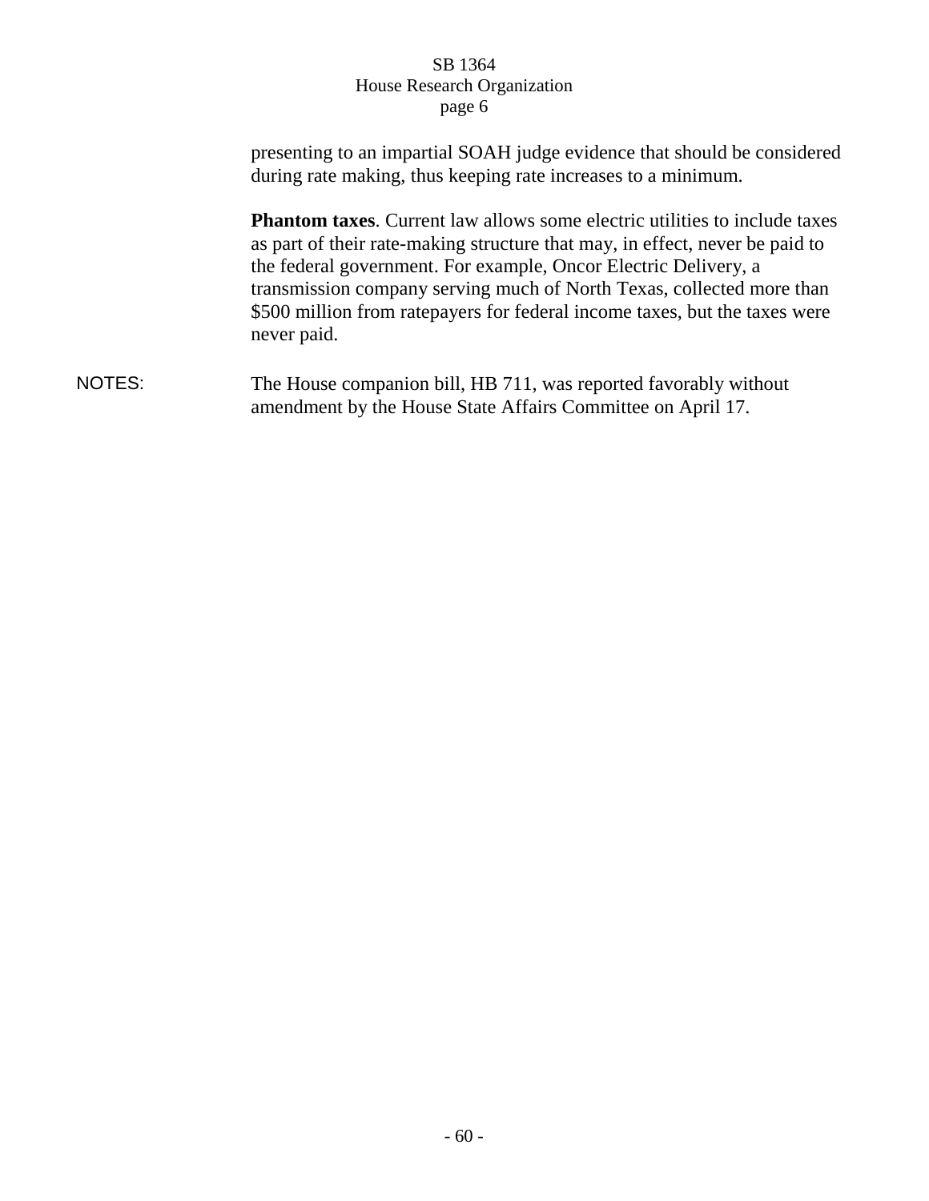presenting to an impartial SOAH judge evidence that should be considered during rate making, thus keeping rate increases to a minimum.

**Phantom taxes**. Current law allows some electric utilities to include taxes as part of their rate-making structure that may, in effect, never be paid to the federal government. For example, Oncor Electric Delivery, a transmission company serving much of North Texas, collected more than $500 million from ratepayers for federal income taxes, but the taxes were never paid.

NOTES: The House companion bill, HB 711, was reported favorably without amendment by the House State Affairs Committee on April 17.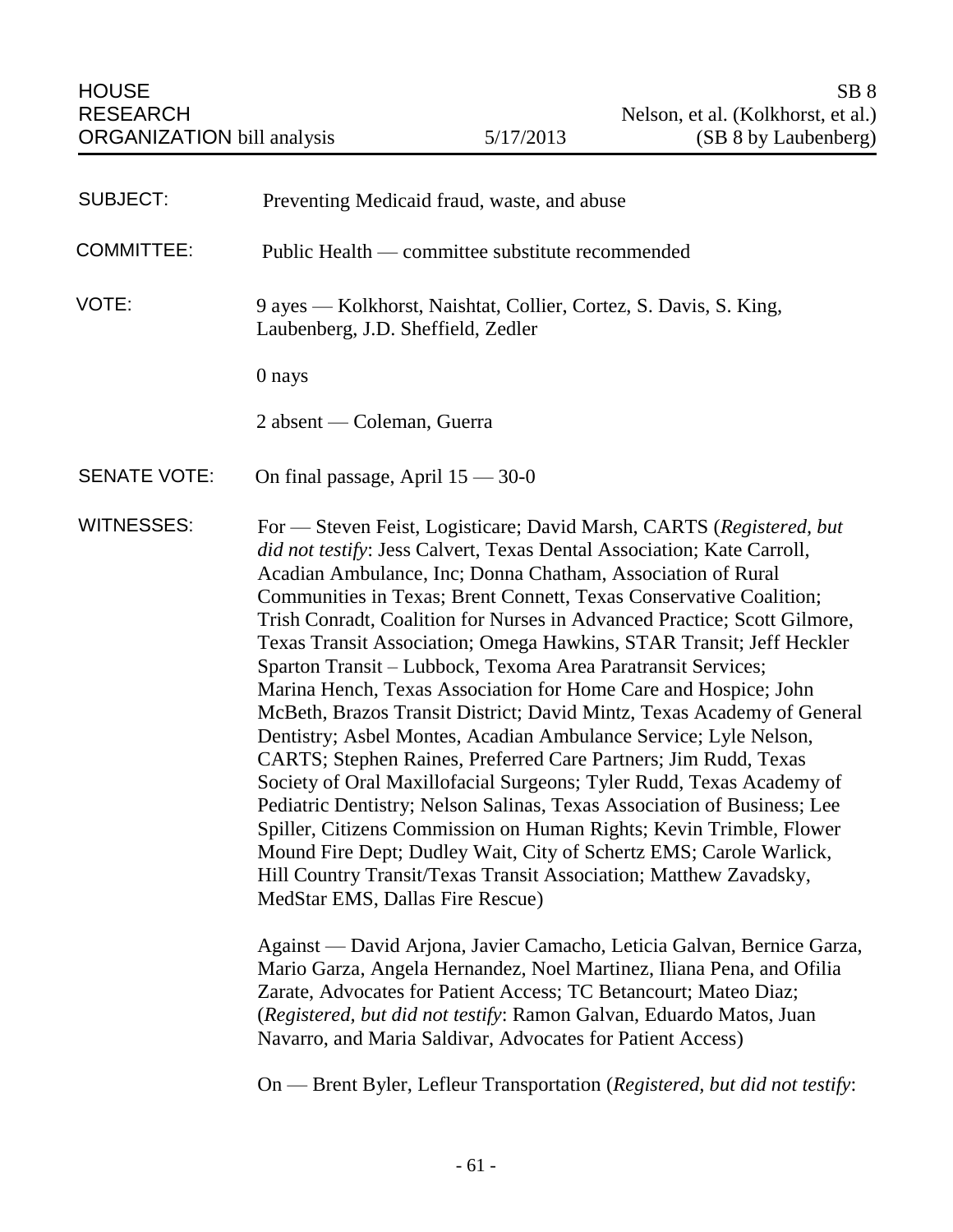HOUSE RESEARCH ORGANIZATION bill analysis — 5/17/2013 — SB 8 Nelson, et al. (Kolkhorst, et al.) (SB 8 by Laubenberg)

**SUBJECT:** Preventing Medicaid fraud, waste, and abuse

**COMMITTEE:** Public Health — committee substitute recommended

**VOTE:** 9 ayes — Kolkhorst, Naishtat, Collier, Cortez, S. Davis, S. King, Laubenberg, J.D. Sheffield, Zedler

0 nays

2 absent — Coleman, Guerra

**SENATE VOTE:** On final passage, April 15 — 30-0

**WITNESSES:** For — Steven Feist, Logisticare; David Marsh, CARTS (*Registered, but did not testify*: Jess Calvert, Texas Dental Association; Kate Carroll, Acadian Ambulance, Inc; Donna Chatham, Association of Rural Communities in Texas; Brent Connett, Texas Conservative Coalition; Trish Conradt, Coalition for Nurses in Advanced Practice; Scott Gilmore, Texas Transit Association; Omega Hawkins, STAR Transit; Jeff Heckler Sparton Transit – Lubbock, Texoma Area Paratransit Services; Marina Hench, Texas Association for Home Care and Hospice; John McBeth, Brazos Transit District; David Mintz, Texas Academy of General Dentistry; Asbel Montes, Acadian Ambulance Service; Lyle Nelson, CARTS; Stephen Raines, Preferred Care Partners; Jim Rudd, Texas Society of Oral Maxillofacial Surgeons; Tyler Rudd, Texas Academy of Pediatric Dentistry; Nelson Salinas, Texas Association of Business; Lee Spiller, Citizens Commission on Human Rights; Kevin Trimble, Flower Mound Fire Dept; Dudley Wait, City of Schertz EMS; Carole Warlick, Hill Country Transit/Texas Transit Association; Matthew Zavadsky, MedStar EMS, Dallas Fire Rescue)

Against — David Arjona, Javier Camacho, Leticia Galvan, Bernice Garza, Mario Garza, Angela Hernandez, Noel Martinez, Iliana Pena, and Ofilia Zarate, Advocates for Patient Access; TC Betancourt; Mateo Diaz; (*Registered, but did not testify*: Ramon Galvan, Eduardo Matos, Juan Navarro, and Maria Saldivar, Advocates for Patient Access)

On — Brent Byler, Lefleur Transportation (*Registered, but did not testify*: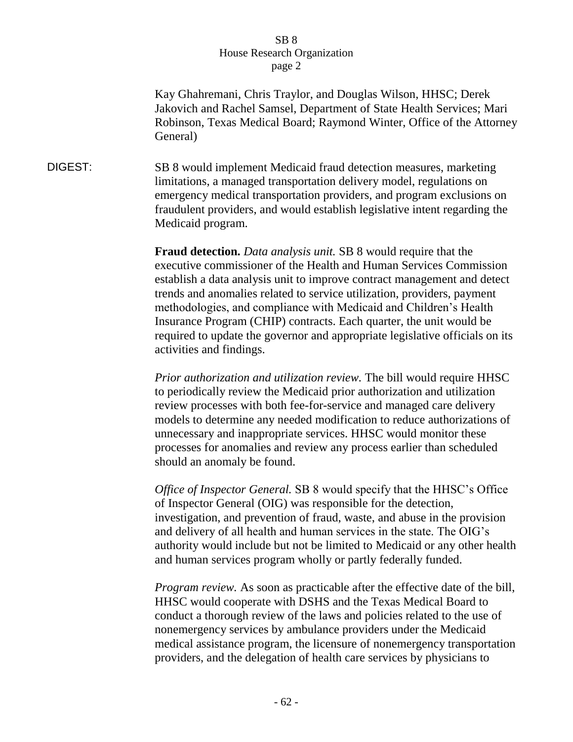Kay Ghahremani, Chris Traylor, and Douglas Wilson, HHSC; Derek Jakovich and Rachel Samsel, Department of State Health Services; Mari Robinson, Texas Medical Board; Raymond Winter, Office of the Attorney General)

DIGEST: SB 8 would implement Medicaid fraud detection measures, marketing limitations, a managed transportation delivery model, regulations on emergency medical transportation providers, and program exclusions on fraudulent providers, and would establish legislative intent regarding the Medicaid program.

**Fraud detection.** *Data analysis unit.* SB 8 would require that the executive commissioner of the Health and Human Services Commission establish a data analysis unit to improve contract management and detect trends and anomalies related to service utilization, providers, payment methodologies, and compliance with Medicaid and Children's Health Insurance Program (CHIP) contracts. Each quarter, the unit would be required to update the governor and appropriate legislative officials on its activities and findings.

*Prior authorization and utilization review.* The bill would require HHSC to periodically review the Medicaid prior authorization and utilization review processes with both fee-for-service and managed care delivery models to determine any needed modification to reduce authorizations of unnecessary and inappropriate services. HHSC would monitor these processes for anomalies and review any process earlier than scheduled should an anomaly be found.

*Office of Inspector General.* SB 8 would specify that the HHSC's Office of Inspector General (OIG) was responsible for the detection, investigation, and prevention of fraud, waste, and abuse in the provision and delivery of all health and human services in the state. The OIG's authority would include but not be limited to Medicaid or any other health and human services program wholly or partly federally funded.

*Program review.* As soon as practicable after the effective date of the bill, HHSC would cooperate with DSHS and the Texas Medical Board to conduct a thorough review of the laws and policies related to the use of nonemergency services by ambulance providers under the Medicaid medical assistance program, the licensure of nonemergency transportation providers, and the delegation of health care services by physicians to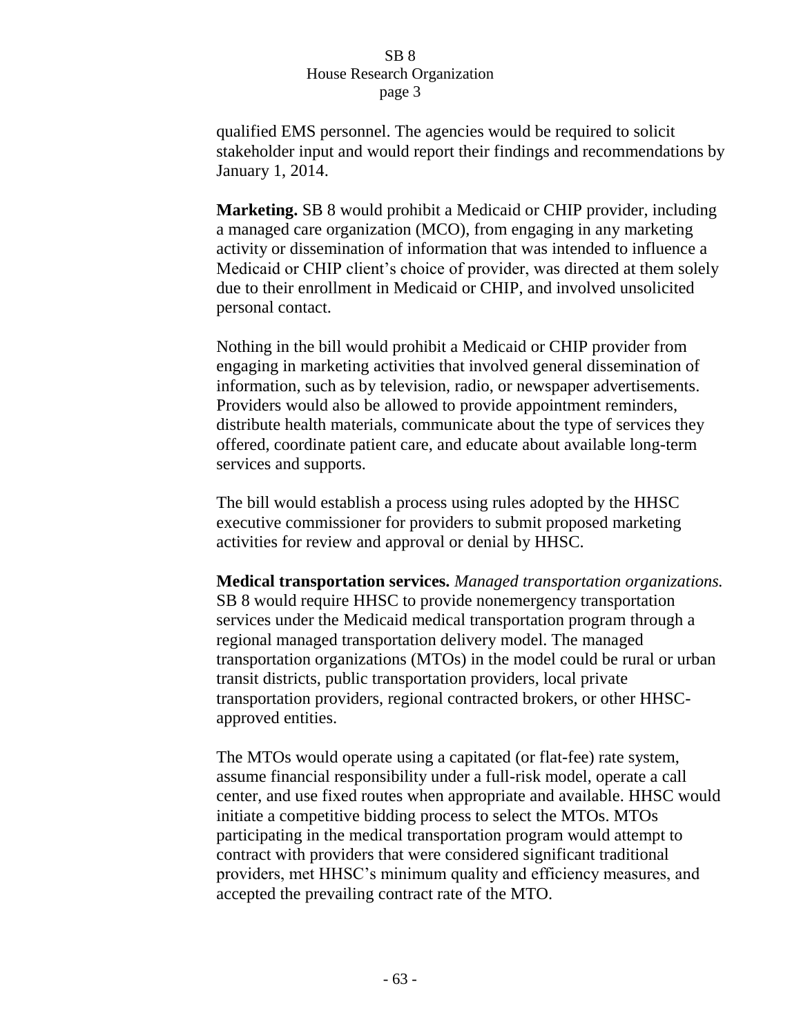qualified EMS personnel. The agencies would be required to solicit stakeholder input and would report their findings and recommendations by January 1, 2014.

**Marketing.** SB 8 would prohibit a Medicaid or CHIP provider, including a managed care organization (MCO), from engaging in any marketing activity or dissemination of information that was intended to influence a Medicaid or CHIP client's choice of provider, was directed at them solely due to their enrollment in Medicaid or CHIP, and involved unsolicited personal contact.

Nothing in the bill would prohibit a Medicaid or CHIP provider from engaging in marketing activities that involved general dissemination of information, such as by television, radio, or newspaper advertisements. Providers would also be allowed to provide appointment reminders, distribute health materials, communicate about the type of services they offered, coordinate patient care, and educate about available long-term services and supports.

The bill would establish a process using rules adopted by the HHSC executive commissioner for providers to submit proposed marketing activities for review and approval or denial by HHSC.

**Medical transportation services.** *Managed transportation organizations.* SB 8 would require HHSC to provide nonemergency transportation services under the Medicaid medical transportation program through a regional managed transportation delivery model. The managed transportation organizations (MTOs) in the model could be rural or urban transit districts, public transportation providers, local private transportation providers, regional contracted brokers, or other HHSC-approved entities.

The MTOs would operate using a capitated (or flat-fee) rate system, assume financial responsibility under a full-risk model, operate a call center, and use fixed routes when appropriate and available. HHSC would initiate a competitive bidding process to select the MTOs. MTOs participating in the medical transportation program would attempt to contract with providers that were considered significant traditional providers, met HHSC's minimum quality and efficiency measures, and accepted the prevailing contract rate of the MTO.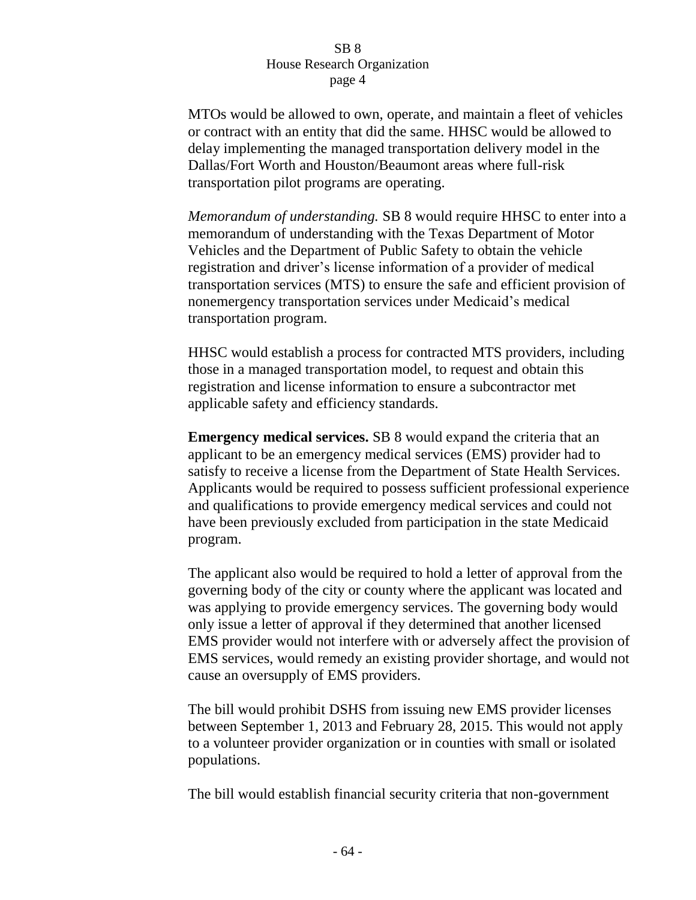MTOs would be allowed to own, operate, and maintain a fleet of vehicles or contract with an entity that did the same. HHSC would be allowed to delay implementing the managed transportation delivery model in the Dallas/Fort Worth and Houston/Beaumont areas where full-risk transportation pilot programs are operating.

*Memorandum of understanding.* SB 8 would require HHSC to enter into a memorandum of understanding with the Texas Department of Motor Vehicles and the Department of Public Safety to obtain the vehicle registration and driver's license information of a provider of medical transportation services (MTS) to ensure the safe and efficient provision of nonemergency transportation services under Medicaid's medical transportation program.

HHSC would establish a process for contracted MTS providers, including those in a managed transportation model, to request and obtain this registration and license information to ensure a subcontractor met applicable safety and efficiency standards.

**Emergency medical services.** SB 8 would expand the criteria that an applicant to be an emergency medical services (EMS) provider had to satisfy to receive a license from the Department of State Health Services. Applicants would be required to possess sufficient professional experience and qualifications to provide emergency medical services and could not have been previously excluded from participation in the state Medicaid program.

The applicant also would be required to hold a letter of approval from the governing body of the city or county where the applicant was located and was applying to provide emergency services. The governing body would only issue a letter of approval if they determined that another licensed EMS provider would not interfere with or adversely affect the provision of EMS services, would remedy an existing provider shortage, and would not cause an oversupply of EMS providers.

The bill would prohibit DSHS from issuing new EMS provider licenses between September 1, 2013 and February 28, 2015. This would not apply to a volunteer provider organization or in counties with small or isolated populations.

The bill would establish financial security criteria that non-government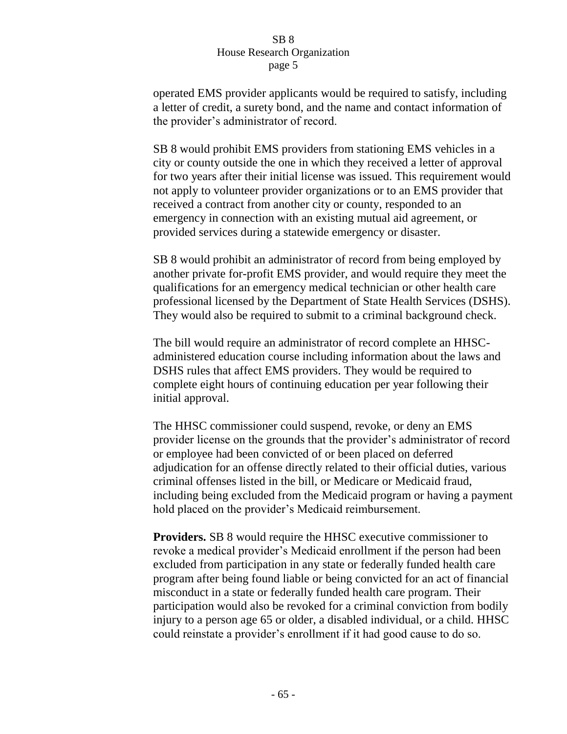operated EMS provider applicants would be required to satisfy, including a letter of credit, a surety bond, and the name and contact information of the provider's administrator of record.

SB 8 would prohibit EMS providers from stationing EMS vehicles in a city or county outside the one in which they received a letter of approval for two years after their initial license was issued. This requirement would not apply to volunteer provider organizations or to an EMS provider that received a contract from another city or county, responded to an emergency in connection with an existing mutual aid agreement, or provided services during a statewide emergency or disaster.

SB 8 would prohibit an administrator of record from being employed by another private for-profit EMS provider, and would require they meet the qualifications for an emergency medical technician or other health care professional licensed by the Department of State Health Services (DSHS). They would also be required to submit to a criminal background check.

The bill would require an administrator of record complete an HHSC-administered education course including information about the laws and DSHS rules that affect EMS providers. They would be required to complete eight hours of continuing education per year following their initial approval.

The HHSC commissioner could suspend, revoke, or deny an EMS provider license on the grounds that the provider's administrator of record or employee had been convicted of or been placed on deferred adjudication for an offense directly related to their official duties, various criminal offenses listed in the bill, or Medicare or Medicaid fraud, including being excluded from the Medicaid program or having a payment hold placed on the provider's Medicaid reimbursement.

**Providers.** SB 8 would require the HHSC executive commissioner to revoke a medical provider's Medicaid enrollment if the person had been excluded from participation in any state or federally funded health care program after being found liable or being convicted for an act of financial misconduct in a state or federally funded health care program. Their participation would also be revoked for a criminal conviction from bodily injury to a person age 65 or older, a disabled individual, or a child. HHSC could reinstate a provider's enrollment if it had good cause to do so.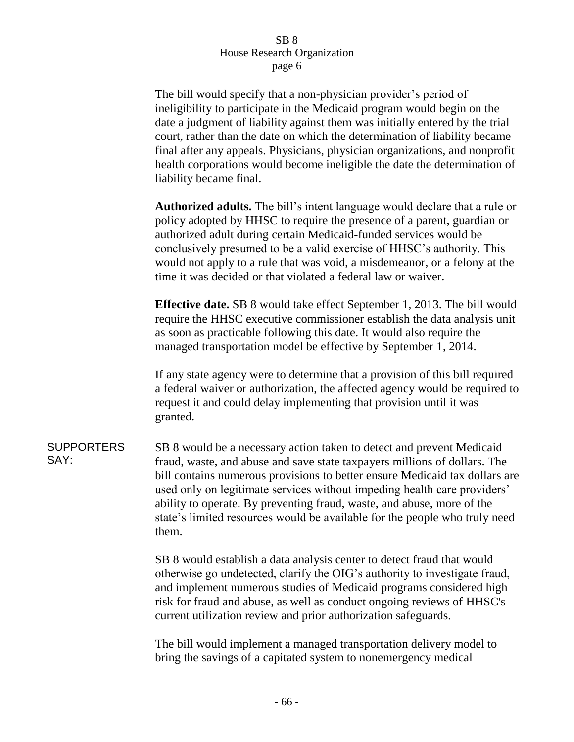The bill would specify that a non-physician provider's period of ineligibility to participate in the Medicaid program would begin on the date a judgment of liability against them was initially entered by the trial court, rather than the date on which the determination of liability became final after any appeals. Physicians, physician organizations, and nonprofit health corporations would become ineligible the date the determination of liability became final.

**Authorized adults.** The bill's intent language would declare that a rule or policy adopted by HHSC to require the presence of a parent, guardian or authorized adult during certain Medicaid-funded services would be conclusively presumed to be a valid exercise of HHSC's authority. This would not apply to a rule that was void, a misdemeanor, or a felony at the time it was decided or that violated a federal law or waiver.

**Effective date.** SB 8 would take effect September 1, 2013. The bill would require the HHSC executive commissioner establish the data analysis unit as soon as practicable following this date. It would also require the managed transportation model be effective by September 1, 2014.

If any state agency were to determine that a provision of this bill required a federal waiver or authorization, the affected agency would be required to request it and could delay implementing that provision until it was granted.

SUPPORTERS SAY:

SB 8 would be a necessary action taken to detect and prevent Medicaid fraud, waste, and abuse and save state taxpayers millions of dollars. The bill contains numerous provisions to better ensure Medicaid tax dollars are used only on legitimate services without impeding health care providers' ability to operate. By preventing fraud, waste, and abuse, more of the state's limited resources would be available for the people who truly need them.

SB 8 would establish a data analysis center to detect fraud that would otherwise go undetected, clarify the OIG's authority to investigate fraud, and implement numerous studies of Medicaid programs considered high risk for fraud and abuse, as well as conduct ongoing reviews of HHSC's current utilization review and prior authorization safeguards.

The bill would implement a managed transportation delivery model to bring the savings of a capitated system to nonemergency medical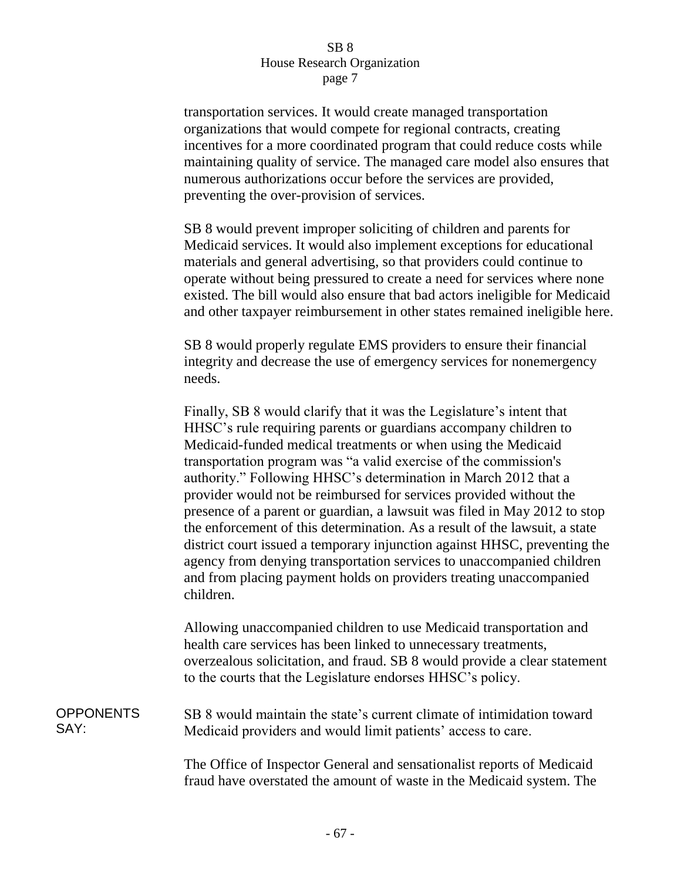transportation services. It would create managed transportation organizations that would compete for regional contracts, creating incentives for a more coordinated program that could reduce costs while maintaining quality of service. The managed care model also ensures that numerous authorizations occur before the services are provided, preventing the over-provision of services.

SB 8 would prevent improper soliciting of children and parents for Medicaid services. It would also implement exceptions for educational materials and general advertising, so that providers could continue to operate without being pressured to create a need for services where none existed. The bill would also ensure that bad actors ineligible for Medicaid and other taxpayer reimbursement in other states remained ineligible here.

SB 8 would properly regulate EMS providers to ensure their financial integrity and decrease the use of emergency services for nonemergency needs.

Finally, SB 8 would clarify that it was the Legislature's intent that HHSC's rule requiring parents or guardians accompany children to Medicaid-funded medical treatments or when using the Medicaid transportation program was "a valid exercise of the commission's authority." Following HHSC's determination in March 2012 that a provider would not be reimbursed for services provided without the presence of a parent or guardian, a lawsuit was filed in May 2012 to stop the enforcement of this determination. As a result of the lawsuit, a state district court issued a temporary injunction against HHSC, preventing the agency from denying transportation services to unaccompanied children and from placing payment holds on providers treating unaccompanied children.

Allowing unaccompanied children to use Medicaid transportation and health care services has been linked to unnecessary treatments, overzealous solicitation, and fraud. SB 8 would provide a clear statement to the courts that the Legislature endorses HHSC's policy.

**OPPONENTS SAY:**

SB 8 would maintain the state's current climate of intimidation toward Medicaid providers and would limit patients' access to care.

The Office of Inspector General and sensationalist reports of Medicaid fraud have overstated the amount of waste in the Medicaid system. The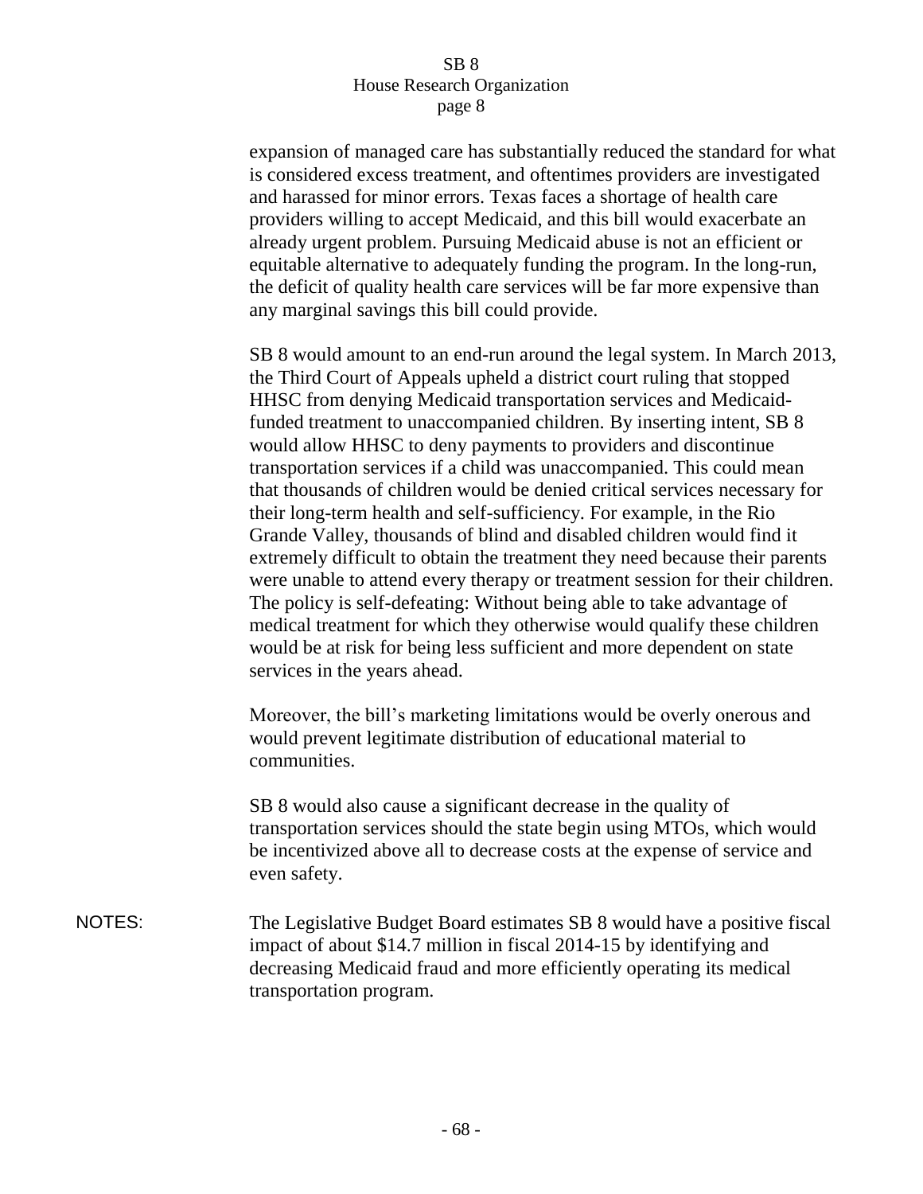expansion of managed care has substantially reduced the standard for what is considered excess treatment, and oftentimes providers are investigated and harassed for minor errors. Texas faces a shortage of health care providers willing to accept Medicaid, and this bill would exacerbate an already urgent problem. Pursuing Medicaid abuse is not an efficient or equitable alternative to adequately funding the program. In the long-run, the deficit of quality health care services will be far more expensive than any marginal savings this bill could provide.

SB 8 would amount to an end-run around the legal system. In March 2013, the Third Court of Appeals upheld a district court ruling that stopped HHSC from denying Medicaid transportation services and Medicaid-funded treatment to unaccompanied children. By inserting intent, SB 8 would allow HHSC to deny payments to providers and discontinue transportation services if a child was unaccompanied. This could mean that thousands of children would be denied critical services necessary for their long-term health and self-sufficiency. For example, in the Rio Grande Valley, thousands of blind and disabled children would find it extremely difficult to obtain the treatment they need because their parents were unable to attend every therapy or treatment session for their children. The policy is self-defeating: Without being able to take advantage of medical treatment for which they otherwise would qualify these children would be at risk for being less sufficient and more dependent on state services in the years ahead.

Moreover, the bill's marketing limitations would be overly onerous and would prevent legitimate distribution of educational material to communities.

SB 8 would also cause a significant decrease in the quality of transportation services should the state begin using MTOs, which would be incentivized above all to decrease costs at the expense of service and even safety.

NOTES: The Legislative Budget Board estimates SB 8 would have a positive fiscal impact of about $14.7 million in fiscal 2014-15 by identifying and decreasing Medicaid fraud and more efficiently operating its medical transportation program.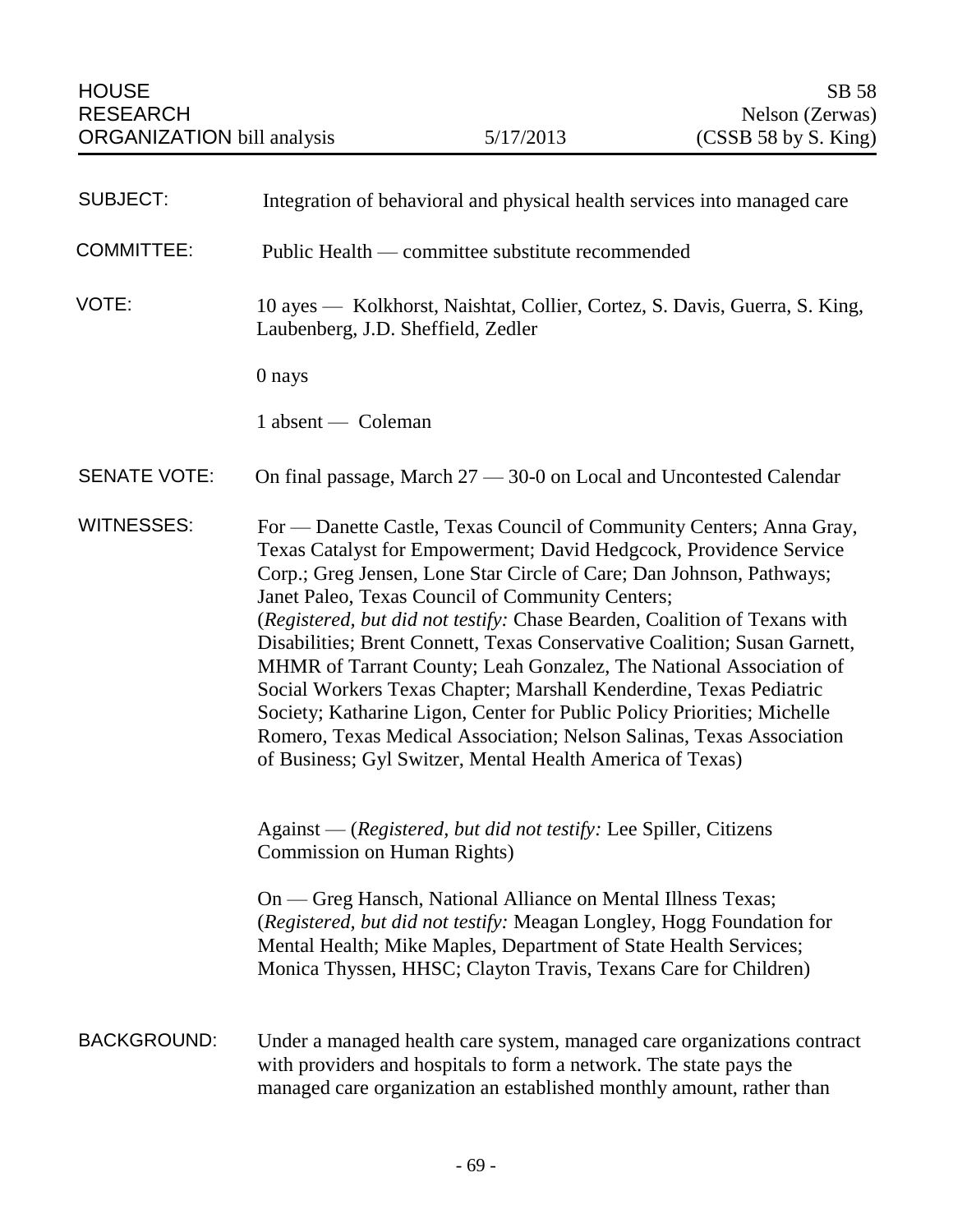| HOUSE RESEARCH ORGANIZATION bill analysis | 5/17/2013 | SB 58 Nelson (Zerwas) (CSSB 58 by S. King) |
| --- | --- | --- |

| | |
| --- | --- |
| SUBJECT: | Integration of behavioral and physical health services into managed care |
| COMMITTEE: | Public Health — committee substitute recommended |
| VOTE: | 10 ayes — Kolkhorst, Naishtat, Collier, Cortez, S. Davis, Guerra, S. King, Laubenberg, J.D. Sheffield, Zedler<br><br>0 nays<br><br>1 absent — Coleman |
| SENATE VOTE: | On final passage, March 27 — 30-0 on Local and Uncontested Calendar |
| WITNESSES: | For — Danette Castle, Texas Council of Community Centers; Anna Gray, Texas Catalyst for Empowerment; David Hedgcock, Providence Service Corp.; Greg Jensen, Lone Star Circle of Care; Dan Johnson, Pathways; Janet Paleo, Texas Council of Community Centers; (*Registered, but did not testify:* Chase Bearden, Coalition of Texans with Disabilities; Brent Connett, Texas Conservative Coalition; Susan Garnett, MHMR of Tarrant County; Leah Gonzalez, The National Association of Social Workers Texas Chapter; Marshall Kenderdine, Texas Pediatric Society; Katharine Ligon, Center for Public Policy Priorities; Michelle Romero, Texas Medical Association; Nelson Salinas, Texas Association of Business; Gyl Switzer, Mental Health America of Texas)<br><br>Against — (*Registered, but did not testify:* Lee Spiller, Citizens Commission on Human Rights)<br><br>On — Greg Hansch, National Alliance on Mental Illness Texas; (*Registered, but did not testify:* Meagan Longley, Hogg Foundation for Mental Health; Mike Maples, Department of State Health Services; Monica Thyssen, HHSC; Clayton Travis, Texans Care for Children) |
| BACKGROUND: | Under a managed health care system, managed care organizations contract with providers and hospitals to form a network. The state pays the managed care organization an established monthly amount, rather than |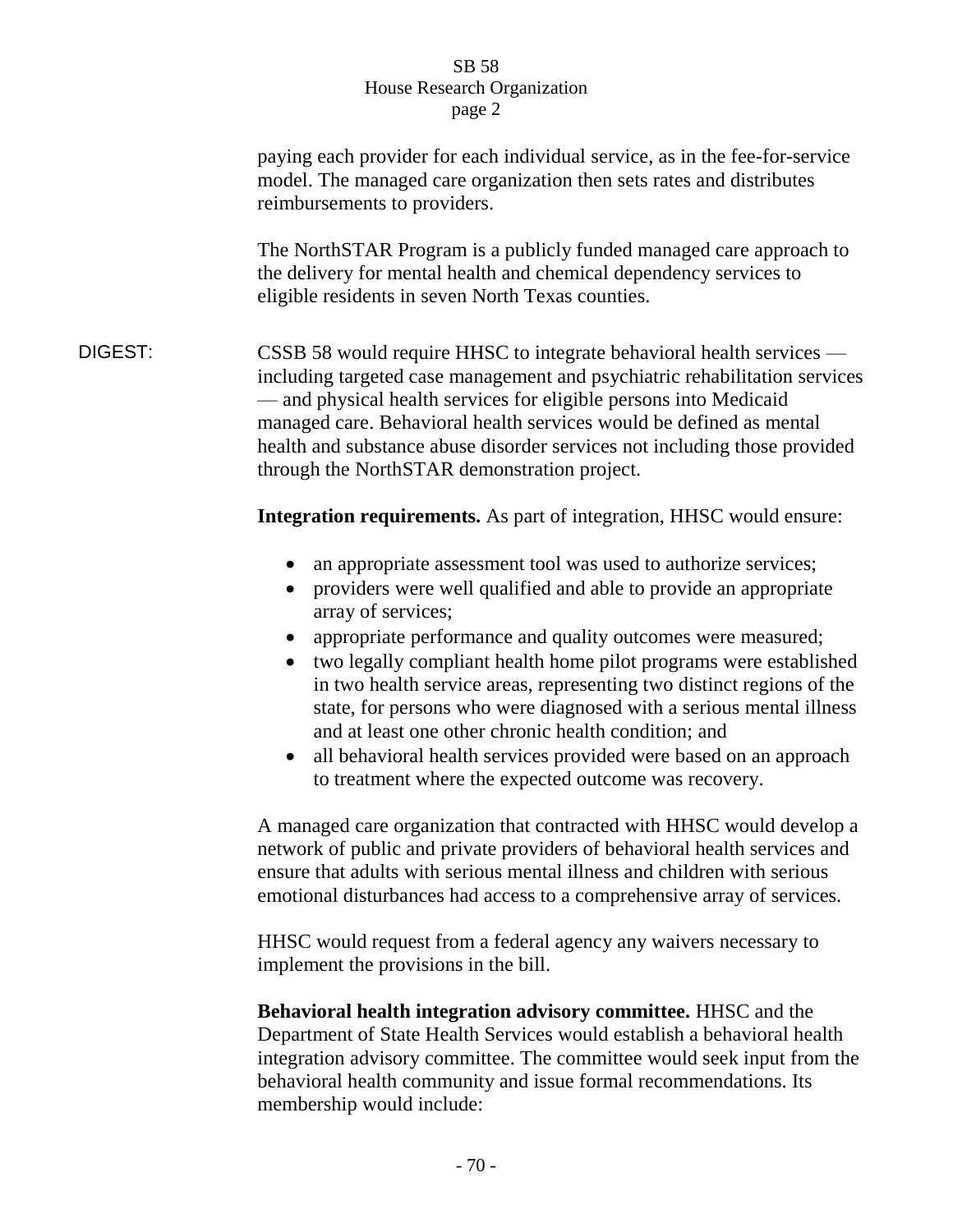paying each provider for each individual service, as in the fee-for-service model. The managed care organization then sets rates and distributes reimbursements to providers.

The NorthSTAR Program is a publicly funded managed care approach to the delivery for mental health and chemical dependency services to eligible residents in seven North Texas counties.

DIGEST: CSSB 58 would require HHSC to integrate behavioral health services — including targeted case management and psychiatric rehabilitation services — and physical health services for eligible persons into Medicaid managed care. Behavioral health services would be defined as mental health and substance abuse disorder services not including those provided through the NorthSTAR demonstration project.

**Integration requirements.** As part of integration, HHSC would ensure:

- an appropriate assessment tool was used to authorize services;
- providers were well qualified and able to provide an appropriate array of services;
- appropriate performance and quality outcomes were measured;
- two legally compliant health home pilot programs were established in two health service areas, representing two distinct regions of the state, for persons who were diagnosed with a serious mental illness and at least one other chronic health condition; and
- all behavioral health services provided were based on an approach to treatment where the expected outcome was recovery.

A managed care organization that contracted with HHSC would develop a network of public and private providers of behavioral health services and ensure that adults with serious mental illness and children with serious emotional disturbances had access to a comprehensive array of services.

HHSC would request from a federal agency any waivers necessary to implement the provisions in the bill.

**Behavioral health integration advisory committee.** HHSC and the Department of State Health Services would establish a behavioral health integration advisory committee. The committee would seek input from the behavioral health community and issue formal recommendations. Its membership would include: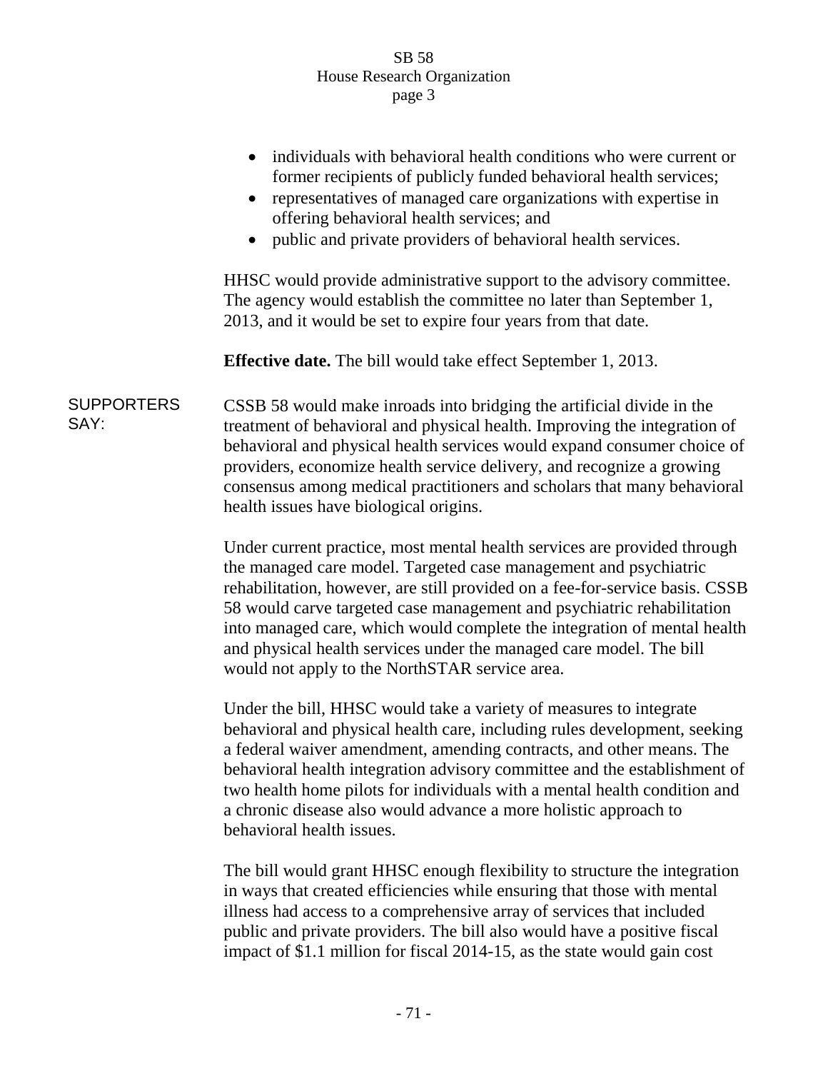- individuals with behavioral health conditions who were current or former recipients of publicly funded behavioral health services;
- representatives of managed care organizations with expertise in offering behavioral health services; and
- public and private providers of behavioral health services.

HHSC would provide administrative support to the advisory committee. The agency would establish the committee no later than September 1, 2013, and it would be set to expire four years from that date.

**Effective date.** The bill would take effect September 1, 2013.

SUPPORTERS SAY:

CSSB 58 would make inroads into bridging the artificial divide in the treatment of behavioral and physical health. Improving the integration of behavioral and physical health services would expand consumer choice of providers, economize health service delivery, and recognize a growing consensus among medical practitioners and scholars that many behavioral health issues have biological origins.

Under current practice, most mental health services are provided through the managed care model. Targeted case management and psychiatric rehabilitation, however, are still provided on a fee-for-service basis. CSSB 58 would carve targeted case management and psychiatric rehabilitation into managed care, which would complete the integration of mental health and physical health services under the managed care model. The bill would not apply to the NorthSTAR service area.

Under the bill, HHSC would take a variety of measures to integrate behavioral and physical health care, including rules development, seeking a federal waiver amendment, amending contracts, and other means. The behavioral health integration advisory committee and the establishment of two health home pilots for individuals with a mental health condition and a chronic disease also would advance a more holistic approach to behavioral health issues.

The bill would grant HHSC enough flexibility to structure the integration in ways that created efficiencies while ensuring that those with mental illness had access to a comprehensive array of services that included public and private providers. The bill also would have a positive fiscal impact of $1.1 million for fiscal 2014-15, as the state would gain cost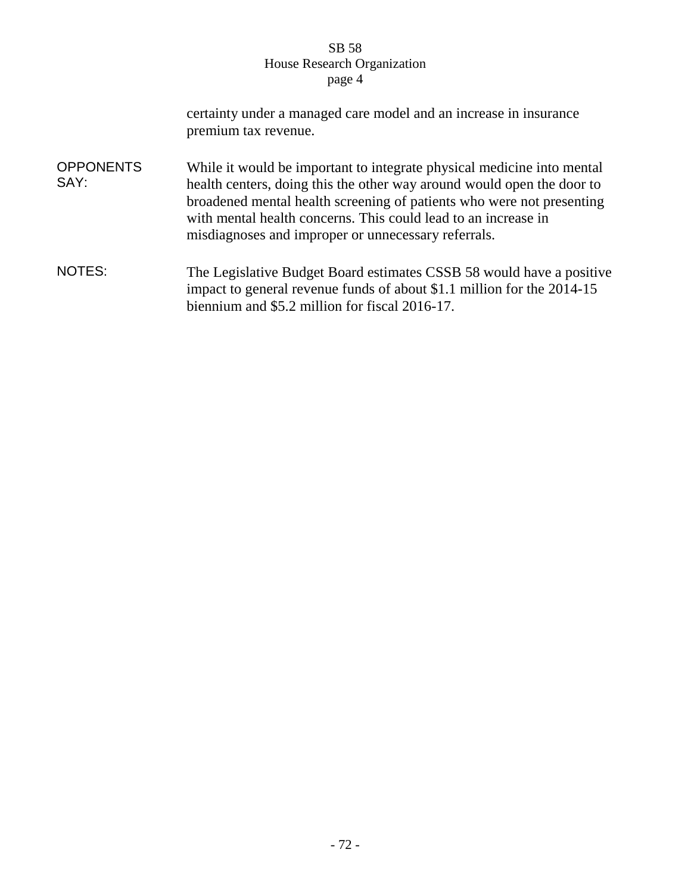certainty under a managed care model and an increase in insurance premium tax revenue.

**OPPONENTS SAY:** While it would be important to integrate physical medicine into mental health centers, doing this the other way around would open the door to broadened mental health screening of patients who were not presenting with mental health concerns. This could lead to an increase in misdiagnoses and improper or unnecessary referrals.

**NOTES:** The Legislative Budget Board estimates CSSB 58 would have a positive impact to general revenue funds of about $1.1 million for the 2014-15 biennium and $5.2 million for fiscal 2016-17.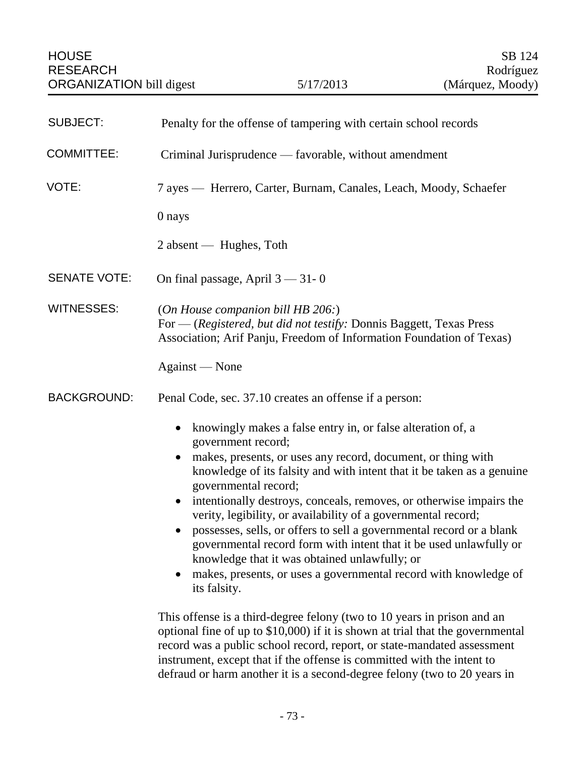HOUSE RESEARCH ORGANIZATION bill digest — 5/17/2013 — SB 124 Rodríguez (Márquez, Moody)

**SUBJECT:** Penalty for the offense of tampering with certain school records

**COMMITTEE:** Criminal Jurisprudence — favorable, without amendment

**VOTE:** 7 ayes — Herrero, Carter, Burnam, Canales, Leach, Moody, Schaefer

0 nays

2 absent — Hughes, Toth

**SENATE VOTE:** On final passage, April 3 — 31- 0

**WITNESSES:** (*On House companion bill HB 206:*)
For — (*Registered, but did not testify:* Donnis Baggett, Texas Press Association; Arif Panju, Freedom of Information Foundation of Texas)

Against — None

**BACKGROUND:** Penal Code, sec. 37.10 creates an offense if a person:

- knowingly makes a false entry in, or false alteration of, a government record;
- makes, presents, or uses any record, document, or thing with knowledge of its falsity and with intent that it be taken as a genuine governmental record;
- intentionally destroys, conceals, removes, or otherwise impairs the verity, legibility, or availability of a governmental record;
- possesses, sells, or offers to sell a governmental record or a blank governmental record form with intent that it be used unlawfully or knowledge that it was obtained unlawfully; or
- makes, presents, or uses a governmental record with knowledge of its falsity.

This offense is a third-degree felony (two to 10 years in prison and an optional fine of up to $10,000) if it is shown at trial that the governmental record was a public school record, report, or state-mandated assessment instrument, except that if the offense is committed with the intent to defraud or harm another it is a second-degree felony (two to 20 years in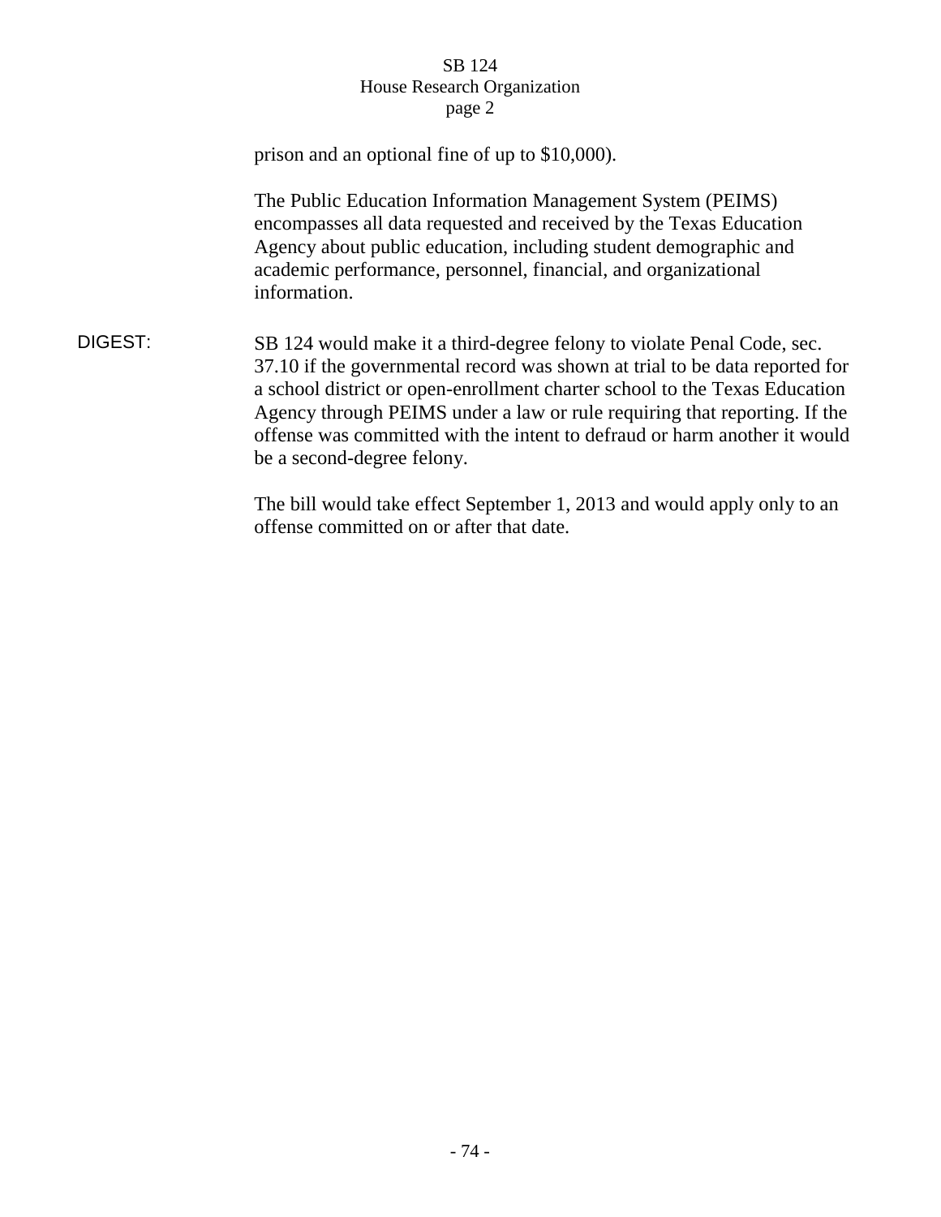prison and an optional fine of up to $10,000).

The Public Education Information Management System (PEIMS) encompasses all data requested and received by the Texas Education Agency about public education, including student demographic and academic performance, personnel, financial, and organizational information.

**DIGEST:** SB 124 would make it a third-degree felony to violate Penal Code, sec. 37.10 if the governmental record was shown at trial to be data reported for a school district or open-enrollment charter school to the Texas Education Agency through PEIMS under a law or rule requiring that reporting. If the offense was committed with the intent to defraud or harm another it would be a second-degree felony.

The bill would take effect September 1, 2013 and would apply only to an offense committed on or after that date.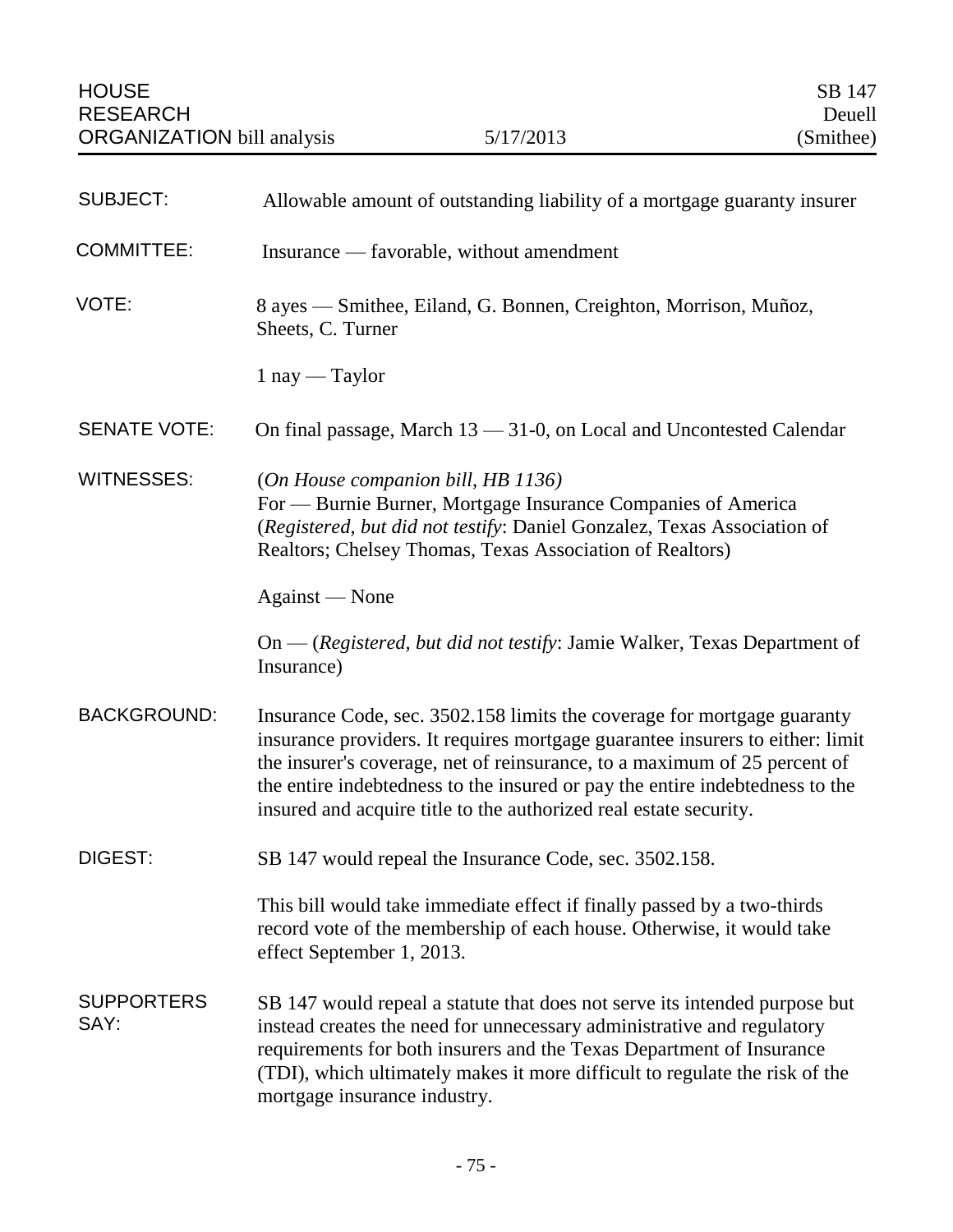| HOUSE RESEARCH ORGANIZATION bill analysis | 5/17/2013 | SB 147 Deuell (Smithee) |
|---|---|---|

| | |
|---|---|
| SUBJECT: | Allowable amount of outstanding liability of a mortgage guaranty insurer |
| COMMITTEE: | Insurance — favorable, without amendment |
| VOTE: | 8 ayes — Smithee, Eiland, G. Bonnen, Creighton, Morrison, Muñoz, Sheets, C. Turner<br><br>1 nay — Taylor |
| SENATE VOTE: | On final passage, March 13 — 31-0, on Local and Uncontested Calendar |
| WITNESSES: | (*On House companion bill, HB 1136)*<br>For — Burnie Burner, Mortgage Insurance Companies of America (*Registered, but did not testify*: Daniel Gonzalez, Texas Association of Realtors; Chelsey Thomas, Texas Association of Realtors)<br><br>Against — None<br><br>On — (*Registered, but did not testify*: Jamie Walker, Texas Department of Insurance) |
| BACKGROUND: | Insurance Code, sec. 3502.158 limits the coverage for mortgage guaranty insurance providers. It requires mortgage guarantee insurers to either: limit the insurer's coverage, net of reinsurance, to a maximum of 25 percent of the entire indebtedness to the insured or pay the entire indebtedness to the insured and acquire title to the authorized real estate security. |
| DIGEST: | SB 147 would repeal the Insurance Code, sec. 3502.158.<br><br>This bill would take immediate effect if finally passed by a two-thirds record vote of the membership of each house. Otherwise, it would take effect September 1, 2013. |
| SUPPORTERS SAY: | SB 147 would repeal a statute that does not serve its intended purpose but instead creates the need for unnecessary administrative and regulatory requirements for both insurers and the Texas Department of Insurance (TDI), which ultimately makes it more difficult to regulate the risk of the mortgage insurance industry. |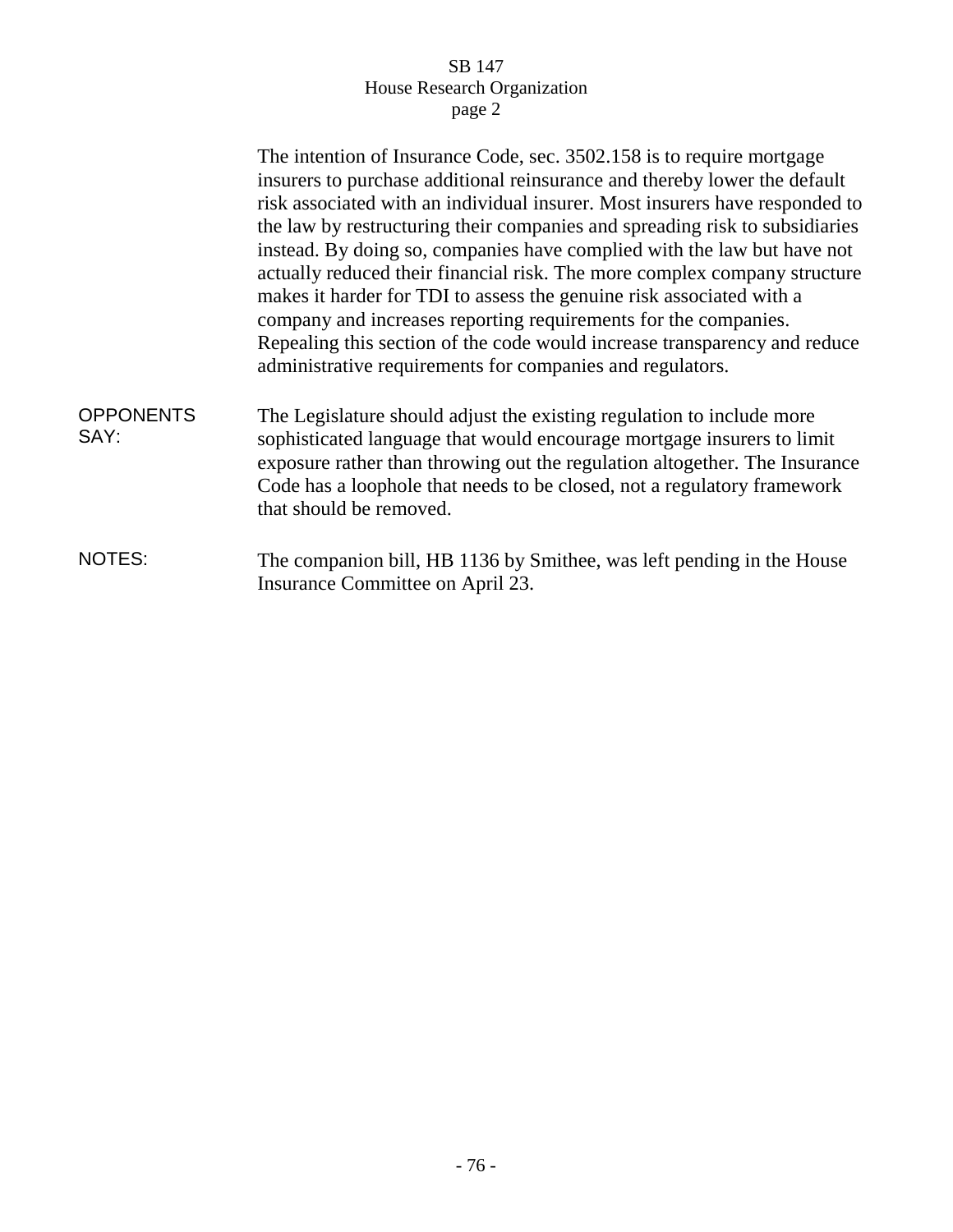The intention of Insurance Code, sec. 3502.158 is to require mortgage insurers to purchase additional reinsurance and thereby lower the default risk associated with an individual insurer. Most insurers have responded to the law by restructuring their companies and spreading risk to subsidiaries instead. By doing so, companies have complied with the law but have not actually reduced their financial risk. The more complex company structure makes it harder for TDI to assess the genuine risk associated with a company and increases reporting requirements for the companies. Repealing this section of the code would increase transparency and reduce administrative requirements for companies and regulators.

**OPPONENTS SAY:** The Legislature should adjust the existing regulation to include more sophisticated language that would encourage mortgage insurers to limit exposure rather than throwing out the regulation altogether. The Insurance Code has a loophole that needs to be closed, not a regulatory framework that should be removed.

**NOTES:** The companion bill, HB 1136 by Smithee, was left pending in the House Insurance Committee on April 23.